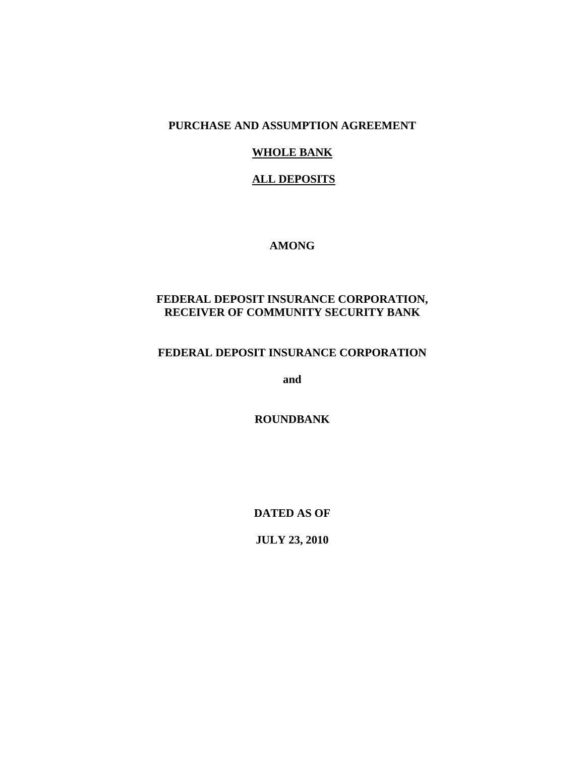**PURCHASE AND ASSUMPTION AGREEMENT**

**WHOLE BANK**

**ALL DEPOSITS**

**AMONG**

**FEDERAL DEPOSIT INSURANCE CORPORATION,
RECEIVER OF COMMUNITY SECURITY BANK**

**FEDERAL DEPOSIT INSURANCE CORPORATION**

**and**

**ROUNDBANK**

**DATED AS OF**

**JULY 23, 2010**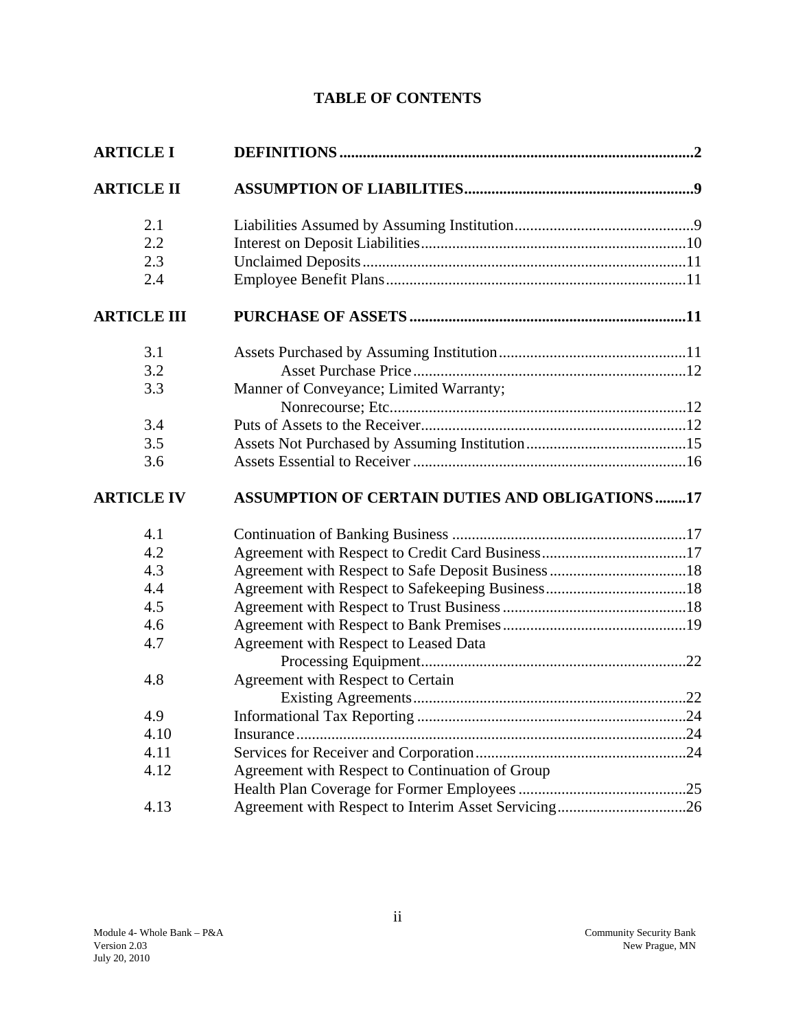## TABLE OF CONTENTS

| | | |
|---|---|---|
| **ARTICLE I** | **DEFINITIONS** | **2** |
| **ARTICLE II** | **ASSUMPTION OF LIABILITIES** | **9** |
| 2.1 | Liabilities Assumed by Assuming Institution | 9 |
| 2.2 | Interest on Deposit Liabilities | 10 |
| 2.3 | Unclaimed Deposits | 11 |
| 2.4 | Employee Benefit Plans | 11 |
| **ARTICLE III** | **PURCHASE OF ASSETS** | **11** |
| 3.1 | Assets Purchased by Assuming Institution | 11 |
| 3.2 | Asset Purchase Price | 12 |
| 3.3 | Manner of Conveyance; Limited Warranty; Nonrecourse; Etc. | 12 |
| 3.4 | Puts of Assets to the Receiver | 12 |
| 3.5 | Assets Not Purchased by Assuming Institution | 15 |
| 3.6 | Assets Essential to Receiver | 16 |
| **ARTICLE IV** | **ASSUMPTION OF CERTAIN DUTIES AND OBLIGATIONS** | **17** |
| 4.1 | Continuation of Banking Business | 17 |
| 4.2 | Agreement with Respect to Credit Card Business | 17 |
| 4.3 | Agreement with Respect to Safe Deposit Business | 18 |
| 4.4 | Agreement with Respect to Safekeeping Business | 18 |
| 4.5 | Agreement with Respect to Trust Business | 18 |
| 4.6 | Agreement with Respect to Bank Premises | 19 |
| 4.7 | Agreement with Respect to Leased Data Processing Equipment | 22 |
| 4.8 | Agreement with Respect to Certain Existing Agreements | 22 |
| 4.9 | Informational Tax Reporting | 24 |
| 4.10 | Insurance | 24 |
| 4.11 | Services for Receiver and Corporation | 24 |
| 4.12 | Agreement with Respect to Continuation of Group Health Plan Coverage for Former Employees | 25 |
| 4.13 | Agreement with Respect to Interim Asset Servicing | 26 |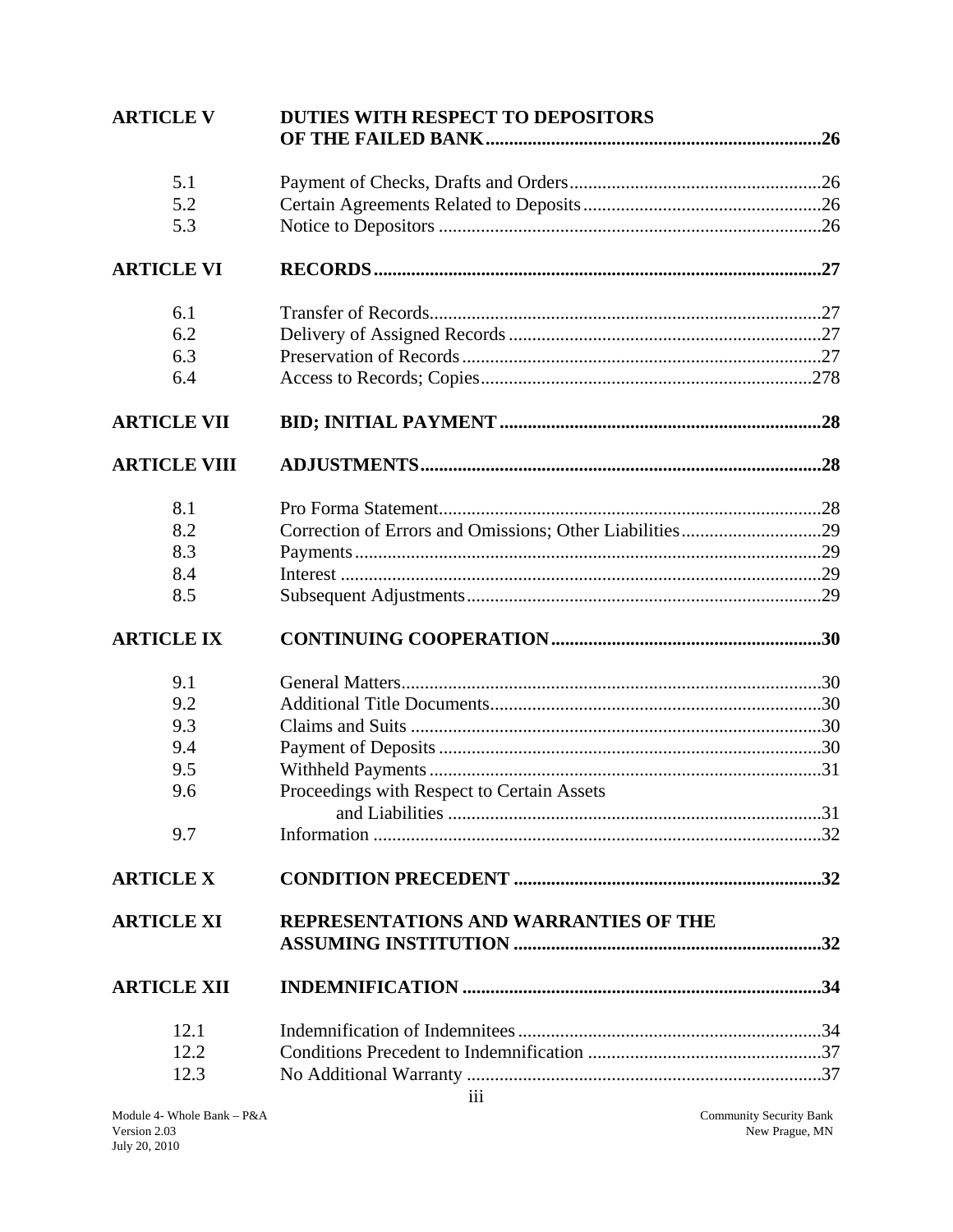| | | |
|---|---|---|
| **ARTICLE V** | **DUTIES WITH RESPECT TO DEPOSITORS OF THE FAILED BANK** | **26** |
| 5.1 | Payment of Checks, Drafts and Orders | 26 |
| 5.2 | Certain Agreements Related to Deposits | 26 |
| 5.3 | Notice to Depositors | 26 |
| **ARTICLE VI** | **RECORDS** | **27** |
| 6.1 | Transfer of Records | 27 |
| 6.2 | Delivery of Assigned Records | 27 |
| 6.3 | Preservation of Records | 27 |
| 6.4 | Access to Records; Copies | 278 |
| **ARTICLE VII** | **BID; INITIAL PAYMENT** | **28** |
| **ARTICLE VIII** | **ADJUSTMENTS** | **28** |
| 8.1 | Pro Forma Statement | 28 |
| 8.2 | Correction of Errors and Omissions; Other Liabilities | 29 |
| 8.3 | Payments | 29 |
| 8.4 | Interest | 29 |
| 8.5 | Subsequent Adjustments | 29 |
| **ARTICLE IX** | **CONTINUING COOPERATION** | **30** |
| 9.1 | General Matters | 30 |
| 9.2 | Additional Title Documents | 30 |
| 9.3 | Claims and Suits | 30 |
| 9.4 | Payment of Deposits | 30 |
| 9.5 | Withheld Payments | 31 |
| 9.6 | Proceedings with Respect to Certain Assets and Liabilities | 31 |
| 9.7 | Information | 32 |
| **ARTICLE X** | **CONDITION PRECEDENT** | **32** |
| **ARTICLE XI** | **REPRESENTATIONS AND WARRANTIES OF THE ASSUMING INSTITUTION** | **32** |
| **ARTICLE XII** | **INDEMNIFICATION** | **34** |
| 12.1 | Indemnification of Indemnitees | 34 |
| 12.2 | Conditions Precedent to Indemnification | 37 |
| 12.3 | No Additional Warranty | 37 |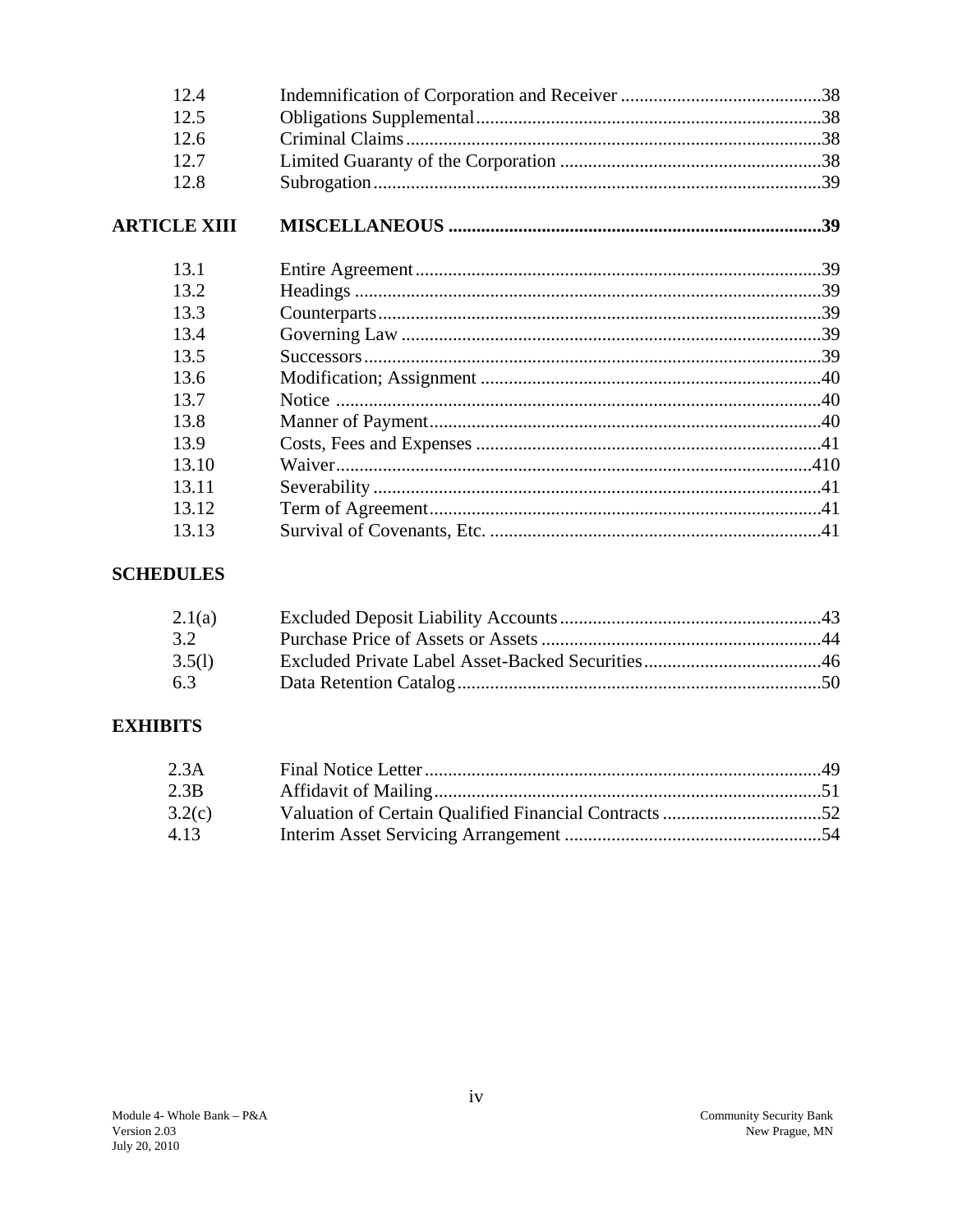| | | |
|---|---|---|
| 12.4 | Indemnification of Corporation and Receiver | 38 |
| 12.5 | Obligations Supplemental | 38 |
| 12.6 | Criminal Claims | 38 |
| 12.7 | Limited Guaranty of the Corporation | 38 |
| 12.8 | Subrogation | 39 |
| **ARTICLE XIII** | **MISCELLANEOUS** | **39** |
| 13.1 | Entire Agreement | 39 |
| 13.2 | Headings | 39 |
| 13.3 | Counterparts | 39 |
| 13.4 | Governing Law | 39 |
| 13.5 | Successors | 39 |
| 13.6 | Modification; Assignment | 40 |
| 13.7 | Notice | 40 |
| 13.8 | Manner of Payment | 40 |
| 13.9 | Costs, Fees and Expenses | 41 |
| 13.10 | Waiver | 410 |
| 13.11 | Severability | 41 |
| 13.12 | Term of Agreement | 41 |
| 13.13 | Survival of Covenants, Etc. | 41 |

**SCHEDULES**

| | | |
|---|---|---|
| 2.1(a) | Excluded Deposit Liability Accounts | 43 |
| 3.2 | Purchase Price of Assets or Assets | 44 |
| 3.5(l) | Excluded Private Label Asset-Backed Securities | 46 |
| 6.3 | Data Retention Catalog | 50 |

**EXHIBITS**

| | | |
|---|---|---|
| 2.3A | Final Notice Letter | 49 |
| 2.3B | Affidavit of Mailing | 51 |
| 3.2(c) | Valuation of Certain Qualified Financial Contracts | 52 |
| 4.13 | Interim Asset Servicing Arrangement | 54 |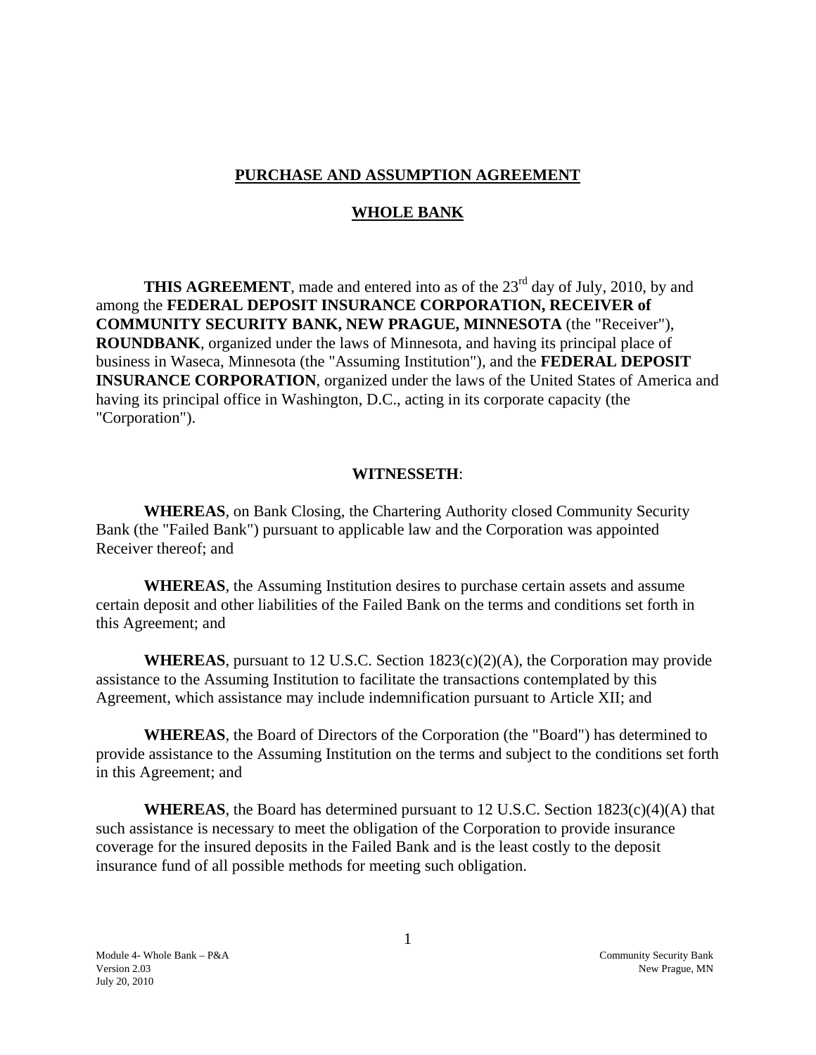# PURCHASE AND ASSUMPTION AGREEMENT

## WHOLE BANK

**THIS AGREEMENT**, made and entered into as of the 23rd day of July, 2010, by and among the **FEDERAL DEPOSIT INSURANCE CORPORATION, RECEIVER of COMMUNITY SECURITY BANK, NEW PRAGUE, MINNESOTA** (the "Receiver"), **ROUNDBANK**, organized under the laws of Minnesota, and having its principal place of business in Waseca, Minnesota (the "Assuming Institution"), and the **FEDERAL DEPOSIT INSURANCE CORPORATION**, organized under the laws of the United States of America and having its principal office in Washington, D.C., acting in its corporate capacity (the "Corporation").

**WITNESSETH**:

**WHEREAS**, on Bank Closing, the Chartering Authority closed Community Security Bank (the "Failed Bank") pursuant to applicable law and the Corporation was appointed Receiver thereof; and

**WHEREAS**, the Assuming Institution desires to purchase certain assets and assume certain deposit and other liabilities of the Failed Bank on the terms and conditions set forth in this Agreement; and

**WHEREAS**, pursuant to 12 U.S.C. Section 1823(c)(2)(A), the Corporation may provide assistance to the Assuming Institution to facilitate the transactions contemplated by this Agreement, which assistance may include indemnification pursuant to Article XII; and

**WHEREAS**, the Board of Directors of the Corporation (the "Board") has determined to provide assistance to the Assuming Institution on the terms and subject to the conditions set forth in this Agreement; and

**WHEREAS**, the Board has determined pursuant to 12 U.S.C. Section 1823(c)(4)(A) that such assistance is necessary to meet the obligation of the Corporation to provide insurance coverage for the insured deposits in the Failed Bank and is the least costly to the deposit insurance fund of all possible methods for meeting such obligation.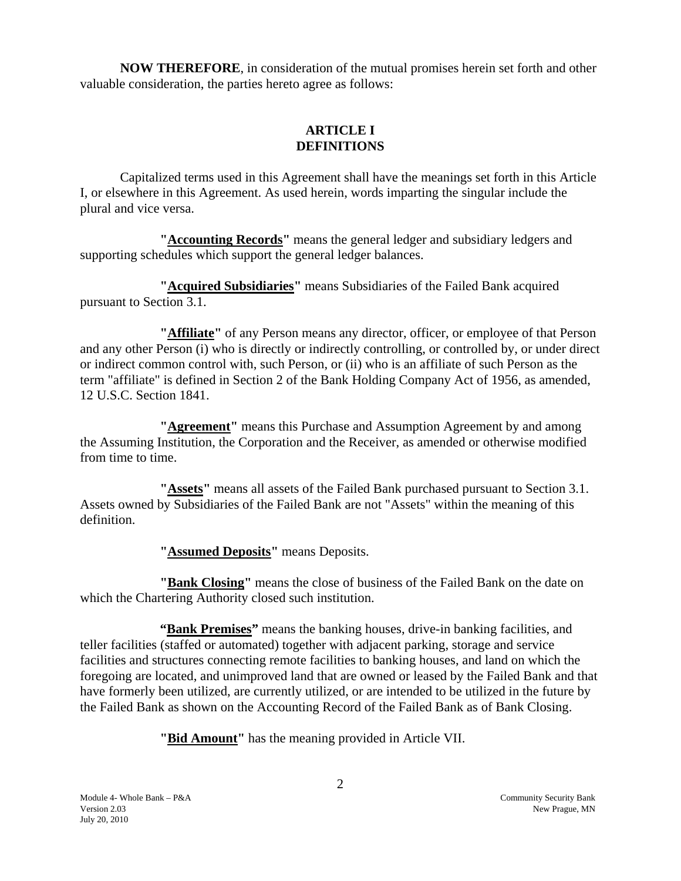**NOW THEREFORE**, in consideration of the mutual promises herein set forth and other valuable consideration, the parties hereto agree as follows:

## ARTICLE I
## DEFINITIONS

Capitalized terms used in this Agreement shall have the meanings set forth in this Article I, or elsewhere in this Agreement. As used herein, words imparting the singular include the plural and vice versa.

**"Accounting Records"** means the general ledger and subsidiary ledgers and supporting schedules which support the general ledger balances.

**"Acquired Subsidiaries"** means Subsidiaries of the Failed Bank acquired pursuant to Section 3.1.

**"Affiliate"** of any Person means any director, officer, or employee of that Person and any other Person (i) who is directly or indirectly controlling, or controlled by, or under direct or indirect common control with, such Person, or (ii) who is an affiliate of such Person as the term "affiliate" is defined in Section 2 of the Bank Holding Company Act of 1956, as amended, 12 U.S.C. Section 1841.

**"Agreement"** means this Purchase and Assumption Agreement by and among the Assuming Institution, the Corporation and the Receiver, as amended or otherwise modified from time to time.

**"Assets"** means all assets of the Failed Bank purchased pursuant to Section 3.1. Assets owned by Subsidiaries of the Failed Bank are not "Assets" within the meaning of this definition.

**"Assumed Deposits"** means Deposits.

**"Bank Closing"** means the close of business of the Failed Bank on the date on which the Chartering Authority closed such institution.

**"Bank Premises"** means the banking houses, drive-in banking facilities, and teller facilities (staffed or automated) together with adjacent parking, storage and service facilities and structures connecting remote facilities to banking houses, and land on which the foregoing are located, and unimproved land that are owned or leased by the Failed Bank and that have formerly been utilized, are currently utilized, or are intended to be utilized in the future by the Failed Bank as shown on the Accounting Record of the Failed Bank as of Bank Closing.

**"Bid Amount"** has the meaning provided in Article VII.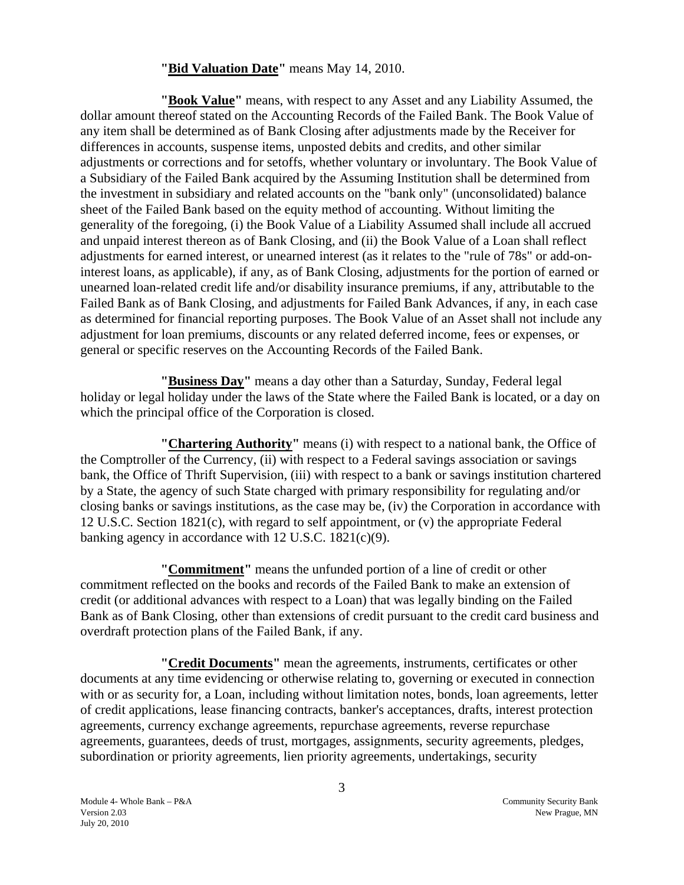"**Bid Valuation Date**" means May 14, 2010.

"**Book Value**" means, with respect to any Asset and any Liability Assumed, the dollar amount thereof stated on the Accounting Records of the Failed Bank. The Book Value of any item shall be determined as of Bank Closing after adjustments made by the Receiver for differences in accounts, suspense items, unposted debits and credits, and other similar adjustments or corrections and for setoffs, whether voluntary or involuntary. The Book Value of a Subsidiary of the Failed Bank acquired by the Assuming Institution shall be determined from the investment in subsidiary and related accounts on the "bank only" (unconsolidated) balance sheet of the Failed Bank based on the equity method of accounting. Without limiting the generality of the foregoing, (i) the Book Value of a Liability Assumed shall include all accrued and unpaid interest thereon as of Bank Closing, and (ii) the Book Value of a Loan shall reflect adjustments for earned interest, or unearned interest (as it relates to the "rule of 78s" or add-on-interest loans, as applicable), if any, as of Bank Closing, adjustments for the portion of earned or unearned loan-related credit life and/or disability insurance premiums, if any, attributable to the Failed Bank as of Bank Closing, and adjustments for Failed Bank Advances, if any, in each case as determined for financial reporting purposes. The Book Value of an Asset shall not include any adjustment for loan premiums, discounts or any related deferred income, fees or expenses, or general or specific reserves on the Accounting Records of the Failed Bank.

"**Business Day**" means a day other than a Saturday, Sunday, Federal legal holiday or legal holiday under the laws of the State where the Failed Bank is located, or a day on which the principal office of the Corporation is closed.

"**Chartering Authority**" means (i) with respect to a national bank, the Office of the Comptroller of the Currency, (ii) with respect to a Federal savings association or savings bank, the Office of Thrift Supervision, (iii) with respect to a bank or savings institution chartered by a State, the agency of such State charged with primary responsibility for regulating and/or closing banks or savings institutions, as the case may be, (iv) the Corporation in accordance with 12 U.S.C. Section 1821(c), with regard to self appointment, or (v) the appropriate Federal banking agency in accordance with 12 U.S.C. 1821(c)(9).

"**Commitment**" means the unfunded portion of a line of credit or other commitment reflected on the books and records of the Failed Bank to make an extension of credit (or additional advances with respect to a Loan) that was legally binding on the Failed Bank as of Bank Closing, other than extensions of credit pursuant to the credit card business and overdraft protection plans of the Failed Bank, if any.

"**Credit Documents**" mean the agreements, instruments, certificates or other documents at any time evidencing or otherwise relating to, governing or executed in connection with or as security for, a Loan, including without limitation notes, bonds, loan agreements, letter of credit applications, lease financing contracts, banker's acceptances, drafts, interest protection agreements, currency exchange agreements, repurchase agreements, reverse repurchase agreements, guarantees, deeds of trust, mortgages, assignments, security agreements, pledges, subordination or priority agreements, lien priority agreements, undertakings, security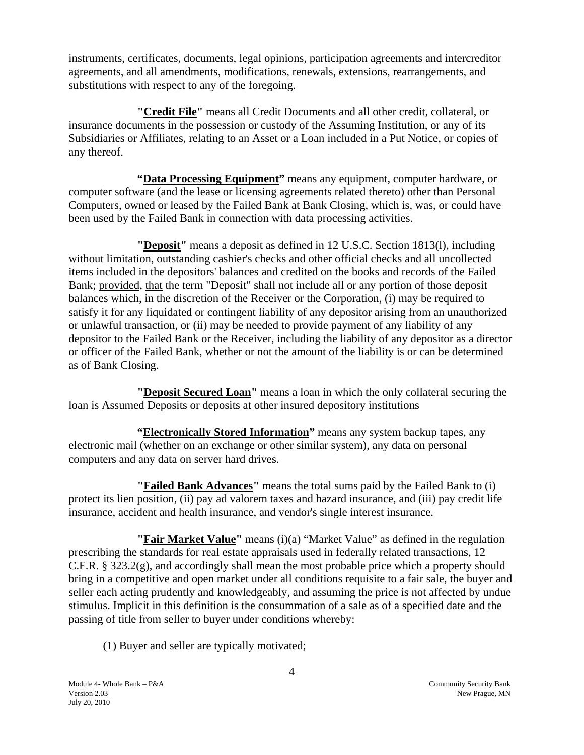instruments, certificates, documents, legal opinions, participation agreements and intercreditor agreements, and all amendments, modifications, renewals, extensions, rearrangements, and substitutions with respect to any of the foregoing.

**"Credit File"** means all Credit Documents and all other credit, collateral, or insurance documents in the possession or custody of the Assuming Institution, or any of its Subsidiaries or Affiliates, relating to an Asset or a Loan included in a Put Notice, or copies of any thereof.

**"Data Processing Equipment"** means any equipment, computer hardware, or computer software (and the lease or licensing agreements related thereto) other than Personal Computers, owned or leased by the Failed Bank at Bank Closing, which is, was, or could have been used by the Failed Bank in connection with data processing activities.

**"Deposit"** means a deposit as defined in 12 U.S.C. Section 1813(l), including without limitation, outstanding cashier's checks and other official checks and all uncollected items included in the depositors' balances and credited on the books and records of the Failed Bank; provided, that the term "Deposit" shall not include all or any portion of those deposit balances which, in the discretion of the Receiver or the Corporation, (i) may be required to satisfy it for any liquidated or contingent liability of any depositor arising from an unauthorized or unlawful transaction, or (ii) may be needed to provide payment of any liability of any depositor to the Failed Bank or the Receiver, including the liability of any depositor as a director or officer of the Failed Bank, whether or not the amount of the liability is or can be determined as of Bank Closing.

**"Deposit Secured Loan"** means a loan in which the only collateral securing the loan is Assumed Deposits or deposits at other insured depository institutions

**"Electronically Stored Information"** means any system backup tapes, any electronic mail (whether on an exchange or other similar system), any data on personal computers and any data on server hard drives.

**"Failed Bank Advances"** means the total sums paid by the Failed Bank to (i) protect its lien position, (ii) pay ad valorem taxes and hazard insurance, and (iii) pay credit life insurance, accident and health insurance, and vendor's single interest insurance.

**"Fair Market Value"** means (i)(a) "Market Value" as defined in the regulation prescribing the standards for real estate appraisals used in federally related transactions, 12 C.F.R. § 323.2(g), and accordingly shall mean the most probable price which a property should bring in a competitive and open market under all conditions requisite to a fair sale, the buyer and seller each acting prudently and knowledgeably, and assuming the price is not affected by undue stimulus. Implicit in this definition is the consummation of a sale as of a specified date and the passing of title from seller to buyer under conditions whereby:

(1) Buyer and seller are typically motivated;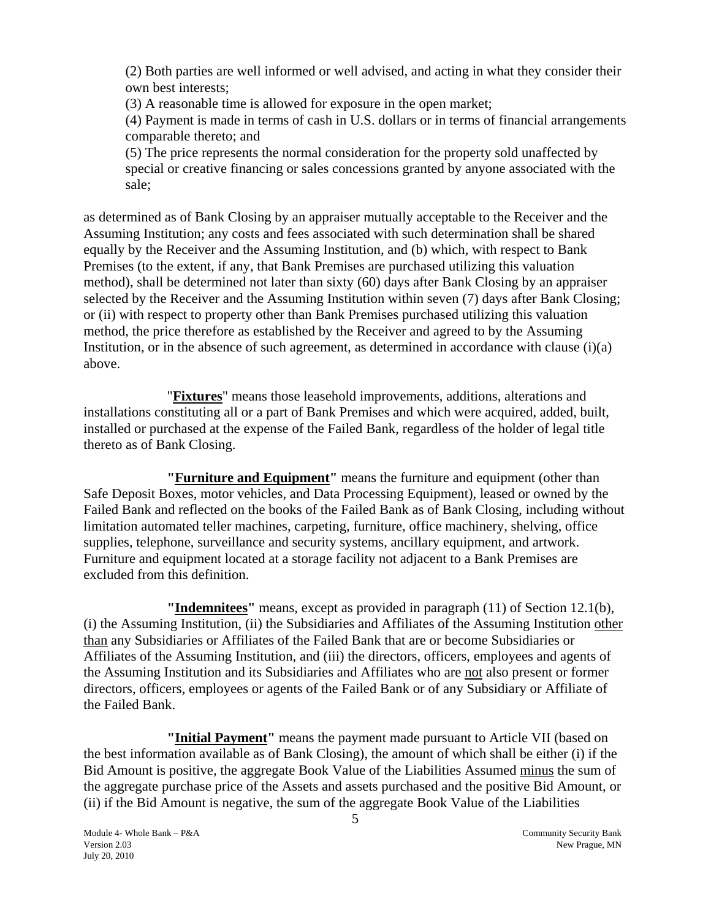(2) Both parties are well informed or well advised, and acting in what they consider their own best interests;

(3) A reasonable time is allowed for exposure in the open market;

(4) Payment is made in terms of cash in U.S. dollars or in terms of financial arrangements comparable thereto; and

(5) The price represents the normal consideration for the property sold unaffected by special or creative financing or sales concessions granted by anyone associated with the sale;

as determined as of Bank Closing by an appraiser mutually acceptable to the Receiver and the Assuming Institution; any costs and fees associated with such determination shall be shared equally by the Receiver and the Assuming Institution, and (b) which, with respect to Bank Premises (to the extent, if any, that Bank Premises are purchased utilizing this valuation method), shall be determined not later than sixty (60) days after Bank Closing by an appraiser selected by the Receiver and the Assuming Institution within seven (7) days after Bank Closing; or (ii) with respect to property other than Bank Premises purchased utilizing this valuation method, the price therefore as established by the Receiver and agreed to by the Assuming Institution, or in the absence of such agreement, as determined in accordance with clause (i)(a) above.

"**Fixtures**" means those leasehold improvements, additions, alterations and installations constituting all or a part of Bank Premises and which were acquired, added, built, installed or purchased at the expense of the Failed Bank, regardless of the holder of legal title thereto as of Bank Closing.

**"Furniture and Equipment"** means the furniture and equipment (other than Safe Deposit Boxes, motor vehicles, and Data Processing Equipment), leased or owned by the Failed Bank and reflected on the books of the Failed Bank as of Bank Closing, including without limitation automated teller machines, carpeting, furniture, office machinery, shelving, office supplies, telephone, surveillance and security systems, ancillary equipment, and artwork. Furniture and equipment located at a storage facility not adjacent to a Bank Premises are excluded from this definition.

**"Indemnitees"** means, except as provided in paragraph (11) of Section 12.1(b), (i) the Assuming Institution, (ii) the Subsidiaries and Affiliates of the Assuming Institution other than any Subsidiaries or Affiliates of the Failed Bank that are or become Subsidiaries or Affiliates of the Assuming Institution, and (iii) the directors, officers, employees and agents of the Assuming Institution and its Subsidiaries and Affiliates who are not also present or former directors, officers, employees or agents of the Failed Bank or of any Subsidiary or Affiliate of the Failed Bank.

**"Initial Payment"** means the payment made pursuant to Article VII (based on the best information available as of Bank Closing), the amount of which shall be either (i) if the Bid Amount is positive, the aggregate Book Value of the Liabilities Assumed minus the sum of the aggregate purchase price of the Assets and assets purchased and the positive Bid Amount, or (ii) if the Bid Amount is negative, the sum of the aggregate Book Value of the Liabilities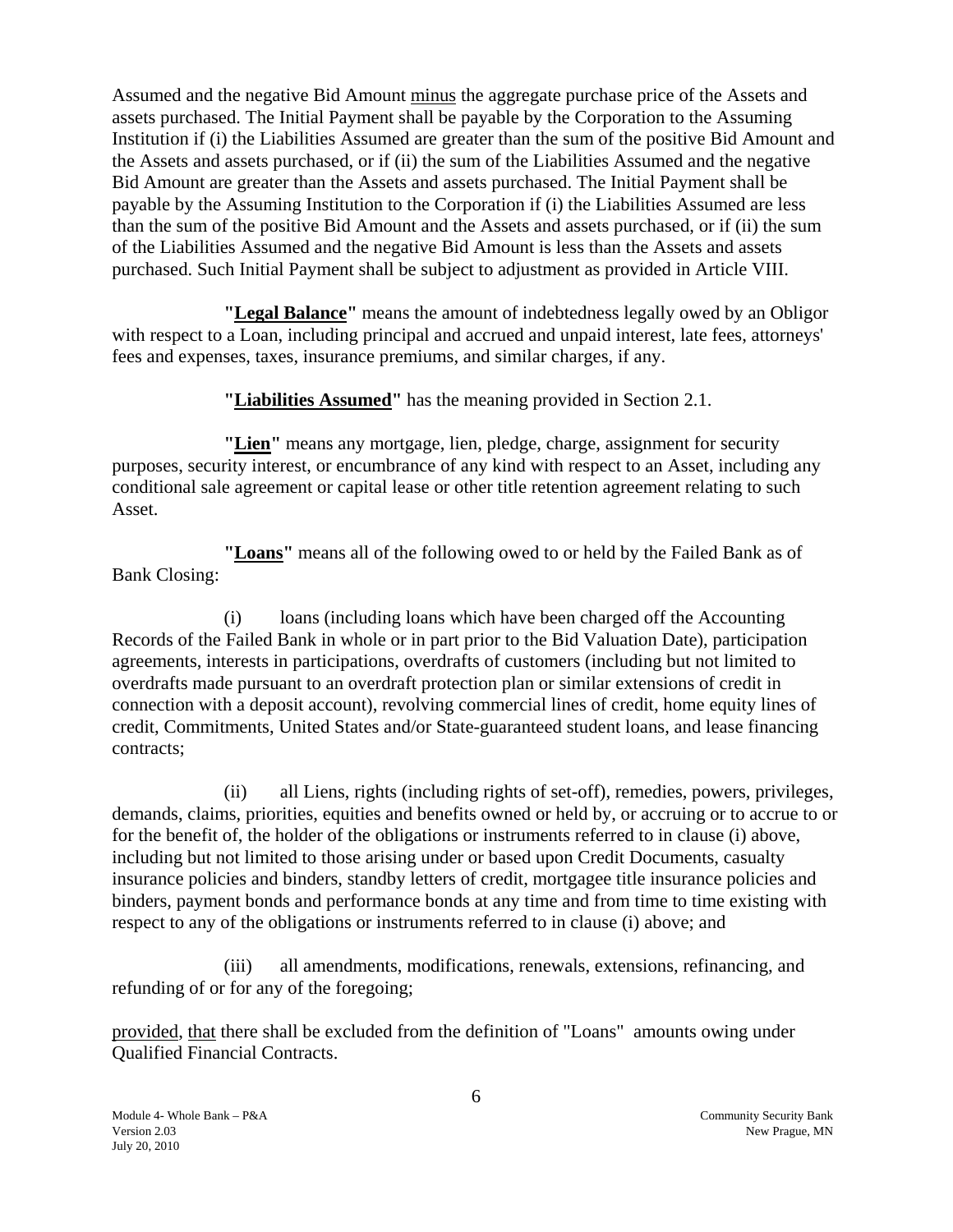Assumed and the negative Bid Amount minus the aggregate purchase price of the Assets and assets purchased. The Initial Payment shall be payable by the Corporation to the Assuming Institution if (i) the Liabilities Assumed are greater than the sum of the positive Bid Amount and the Assets and assets purchased, or if (ii) the sum of the Liabilities Assumed and the negative Bid Amount are greater than the Assets and assets purchased. The Initial Payment shall be payable by the Assuming Institution to the Corporation if (i) the Liabilities Assumed are less than the sum of the positive Bid Amount and the Assets and assets purchased, or if (ii) the sum of the Liabilities Assumed and the negative Bid Amount is less than the Assets and assets purchased. Such Initial Payment shall be subject to adjustment as provided in Article VIII.

**"Legal Balance"** means the amount of indebtedness legally owed by an Obligor with respect to a Loan, including principal and accrued and unpaid interest, late fees, attorneys' fees and expenses, taxes, insurance premiums, and similar charges, if any.

**"Liabilities Assumed"** has the meaning provided in Section 2.1.

**"Lien"** means any mortgage, lien, pledge, charge, assignment for security purposes, security interest, or encumbrance of any kind with respect to an Asset, including any conditional sale agreement or capital lease or other title retention agreement relating to such Asset.

**"Loans"** means all of the following owed to or held by the Failed Bank as of Bank Closing:

(i) loans (including loans which have been charged off the Accounting Records of the Failed Bank in whole or in part prior to the Bid Valuation Date), participation agreements, interests in participations, overdrafts of customers (including but not limited to overdrafts made pursuant to an overdraft protection plan or similar extensions of credit in connection with a deposit account), revolving commercial lines of credit, home equity lines of credit, Commitments, United States and/or State-guaranteed student loans, and lease financing contracts;

(ii) all Liens, rights (including rights of set-off), remedies, powers, privileges, demands, claims, priorities, equities and benefits owned or held by, or accruing or to accrue to or for the benefit of, the holder of the obligations or instruments referred to in clause (i) above, including but not limited to those arising under or based upon Credit Documents, casualty insurance policies and binders, standby letters of credit, mortgagee title insurance policies and binders, payment bonds and performance bonds at any time and from time to time existing with respect to any of the obligations or instruments referred to in clause (i) above; and

(iii) all amendments, modifications, renewals, extensions, refinancing, and refunding of or for any of the foregoing;

provided, that there shall be excluded from the definition of "Loans" amounts owing under Qualified Financial Contracts.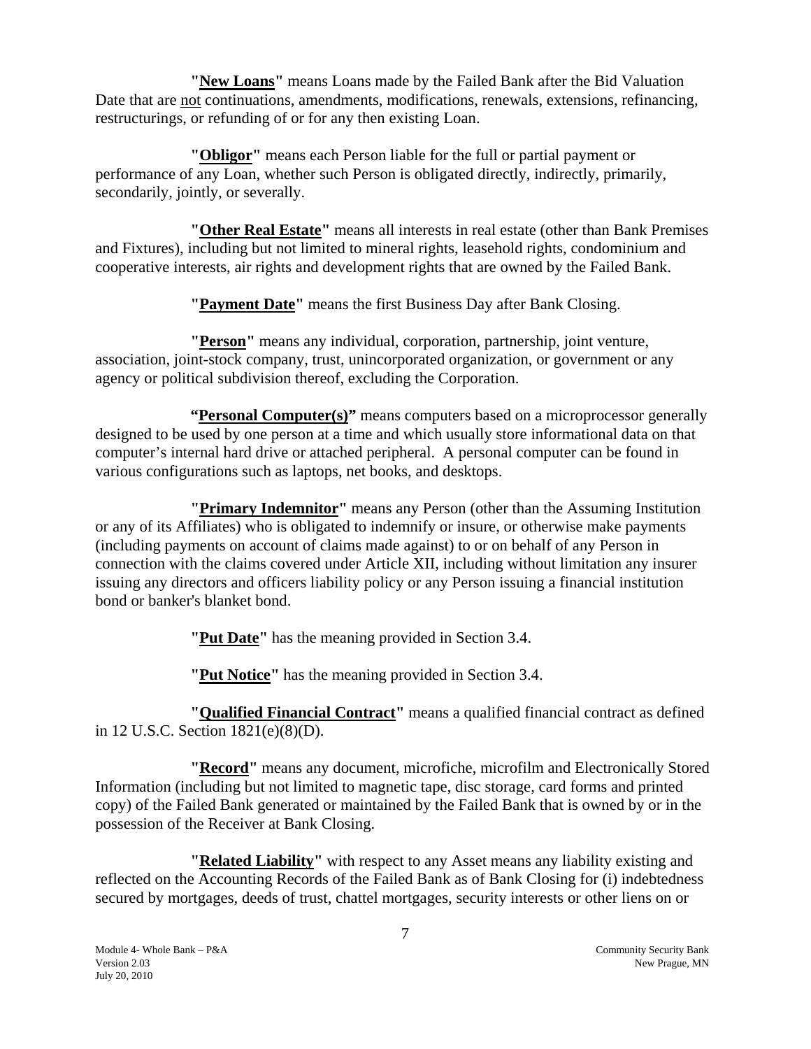**"New Loans"** means Loans made by the Failed Bank after the Bid Valuation Date that are not continuations, amendments, modifications, renewals, extensions, refinancing, restructurings, or refunding of or for any then existing Loan.

**"Obligor"** means each Person liable for the full or partial payment or performance of any Loan, whether such Person is obligated directly, indirectly, primarily, secondarily, jointly, or severally.

**"Other Real Estate"** means all interests in real estate (other than Bank Premises and Fixtures), including but not limited to mineral rights, leasehold rights, condominium and cooperative interests, air rights and development rights that are owned by the Failed Bank.

**"Payment Date"** means the first Business Day after Bank Closing.

**"Person"** means any individual, corporation, partnership, joint venture, association, joint-stock company, trust, unincorporated organization, or government or any agency or political subdivision thereof, excluding the Corporation.

**"Personal Computer(s)"** means computers based on a microprocessor generally designed to be used by one person at a time and which usually store informational data on that computer's internal hard drive or attached peripheral. A personal computer can be found in various configurations such as laptops, net books, and desktops.

**"Primary Indemnitor"** means any Person (other than the Assuming Institution or any of its Affiliates) who is obligated to indemnify or insure, or otherwise make payments (including payments on account of claims made against) to or on behalf of any Person in connection with the claims covered under Article XII, including without limitation any insurer issuing any directors and officers liability policy or any Person issuing a financial institution bond or banker's blanket bond.

**"Put Date"** has the meaning provided in Section 3.4.

**"Put Notice"** has the meaning provided in Section 3.4.

**"Qualified Financial Contract"** means a qualified financial contract as defined in 12 U.S.C. Section 1821(e)(8)(D).

**"Record"** means any document, microfiche, microfilm and Electronically Stored Information (including but not limited to magnetic tape, disc storage, card forms and printed copy) of the Failed Bank generated or maintained by the Failed Bank that is owned by or in the possession of the Receiver at Bank Closing.

**"Related Liability"** with respect to any Asset means any liability existing and reflected on the Accounting Records of the Failed Bank as of Bank Closing for (i) indebtedness secured by mortgages, deeds of trust, chattel mortgages, security interests or other liens on or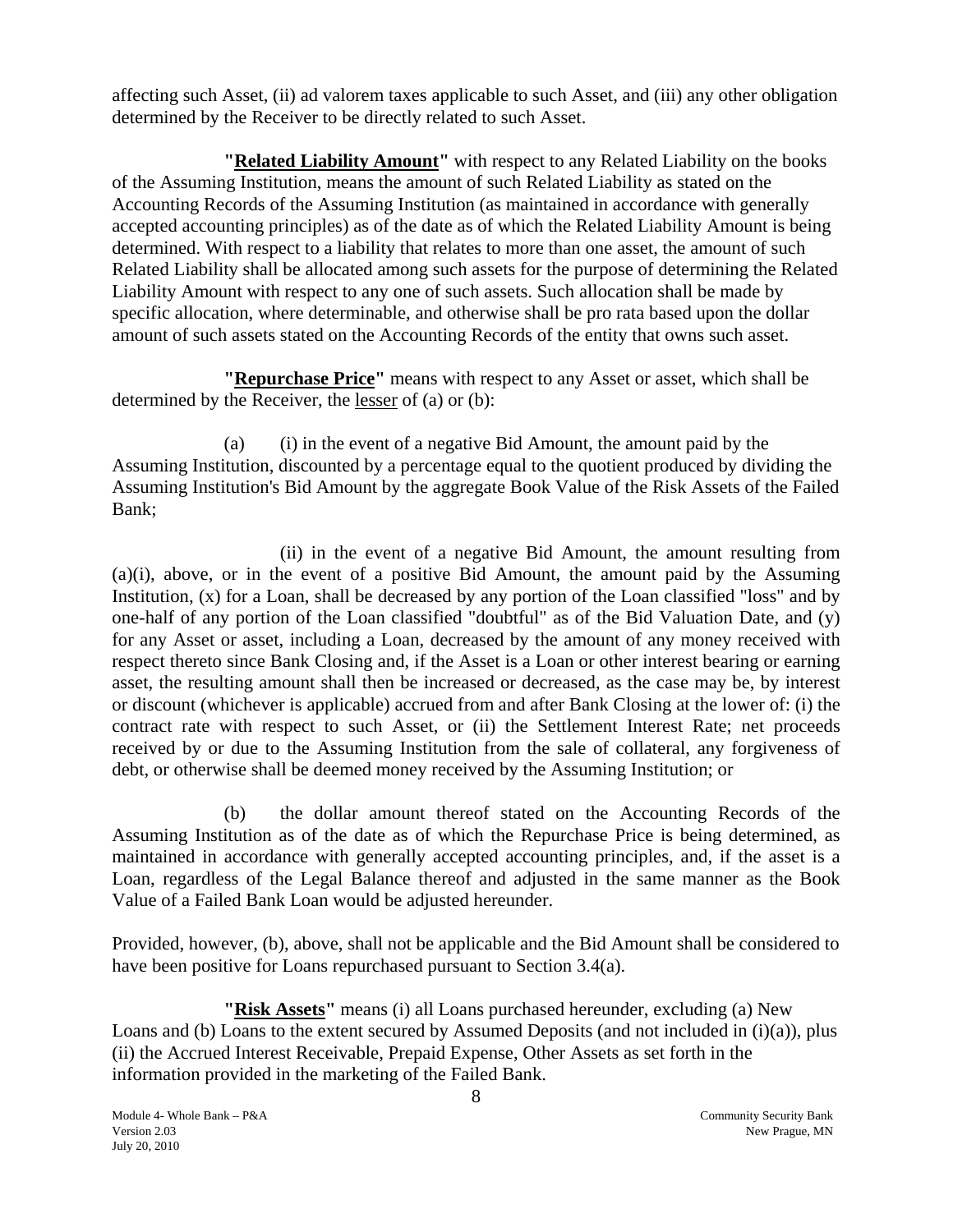affecting such Asset, (ii) ad valorem taxes applicable to such Asset, and (iii) any other obligation determined by the Receiver to be directly related to such Asset.

**"Related Liability Amount"** with respect to any Related Liability on the books of the Assuming Institution, means the amount of such Related Liability as stated on the Accounting Records of the Assuming Institution (as maintained in accordance with generally accepted accounting principles) as of the date as of which the Related Liability Amount is being determined. With respect to a liability that relates to more than one asset, the amount of such Related Liability shall be allocated among such assets for the purpose of determining the Related Liability Amount with respect to any one of such assets. Such allocation shall be made by specific allocation, where determinable, and otherwise shall be pro rata based upon the dollar amount of such assets stated on the Accounting Records of the entity that owns such asset.

**"Repurchase Price"** means with respect to any Asset or asset, which shall be determined by the Receiver, the lesser of (a) or (b):

(a) (i) in the event of a negative Bid Amount, the amount paid by the Assuming Institution, discounted by a percentage equal to the quotient produced by dividing the Assuming Institution's Bid Amount by the aggregate Book Value of the Risk Assets of the Failed Bank;

(ii) in the event of a negative Bid Amount, the amount resulting from (a)(i), above, or in the event of a positive Bid Amount, the amount paid by the Assuming Institution, (x) for a Loan, shall be decreased by any portion of the Loan classified "loss" and by one-half of any portion of the Loan classified "doubtful" as of the Bid Valuation Date, and (y) for any Asset or asset, including a Loan, decreased by the amount of any money received with respect thereto since Bank Closing and, if the Asset is a Loan or other interest bearing or earning asset, the resulting amount shall then be increased or decreased, as the case may be, by interest or discount (whichever is applicable) accrued from and after Bank Closing at the lower of: (i) the contract rate with respect to such Asset, or (ii) the Settlement Interest Rate; net proceeds received by or due to the Assuming Institution from the sale of collateral, any forgiveness of debt, or otherwise shall be deemed money received by the Assuming Institution; or

(b) the dollar amount thereof stated on the Accounting Records of the Assuming Institution as of the date as of which the Repurchase Price is being determined, as maintained in accordance with generally accepted accounting principles, and, if the asset is a Loan, regardless of the Legal Balance thereof and adjusted in the same manner as the Book Value of a Failed Bank Loan would be adjusted hereunder.

Provided, however, (b), above, shall not be applicable and the Bid Amount shall be considered to have been positive for Loans repurchased pursuant to Section 3.4(a).

**"Risk Assets"** means (i) all Loans purchased hereunder, excluding (a) New Loans and (b) Loans to the extent secured by Assumed Deposits (and not included in (i)(a)), plus (ii) the Accrued Interest Receivable, Prepaid Expense, Other Assets as set forth in the information provided in the marketing of the Failed Bank.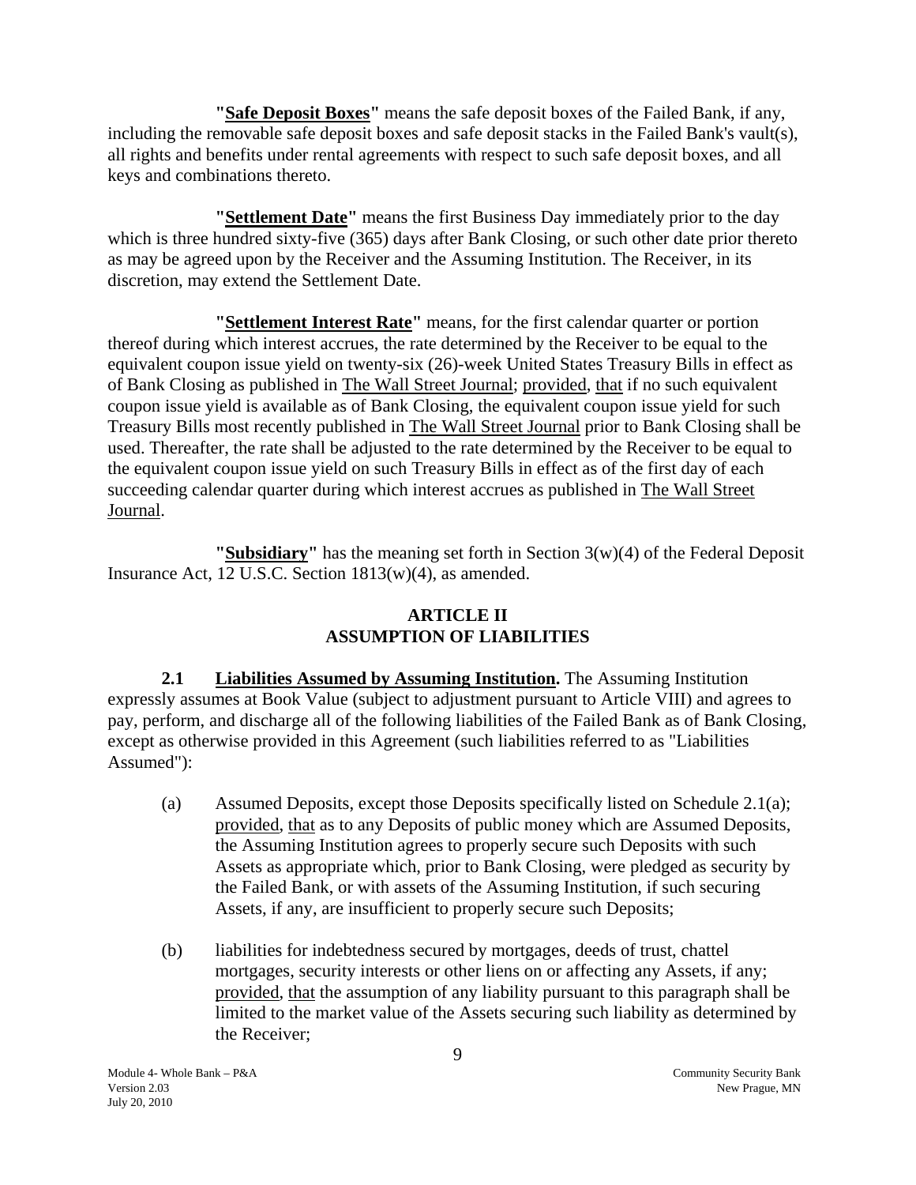**"Safe Deposit Boxes"** means the safe deposit boxes of the Failed Bank, if any, including the removable safe deposit boxes and safe deposit stacks in the Failed Bank's vault(s), all rights and benefits under rental agreements with respect to such safe deposit boxes, and all keys and combinations thereto.

**"Settlement Date"** means the first Business Day immediately prior to the day which is three hundred sixty-five (365) days after Bank Closing, or such other date prior thereto as may be agreed upon by the Receiver and the Assuming Institution. The Receiver, in its discretion, may extend the Settlement Date.

**"Settlement Interest Rate"** means, for the first calendar quarter or portion thereof during which interest accrues, the rate determined by the Receiver to be equal to the equivalent coupon issue yield on twenty-six (26)-week United States Treasury Bills in effect as of Bank Closing as published in The Wall Street Journal; provided, that if no such equivalent coupon issue yield is available as of Bank Closing, the equivalent coupon issue yield for such Treasury Bills most recently published in The Wall Street Journal prior to Bank Closing shall be used. Thereafter, the rate shall be adjusted to the rate determined by the Receiver to be equal to the equivalent coupon issue yield on such Treasury Bills in effect as of the first day of each succeeding calendar quarter during which interest accrues as published in The Wall Street Journal.

**"Subsidiary"** has the meaning set forth in Section 3(w)(4) of the Federal Deposit Insurance Act, 12 U.S.C. Section 1813(w)(4), as amended.

## ARTICLE II
## ASSUMPTION OF LIABILITIES

**2.1 Liabilities Assumed by Assuming Institution.** The Assuming Institution expressly assumes at Book Value (subject to adjustment pursuant to Article VIII) and agrees to pay, perform, and discharge all of the following liabilities of the Failed Bank as of Bank Closing, except as otherwise provided in this Agreement (such liabilities referred to as "Liabilities Assumed"):

(a) Assumed Deposits, except those Deposits specifically listed on Schedule 2.1(a); provided, that as to any Deposits of public money which are Assumed Deposits, the Assuming Institution agrees to properly secure such Deposits with such Assets as appropriate which, prior to Bank Closing, were pledged as security by the Failed Bank, or with assets of the Assuming Institution, if such securing Assets, if any, are insufficient to properly secure such Deposits;

(b) liabilities for indebtedness secured by mortgages, deeds of trust, chattel mortgages, security interests or other liens on or affecting any Assets, if any; provided, that the assumption of any liability pursuant to this paragraph shall be limited to the market value of the Assets securing such liability as determined by the Receiver;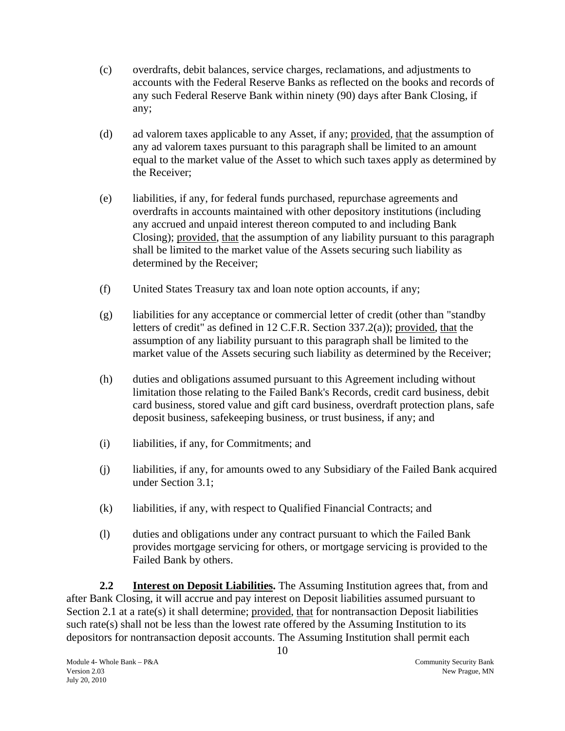(c) overdrafts, debit balances, service charges, reclamations, and adjustments to accounts with the Federal Reserve Banks as reflected on the books and records of any such Federal Reserve Bank within ninety (90) days after Bank Closing, if any;

(d) ad valorem taxes applicable to any Asset, if any; provided, that the assumption of any ad valorem taxes pursuant to this paragraph shall be limited to an amount equal to the market value of the Asset to which such taxes apply as determined by the Receiver;

(e) liabilities, if any, for federal funds purchased, repurchase agreements and overdrafts in accounts maintained with other depository institutions (including any accrued and unpaid interest thereon computed to and including Bank Closing); provided, that the assumption of any liability pursuant to this paragraph shall be limited to the market value of the Assets securing such liability as determined by the Receiver;

(f) United States Treasury tax and loan note option accounts, if any;

(g) liabilities for any acceptance or commercial letter of credit (other than "standby letters of credit" as defined in 12 C.F.R. Section 337.2(a)); provided, that the assumption of any liability pursuant to this paragraph shall be limited to the market value of the Assets securing such liability as determined by the Receiver;

(h) duties and obligations assumed pursuant to this Agreement including without limitation those relating to the Failed Bank's Records, credit card business, debit card business, stored value and gift card business, overdraft protection plans, safe deposit business, safekeeping business, or trust business, if any; and

(i) liabilities, if any, for Commitments; and

(j) liabilities, if any, for amounts owed to any Subsidiary of the Failed Bank acquired under Section 3.1;

(k) liabilities, if any, with respect to Qualified Financial Contracts; and

(l) duties and obligations under any contract pursuant to which the Failed Bank provides mortgage servicing for others, or mortgage servicing is provided to the Failed Bank by others.

**2.2 Interest on Deposit Liabilities.** The Assuming Institution agrees that, from and after Bank Closing, it will accrue and pay interest on Deposit liabilities assumed pursuant to Section 2.1 at a rate(s) it shall determine; provided, that for nontransaction Deposit liabilities such rate(s) shall not be less than the lowest rate offered by the Assuming Institution to its depositors for nontransaction deposit accounts. The Assuming Institution shall permit each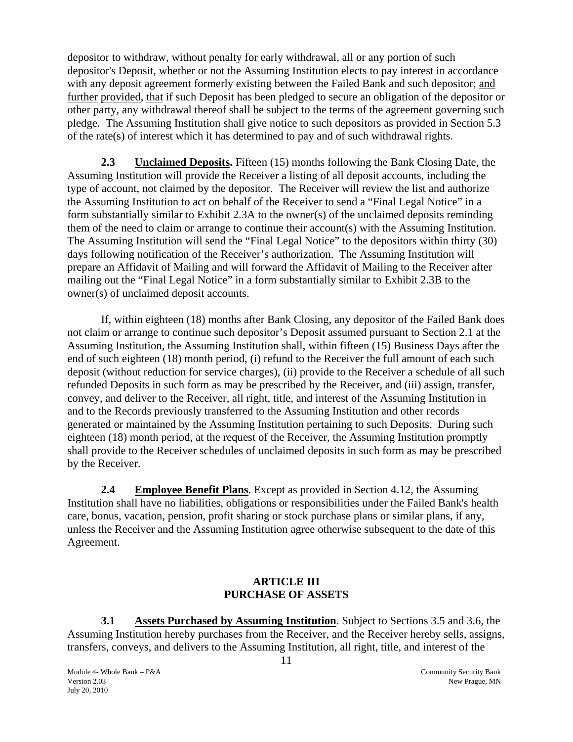depositor to withdraw, without penalty for early withdrawal, all or any portion of such depositor's Deposit, whether or not the Assuming Institution elects to pay interest in accordance with any deposit agreement formerly existing between the Failed Bank and such depositor; and further provided, that if such Deposit has been pledged to secure an obligation of the depositor or other party, any withdrawal thereof shall be subject to the terms of the agreement governing such pledge. The Assuming Institution shall give notice to such depositors as provided in Section 5.3 of the rate(s) of interest which it has determined to pay and of such withdrawal rights.

**2.3 Unclaimed Deposits.** Fifteen (15) months following the Bank Closing Date, the Assuming Institution will provide the Receiver a listing of all deposit accounts, including the type of account, not claimed by the depositor. The Receiver will review the list and authorize the Assuming Institution to act on behalf of the Receiver to send a "Final Legal Notice" in a form substantially similar to Exhibit 2.3A to the owner(s) of the unclaimed deposits reminding them of the need to claim or arrange to continue their account(s) with the Assuming Institution. The Assuming Institution will send the "Final Legal Notice" to the depositors within thirty (30) days following notification of the Receiver's authorization. The Assuming Institution will prepare an Affidavit of Mailing and will forward the Affidavit of Mailing to the Receiver after mailing out the "Final Legal Notice" in a form substantially similar to Exhibit 2.3B to the owner(s) of unclaimed deposit accounts.

If, within eighteen (18) months after Bank Closing, any depositor of the Failed Bank does not claim or arrange to continue such depositor's Deposit assumed pursuant to Section 2.1 at the Assuming Institution, the Assuming Institution shall, within fifteen (15) Business Days after the end of such eighteen (18) month period, (i) refund to the Receiver the full amount of each such deposit (without reduction for service charges), (ii) provide to the Receiver a schedule of all such refunded Deposits in such form as may be prescribed by the Receiver, and (iii) assign, transfer, convey, and deliver to the Receiver, all right, title, and interest of the Assuming Institution in and to the Records previously transferred to the Assuming Institution and other records generated or maintained by the Assuming Institution pertaining to such Deposits. During such eighteen (18) month period, at the request of the Receiver, the Assuming Institution promptly shall provide to the Receiver schedules of unclaimed deposits in such form as may be prescribed by the Receiver.

**2.4 Employee Benefit Plans**. Except as provided in Section 4.12, the Assuming Institution shall have no liabilities, obligations or responsibilities under the Failed Bank's health care, bonus, vacation, pension, profit sharing or stock purchase plans or similar plans, if any, unless the Receiver and the Assuming Institution agree otherwise subsequent to the date of this Agreement.

## ARTICLE III
## PURCHASE OF ASSETS

**3.1 Assets Purchased by Assuming Institution**. Subject to Sections 3.5 and 3.6, the Assuming Institution hereby purchases from the Receiver, and the Receiver hereby sells, assigns, transfers, conveys, and delivers to the Assuming Institution, all right, title, and interest of the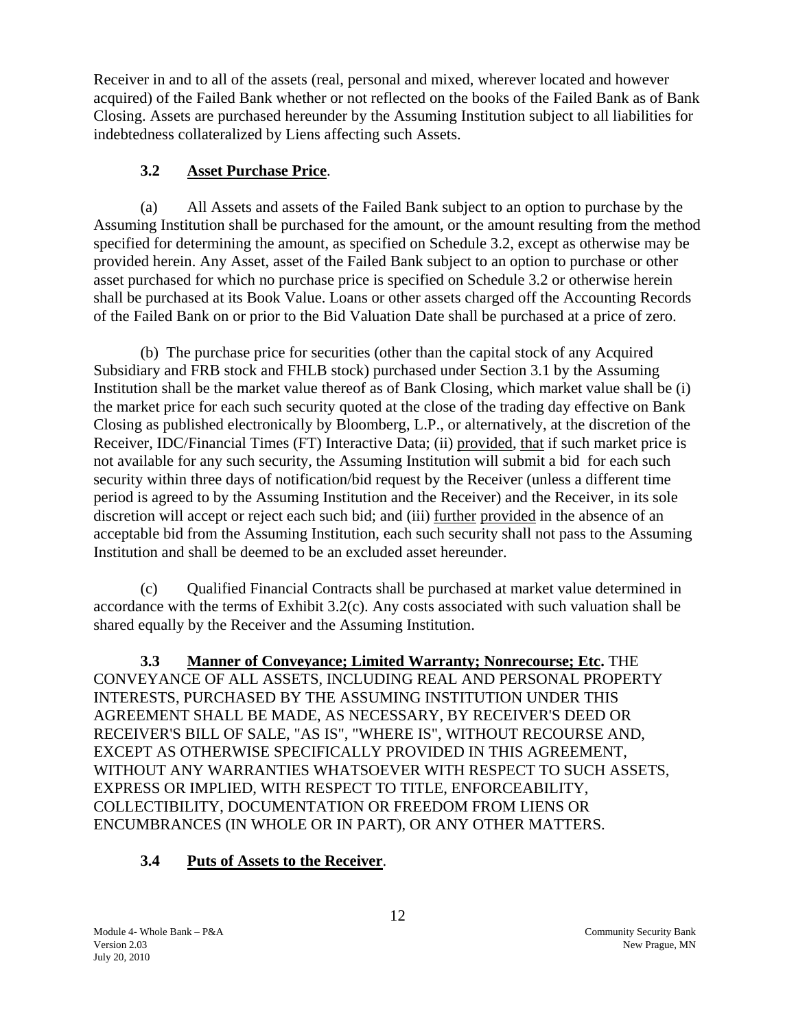Receiver in and to all of the assets (real, personal and mixed, wherever located and however acquired) of the Failed Bank whether or not reflected on the books of the Failed Bank as of Bank Closing. Assets are purchased hereunder by the Assuming Institution subject to all liabilities for indebtedness collateralized by Liens affecting such Assets.

### 3.2 Asset Purchase Price.

(a) All Assets and assets of the Failed Bank subject to an option to purchase by the Assuming Institution shall be purchased for the amount, or the amount resulting from the method specified for determining the amount, as specified on Schedule 3.2, except as otherwise may be provided herein. Any Asset, asset of the Failed Bank subject to an option to purchase or other asset purchased for which no purchase price is specified on Schedule 3.2 or otherwise herein shall be purchased at its Book Value. Loans or other assets charged off the Accounting Records of the Failed Bank on or prior to the Bid Valuation Date shall be purchased at a price of zero.

(b) The purchase price for securities (other than the capital stock of any Acquired Subsidiary and FRB stock and FHLB stock) purchased under Section 3.1 by the Assuming Institution shall be the market value thereof as of Bank Closing, which market value shall be (i) the market price for each such security quoted at the close of the trading day effective on Bank Closing as published electronically by Bloomberg, L.P., or alternatively, at the discretion of the Receiver, IDC/Financial Times (FT) Interactive Data; (ii) provided, that if such market price is not available for any such security, the Assuming Institution will submit a bid for each such security within three days of notification/bid request by the Receiver (unless a different time period is agreed to by the Assuming Institution and the Receiver) and the Receiver, in its sole discretion will accept or reject each such bid; and (iii) further provided in the absence of an acceptable bid from the Assuming Institution, each such security shall not pass to the Assuming Institution and shall be deemed to be an excluded asset hereunder.

(c) Qualified Financial Contracts shall be purchased at market value determined in accordance with the terms of Exhibit 3.2(c). Any costs associated with such valuation shall be shared equally by the Receiver and the Assuming Institution.

**3.3 Manner of Conveyance; Limited Warranty; Nonrecourse; Etc.** THE CONVEYANCE OF ALL ASSETS, INCLUDING REAL AND PERSONAL PROPERTY INTERESTS, PURCHASED BY THE ASSUMING INSTITUTION UNDER THIS AGREEMENT SHALL BE MADE, AS NECESSARY, BY RECEIVER'S DEED OR RECEIVER'S BILL OF SALE, "AS IS", "WHERE IS", WITHOUT RECOURSE AND, EXCEPT AS OTHERWISE SPECIFICALLY PROVIDED IN THIS AGREEMENT, WITHOUT ANY WARRANTIES WHATSOEVER WITH RESPECT TO SUCH ASSETS, EXPRESS OR IMPLIED, WITH RESPECT TO TITLE, ENFORCEABILITY, COLLECTIBILITY, DOCUMENTATION OR FREEDOM FROM LIENS OR ENCUMBRANCES (IN WHOLE OR IN PART), OR ANY OTHER MATTERS.

### 3.4 Puts of Assets to the Receiver.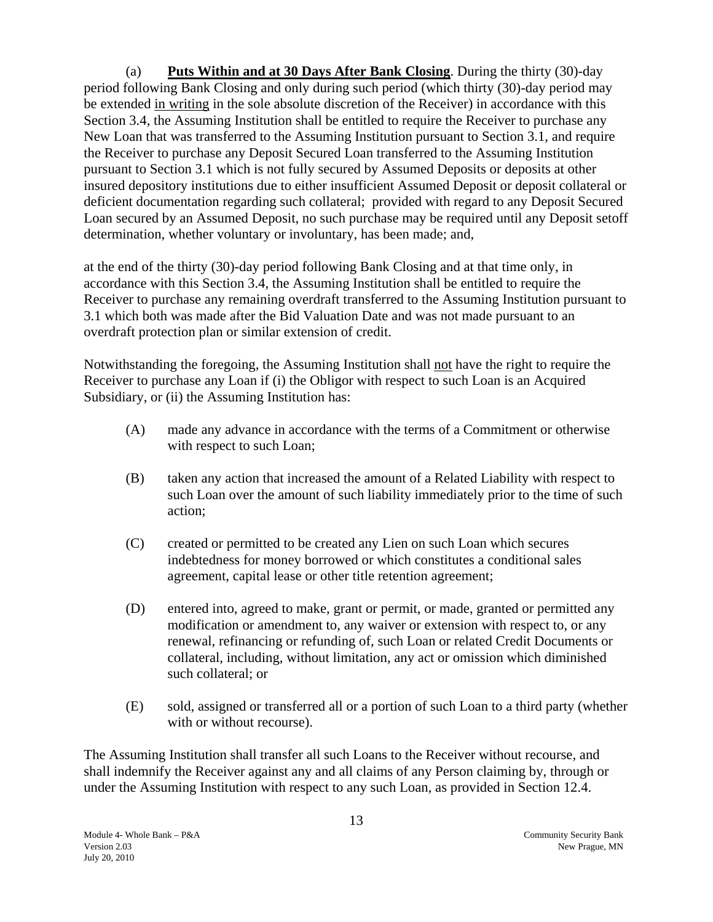(a) **Puts Within and at 30 Days After Bank Closing**. During the thirty (30)-day period following Bank Closing and only during such period (which thirty (30)-day period may be extended in writing in the sole absolute discretion of the Receiver) in accordance with this Section 3.4, the Assuming Institution shall be entitled to require the Receiver to purchase any New Loan that was transferred to the Assuming Institution pursuant to Section 3.1, and require the Receiver to purchase any Deposit Secured Loan transferred to the Assuming Institution pursuant to Section 3.1 which is not fully secured by Assumed Deposits or deposits at other insured depository institutions due to either insufficient Assumed Deposit or deposit collateral or deficient documentation regarding such collateral; provided with regard to any Deposit Secured Loan secured by an Assumed Deposit, no such purchase may be required until any Deposit setoff determination, whether voluntary or involuntary, has been made; and,

at the end of the thirty (30)-day period following Bank Closing and at that time only, in accordance with this Section 3.4, the Assuming Institution shall be entitled to require the Receiver to purchase any remaining overdraft transferred to the Assuming Institution pursuant to 3.1 which both was made after the Bid Valuation Date and was not made pursuant to an overdraft protection plan or similar extension of credit.

Notwithstanding the foregoing, the Assuming Institution shall not have the right to require the Receiver to purchase any Loan if (i) the Obligor with respect to such Loan is an Acquired Subsidiary, or (ii) the Assuming Institution has:

(A) made any advance in accordance with the terms of a Commitment or otherwise with respect to such Loan;

(B) taken any action that increased the amount of a Related Liability with respect to such Loan over the amount of such liability immediately prior to the time of such action;

(C) created or permitted to be created any Lien on such Loan which secures indebtedness for money borrowed or which constitutes a conditional sales agreement, capital lease or other title retention agreement;

(D) entered into, agreed to make, grant or permit, or made, granted or permitted any modification or amendment to, any waiver or extension with respect to, or any renewal, refinancing or refunding of, such Loan or related Credit Documents or collateral, including, without limitation, any act or omission which diminished such collateral; or

(E) sold, assigned or transferred all or a portion of such Loan to a third party (whether with or without recourse).

The Assuming Institution shall transfer all such Loans to the Receiver without recourse, and shall indemnify the Receiver against any and all claims of any Person claiming by, through or under the Assuming Institution with respect to any such Loan, as provided in Section 12.4.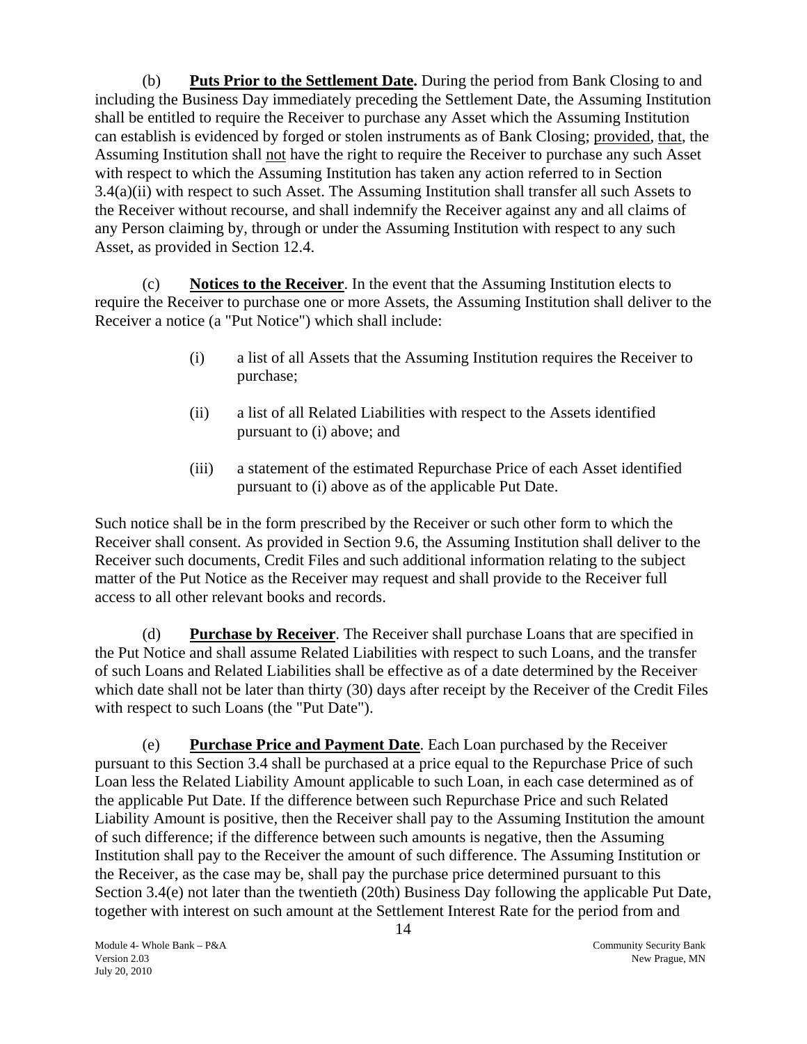(b) **Puts Prior to the Settlement Date.** During the period from Bank Closing to and including the Business Day immediately preceding the Settlement Date, the Assuming Institution shall be entitled to require the Receiver to purchase any Asset which the Assuming Institution can establish is evidenced by forged or stolen instruments as of Bank Closing; provided, that, the Assuming Institution shall not have the right to require the Receiver to purchase any such Asset with respect to which the Assuming Institution has taken any action referred to in Section 3.4(a)(ii) with respect to such Asset. The Assuming Institution shall transfer all such Assets to the Receiver without recourse, and shall indemnify the Receiver against any and all claims of any Person claiming by, through or under the Assuming Institution with respect to any such Asset, as provided in Section 12.4.

(c) **Notices to the Receiver**. In the event that the Assuming Institution elects to require the Receiver to purchase one or more Assets, the Assuming Institution shall deliver to the Receiver a notice (a "Put Notice") which shall include:

> (i) a list of all Assets that the Assuming Institution requires the Receiver to purchase;
>
> (ii) a list of all Related Liabilities with respect to the Assets identified pursuant to (i) above; and
>
> (iii) a statement of the estimated Repurchase Price of each Asset identified pursuant to (i) above as of the applicable Put Date.

Such notice shall be in the form prescribed by the Receiver or such other form to which the Receiver shall consent. As provided in Section 9.6, the Assuming Institution shall deliver to the Receiver such documents, Credit Files and such additional information relating to the subject matter of the Put Notice as the Receiver may request and shall provide to the Receiver full access to all other relevant books and records.

(d) **Purchase by Receiver**. The Receiver shall purchase Loans that are specified in the Put Notice and shall assume Related Liabilities with respect to such Loans, and the transfer of such Loans and Related Liabilities shall be effective as of a date determined by the Receiver which date shall not be later than thirty (30) days after receipt by the Receiver of the Credit Files with respect to such Loans (the "Put Date").

(e) **Purchase Price and Payment Date**. Each Loan purchased by the Receiver pursuant to this Section 3.4 shall be purchased at a price equal to the Repurchase Price of such Loan less the Related Liability Amount applicable to such Loan, in each case determined as of the applicable Put Date. If the difference between such Repurchase Price and such Related Liability Amount is positive, then the Receiver shall pay to the Assuming Institution the amount of such difference; if the difference between such amounts is negative, then the Assuming Institution shall pay to the Receiver the amount of such difference. The Assuming Institution or the Receiver, as the case may be, shall pay the purchase price determined pursuant to this Section 3.4(e) not later than the twentieth (20th) Business Day following the applicable Put Date, together with interest on such amount at the Settlement Interest Rate for the period from and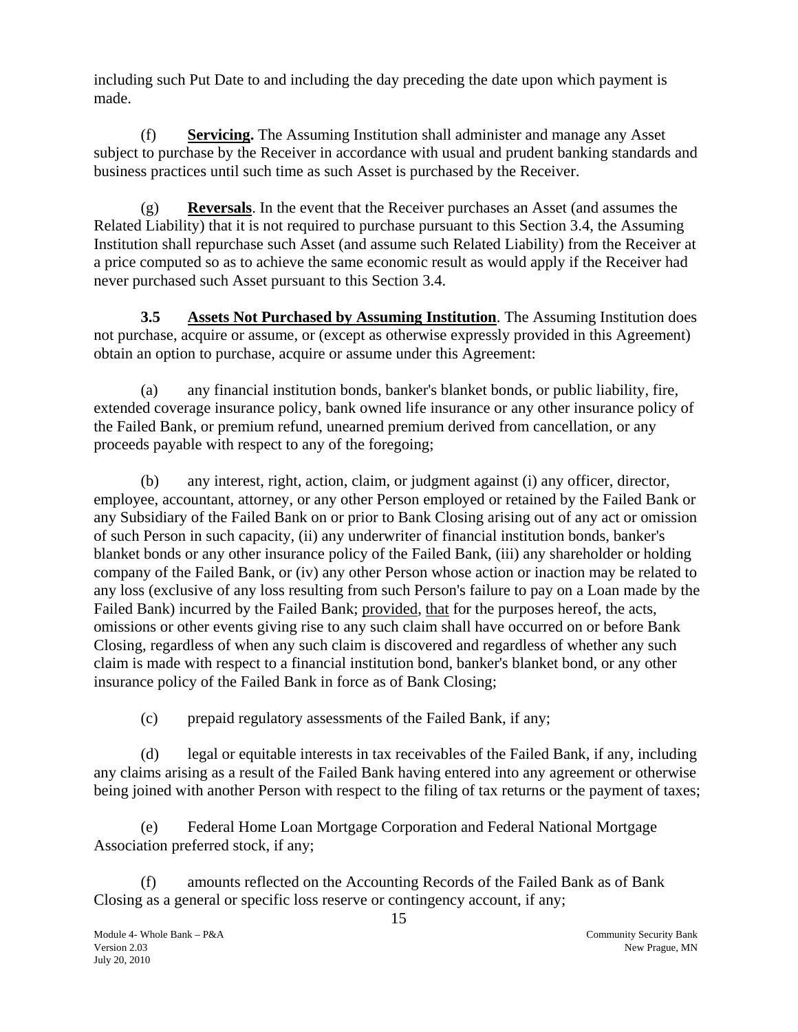including such Put Date to and including the day preceding the date upon which payment is made.

(f) **Servicing.** The Assuming Institution shall administer and manage any Asset subject to purchase by the Receiver in accordance with usual and prudent banking standards and business practices until such time as such Asset is purchased by the Receiver.

(g) **Reversals**. In the event that the Receiver purchases an Asset (and assumes the Related Liability) that it is not required to purchase pursuant to this Section 3.4, the Assuming Institution shall repurchase such Asset (and assume such Related Liability) from the Receiver at a price computed so as to achieve the same economic result as would apply if the Receiver had never purchased such Asset pursuant to this Section 3.4.

**3.5 Assets Not Purchased by Assuming Institution**. The Assuming Institution does not purchase, acquire or assume, or (except as otherwise expressly provided in this Agreement) obtain an option to purchase, acquire or assume under this Agreement:

(a) any financial institution bonds, banker's blanket bonds, or public liability, fire, extended coverage insurance policy, bank owned life insurance or any other insurance policy of the Failed Bank, or premium refund, unearned premium derived from cancellation, or any proceeds payable with respect to any of the foregoing;

(b) any interest, right, action, claim, or judgment against (i) any officer, director, employee, accountant, attorney, or any other Person employed or retained by the Failed Bank or any Subsidiary of the Failed Bank on or prior to Bank Closing arising out of any act or omission of such Person in such capacity, (ii) any underwriter of financial institution bonds, banker's blanket bonds or any other insurance policy of the Failed Bank, (iii) any shareholder or holding company of the Failed Bank, or (iv) any other Person whose action or inaction may be related to any loss (exclusive of any loss resulting from such Person's failure to pay on a Loan made by the Failed Bank) incurred by the Failed Bank; provided, that for the purposes hereof, the acts, omissions or other events giving rise to any such claim shall have occurred on or before Bank Closing, regardless of when any such claim is discovered and regardless of whether any such claim is made with respect to a financial institution bond, banker's blanket bond, or any other insurance policy of the Failed Bank in force as of Bank Closing;

(c) prepaid regulatory assessments of the Failed Bank, if any;

(d) legal or equitable interests in tax receivables of the Failed Bank, if any, including any claims arising as a result of the Failed Bank having entered into any agreement or otherwise being joined with another Person with respect to the filing of tax returns or the payment of taxes;

(e) Federal Home Loan Mortgage Corporation and Federal National Mortgage Association preferred stock, if any;

(f) amounts reflected on the Accounting Records of the Failed Bank as of Bank Closing as a general or specific loss reserve or contingency account, if any;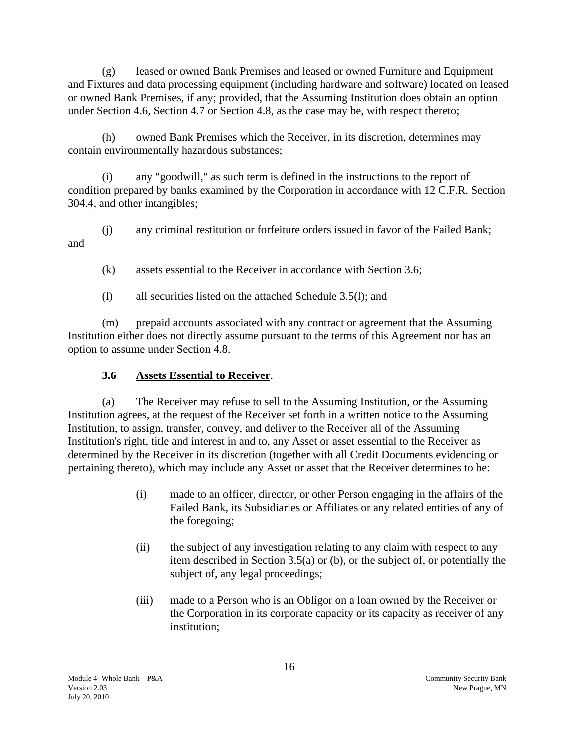(g) leased or owned Bank Premises and leased or owned Furniture and Equipment and Fixtures and data processing equipment (including hardware and software) located on leased or owned Bank Premises, if any; provided, that the Assuming Institution does obtain an option under Section 4.6, Section 4.7 or Section 4.8, as the case may be, with respect thereto;

(h) owned Bank Premises which the Receiver, in its discretion, determines may contain environmentally hazardous substances;

(i) any "goodwill," as such term is defined in the instructions to the report of condition prepared by banks examined by the Corporation in accordance with 12 C.F.R. Section 304.4, and other intangibles;

(j) any criminal restitution or forfeiture orders issued in favor of the Failed Bank; and

(k) assets essential to the Receiver in accordance with Section 3.6;

(l) all securities listed on the attached Schedule 3.5(l); and

(m) prepaid accounts associated with any contract or agreement that the Assuming Institution either does not directly assume pursuant to the terms of this Agreement nor has an option to assume under Section 4.8.

### 3.6 Assets Essential to Receiver.

(a) The Receiver may refuse to sell to the Assuming Institution, or the Assuming Institution agrees, at the request of the Receiver set forth in a written notice to the Assuming Institution, to assign, transfer, convey, and deliver to the Receiver all of the Assuming Institution's right, title and interest in and to, any Asset or asset essential to the Receiver as determined by the Receiver in its discretion (together with all Credit Documents evidencing or pertaining thereto), which may include any Asset or asset that the Receiver determines to be:

(i) made to an officer, director, or other Person engaging in the affairs of the Failed Bank, its Subsidiaries or Affiliates or any related entities of any of the foregoing;

(ii) the subject of any investigation relating to any claim with respect to any item described in Section 3.5(a) or (b), or the subject of, or potentially the subject of, any legal proceedings;

(iii) made to a Person who is an Obligor on a loan owned by the Receiver or the Corporation in its corporate capacity or its capacity as receiver of any institution;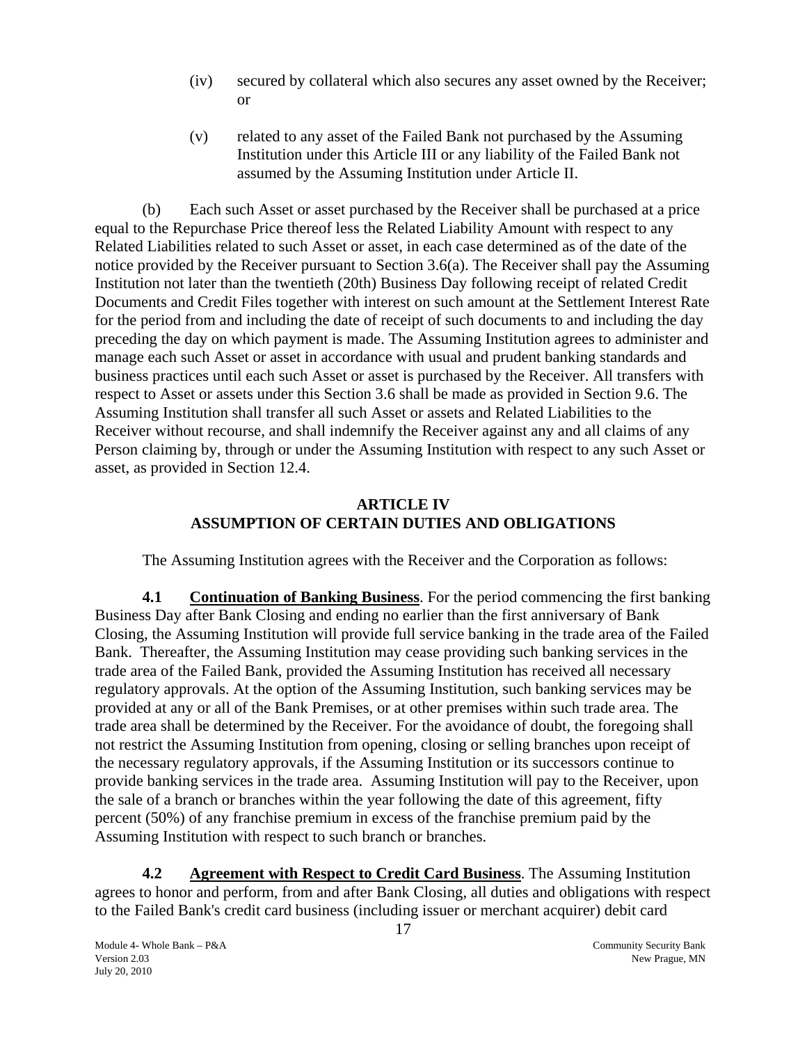(iv) secured by collateral which also secures any asset owned by the Receiver; or

(v) related to any asset of the Failed Bank not purchased by the Assuming Institution under this Article III or any liability of the Failed Bank not assumed by the Assuming Institution under Article II.

(b) Each such Asset or asset purchased by the Receiver shall be purchased at a price equal to the Repurchase Price thereof less the Related Liability Amount with respect to any Related Liabilities related to such Asset or asset, in each case determined as of the date of the notice provided by the Receiver pursuant to Section 3.6(a). The Receiver shall pay the Assuming Institution not later than the twentieth (20th) Business Day following receipt of related Credit Documents and Credit Files together with interest on such amount at the Settlement Interest Rate for the period from and including the date of receipt of such documents to and including the day preceding the day on which payment is made. The Assuming Institution agrees to administer and manage each such Asset or asset in accordance with usual and prudent banking standards and business practices until each such Asset or asset is purchased by the Receiver. All transfers with respect to Asset or assets under this Section 3.6 shall be made as provided in Section 9.6. The Assuming Institution shall transfer all such Asset or assets and Related Liabilities to the Receiver without recourse, and shall indemnify the Receiver against any and all claims of any Person claiming by, through or under the Assuming Institution with respect to any such Asset or asset, as provided in Section 12.4.

## ARTICLE IV
## ASSUMPTION OF CERTAIN DUTIES AND OBLIGATIONS

The Assuming Institution agrees with the Receiver and the Corporation as follows:

**4.1 Continuation of Banking Business**. For the period commencing the first banking Business Day after Bank Closing and ending no earlier than the first anniversary of Bank Closing, the Assuming Institution will provide full service banking in the trade area of the Failed Bank. Thereafter, the Assuming Institution may cease providing such banking services in the trade area of the Failed Bank, provided the Assuming Institution has received all necessary regulatory approvals. At the option of the Assuming Institution, such banking services may be provided at any or all of the Bank Premises, or at other premises within such trade area. The trade area shall be determined by the Receiver. For the avoidance of doubt, the foregoing shall not restrict the Assuming Institution from opening, closing or selling branches upon receipt of the necessary regulatory approvals, if the Assuming Institution or its successors continue to provide banking services in the trade area. Assuming Institution will pay to the Receiver, upon the sale of a branch or branches within the year following the date of this agreement, fifty percent (50%) of any franchise premium in excess of the franchise premium paid by the Assuming Institution with respect to such branch or branches.

**4.2 Agreement with Respect to Credit Card Business**. The Assuming Institution agrees to honor and perform, from and after Bank Closing, all duties and obligations with respect to the Failed Bank's credit card business (including issuer or merchant acquirer) debit card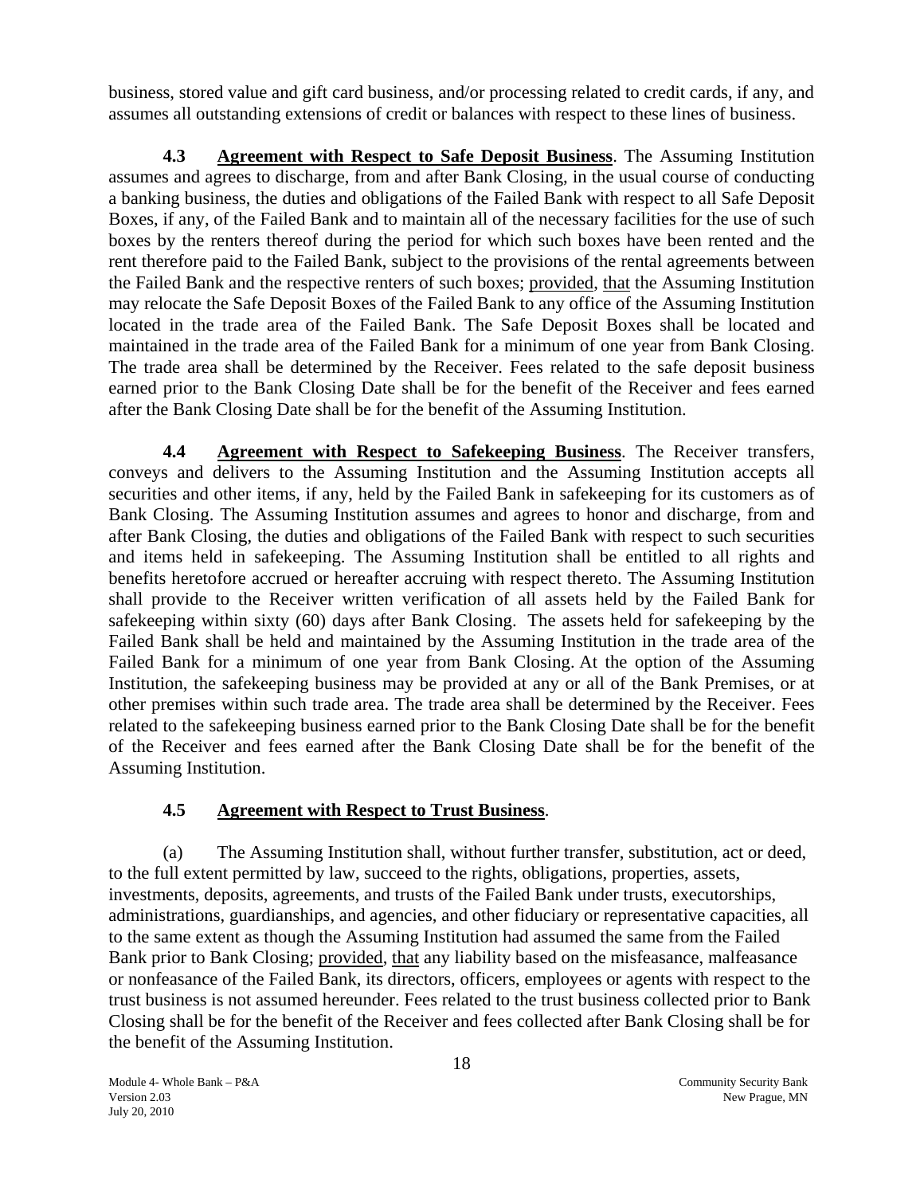business, stored value and gift card business, and/or processing related to credit cards, if any, and assumes all outstanding extensions of credit or balances with respect to these lines of business.

**4.3 Agreement with Respect to Safe Deposit Business**. The Assuming Institution assumes and agrees to discharge, from and after Bank Closing, in the usual course of conducting a banking business, the duties and obligations of the Failed Bank with respect to all Safe Deposit Boxes, if any, of the Failed Bank and to maintain all of the necessary facilities for the use of such boxes by the renters thereof during the period for which such boxes have been rented and the rent therefore paid to the Failed Bank, subject to the provisions of the rental agreements between the Failed Bank and the respective renters of such boxes; provided, that the Assuming Institution may relocate the Safe Deposit Boxes of the Failed Bank to any office of the Assuming Institution located in the trade area of the Failed Bank. The Safe Deposit Boxes shall be located and maintained in the trade area of the Failed Bank for a minimum of one year from Bank Closing. The trade area shall be determined by the Receiver. Fees related to the safe deposit business earned prior to the Bank Closing Date shall be for the benefit of the Receiver and fees earned after the Bank Closing Date shall be for the benefit of the Assuming Institution.

**4.4 Agreement with Respect to Safekeeping Business**. The Receiver transfers, conveys and delivers to the Assuming Institution and the Assuming Institution accepts all securities and other items, if any, held by the Failed Bank in safekeeping for its customers as of Bank Closing. The Assuming Institution assumes and agrees to honor and discharge, from and after Bank Closing, the duties and obligations of the Failed Bank with respect to such securities and items held in safekeeping. The Assuming Institution shall be entitled to all rights and benefits heretofore accrued or hereafter accruing with respect thereto. The Assuming Institution shall provide to the Receiver written verification of all assets held by the Failed Bank for safekeeping within sixty (60) days after Bank Closing. The assets held for safekeeping by the Failed Bank shall be held and maintained by the Assuming Institution in the trade area of the Failed Bank for a minimum of one year from Bank Closing. At the option of the Assuming Institution, the safekeeping business may be provided at any or all of the Bank Premises, or at other premises within such trade area. The trade area shall be determined by the Receiver. Fees related to the safekeeping business earned prior to the Bank Closing Date shall be for the benefit of the Receiver and fees earned after the Bank Closing Date shall be for the benefit of the Assuming Institution.

**4.5 Agreement with Respect to Trust Business**.

(a) The Assuming Institution shall, without further transfer, substitution, act or deed, to the full extent permitted by law, succeed to the rights, obligations, properties, assets, investments, deposits, agreements, and trusts of the Failed Bank under trusts, executorships, administrations, guardianships, and agencies, and other fiduciary or representative capacities, all to the same extent as though the Assuming Institution had assumed the same from the Failed Bank prior to Bank Closing; provided, that any liability based on the misfeasance, malfeasance or nonfeasance of the Failed Bank, its directors, officers, employees or agents with respect to the trust business is not assumed hereunder. Fees related to the trust business collected prior to Bank Closing shall be for the benefit of the Receiver and fees collected after Bank Closing shall be for the benefit of the Assuming Institution.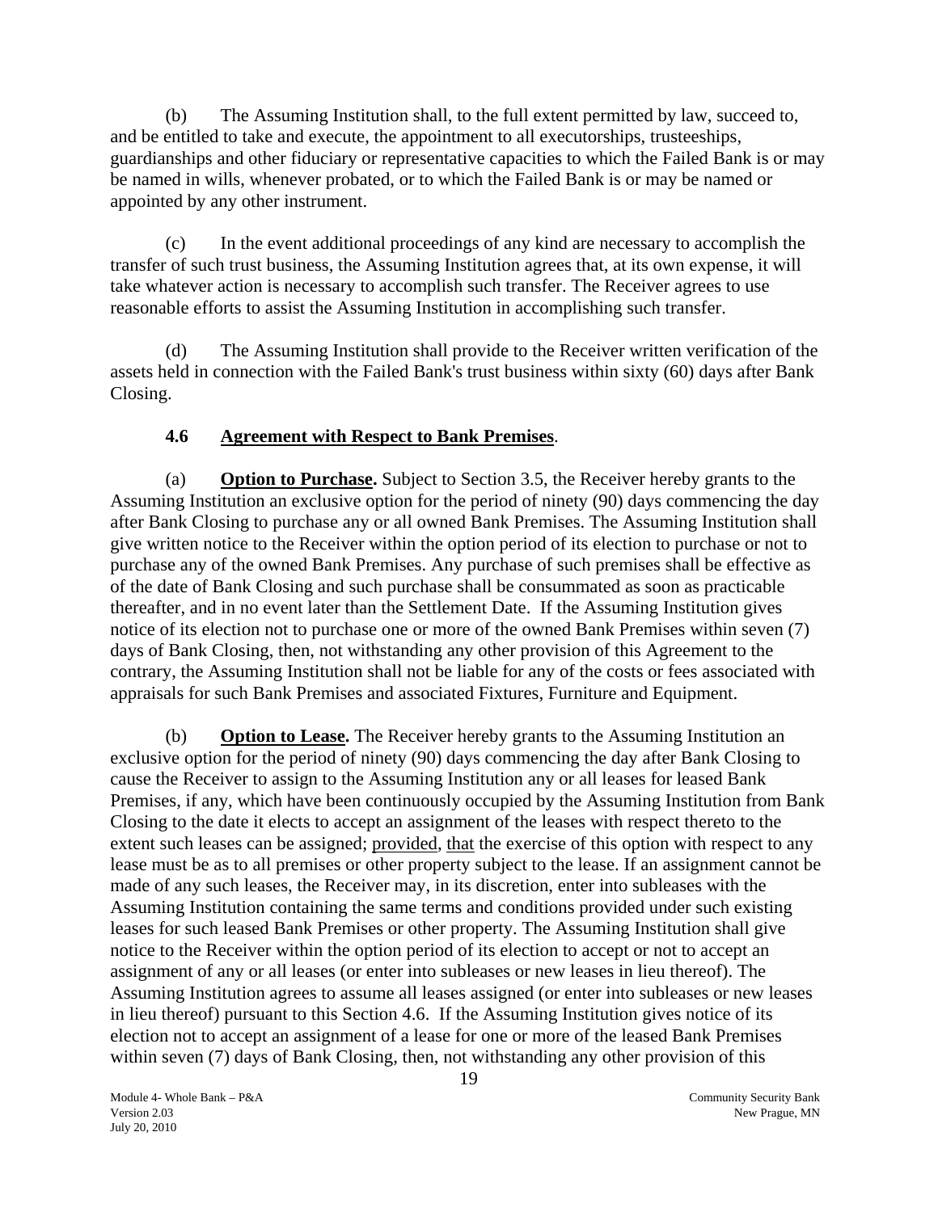(b) The Assuming Institution shall, to the full extent permitted by law, succeed to, and be entitled to take and execute, the appointment to all executorships, trusteeships, guardianships and other fiduciary or representative capacities to which the Failed Bank is or may be named in wills, whenever probated, or to which the Failed Bank is or may be named or appointed by any other instrument.

(c) In the event additional proceedings of any kind are necessary to accomplish the transfer of such trust business, the Assuming Institution agrees that, at its own expense, it will take whatever action is necessary to accomplish such transfer. The Receiver agrees to use reasonable efforts to assist the Assuming Institution in accomplishing such transfer.

(d) The Assuming Institution shall provide to the Receiver written verification of the assets held in connection with the Failed Bank's trust business within sixty (60) days after Bank Closing.

**4.6 Agreement with Respect to Bank Premises**.

(a) **Option to Purchase.** Subject to Section 3.5, the Receiver hereby grants to the Assuming Institution an exclusive option for the period of ninety (90) days commencing the day after Bank Closing to purchase any or all owned Bank Premises. The Assuming Institution shall give written notice to the Receiver within the option period of its election to purchase or not to purchase any of the owned Bank Premises. Any purchase of such premises shall be effective as of the date of Bank Closing and such purchase shall be consummated as soon as practicable thereafter, and in no event later than the Settlement Date. If the Assuming Institution gives notice of its election not to purchase one or more of the owned Bank Premises within seven (7) days of Bank Closing, then, not withstanding any other provision of this Agreement to the contrary, the Assuming Institution shall not be liable for any of the costs or fees associated with appraisals for such Bank Premises and associated Fixtures, Furniture and Equipment.

(b) **Option to Lease.** The Receiver hereby grants to the Assuming Institution an exclusive option for the period of ninety (90) days commencing the day after Bank Closing to cause the Receiver to assign to the Assuming Institution any or all leases for leased Bank Premises, if any, which have been continuously occupied by the Assuming Institution from Bank Closing to the date it elects to accept an assignment of the leases with respect thereto to the extent such leases can be assigned; provided, that the exercise of this option with respect to any lease must be as to all premises or other property subject to the lease. If an assignment cannot be made of any such leases, the Receiver may, in its discretion, enter into subleases with the Assuming Institution containing the same terms and conditions provided under such existing leases for such leased Bank Premises or other property. The Assuming Institution shall give notice to the Receiver within the option period of its election to accept or not to accept an assignment of any or all leases (or enter into subleases or new leases in lieu thereof). The Assuming Institution agrees to assume all leases assigned (or enter into subleases or new leases in lieu thereof) pursuant to this Section 4.6. If the Assuming Institution gives notice of its election not to accept an assignment of a lease for one or more of the leased Bank Premises within seven (7) days of Bank Closing, then, not withstanding any other provision of this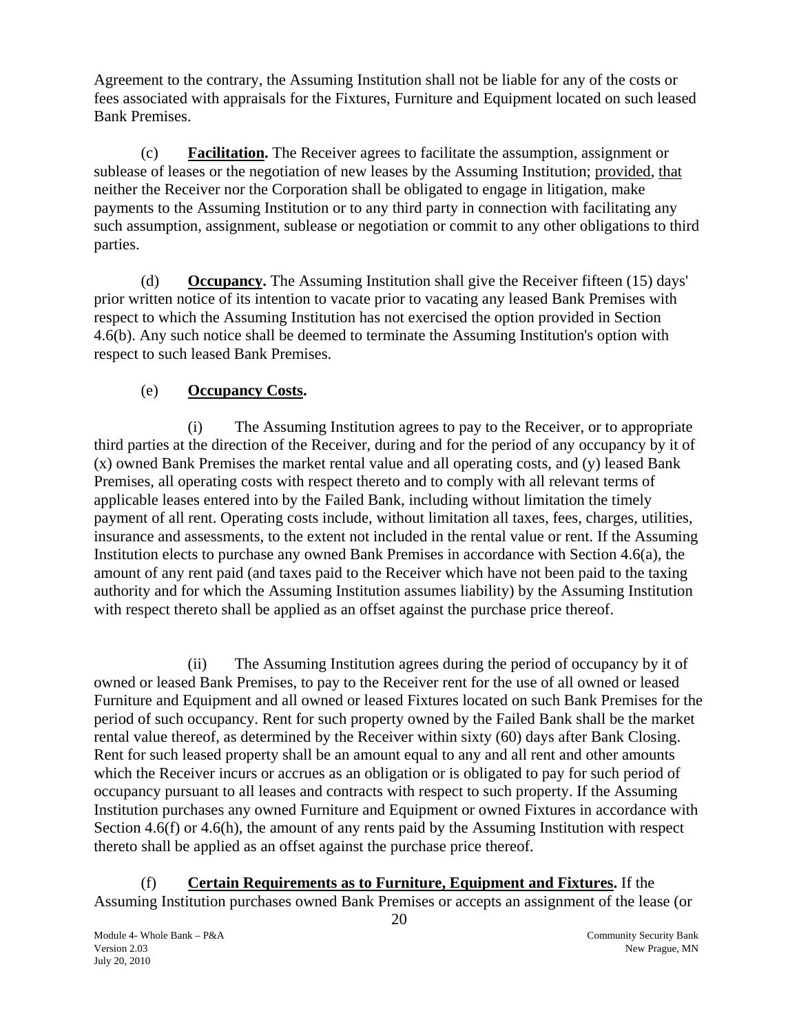Agreement to the contrary, the Assuming Institution shall not be liable for any of the costs or fees associated with appraisals for the Fixtures, Furniture and Equipment located on such leased Bank Premises.

(c) **Facilitation.** The Receiver agrees to facilitate the assumption, assignment or sublease of leases or the negotiation of new leases by the Assuming Institution; provided, that neither the Receiver nor the Corporation shall be obligated to engage in litigation, make payments to the Assuming Institution or to any third party in connection with facilitating any such assumption, assignment, sublease or negotiation or commit to any other obligations to third parties.

(d) **Occupancy.** The Assuming Institution shall give the Receiver fifteen (15) days' prior written notice of its intention to vacate prior to vacating any leased Bank Premises with respect to which the Assuming Institution has not exercised the option provided in Section 4.6(b). Any such notice shall be deemed to terminate the Assuming Institution's option with respect to such leased Bank Premises.

(e) **Occupancy Costs.**

(i) The Assuming Institution agrees to pay to the Receiver, or to appropriate third parties at the direction of the Receiver, during and for the period of any occupancy by it of (x) owned Bank Premises the market rental value and all operating costs, and (y) leased Bank Premises, all operating costs with respect thereto and to comply with all relevant terms of applicable leases entered into by the Failed Bank, including without limitation the timely payment of all rent. Operating costs include, without limitation all taxes, fees, charges, utilities, insurance and assessments, to the extent not included in the rental value or rent. If the Assuming Institution elects to purchase any owned Bank Premises in accordance with Section 4.6(a), the amount of any rent paid (and taxes paid to the Receiver which have not been paid to the taxing authority and for which the Assuming Institution assumes liability) by the Assuming Institution with respect thereto shall be applied as an offset against the purchase price thereof.

(ii) The Assuming Institution agrees during the period of occupancy by it of owned or leased Bank Premises, to pay to the Receiver rent for the use of all owned or leased Furniture and Equipment and all owned or leased Fixtures located on such Bank Premises for the period of such occupancy. Rent for such property owned by the Failed Bank shall be the market rental value thereof, as determined by the Receiver within sixty (60) days after Bank Closing. Rent for such leased property shall be an amount equal to any and all rent and other amounts which the Receiver incurs or accrues as an obligation or is obligated to pay for such period of occupancy pursuant to all leases and contracts with respect to such property. If the Assuming Institution purchases any owned Furniture and Equipment or owned Fixtures in accordance with Section 4.6(f) or 4.6(h), the amount of any rents paid by the Assuming Institution with respect thereto shall be applied as an offset against the purchase price thereof.

(f) **Certain Requirements as to Furniture, Equipment and Fixtures.** If the Assuming Institution purchases owned Bank Premises or accepts an assignment of the lease (or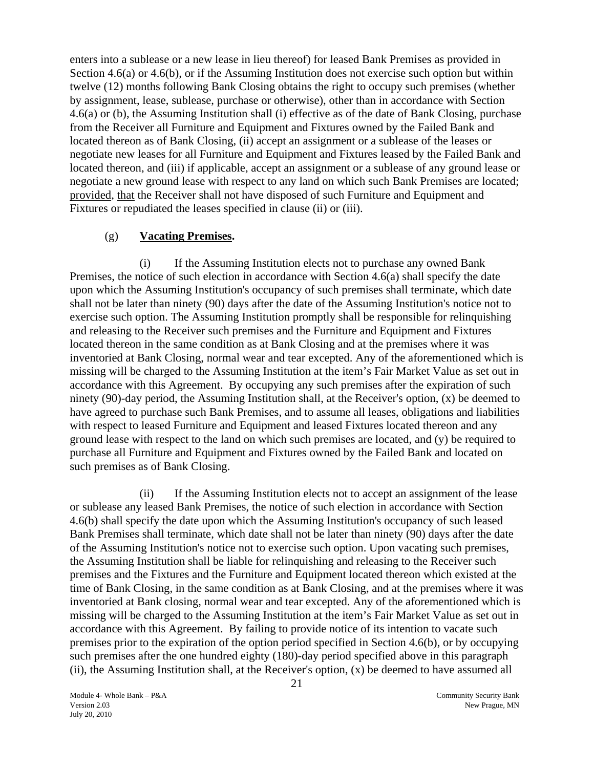enters into a sublease or a new lease in lieu thereof) for leased Bank Premises as provided in Section 4.6(a) or 4.6(b), or if the Assuming Institution does not exercise such option but within twelve (12) months following Bank Closing obtains the right to occupy such premises (whether by assignment, lease, sublease, purchase or otherwise), other than in accordance with Section 4.6(a) or (b), the Assuming Institution shall (i) effective as of the date of Bank Closing, purchase from the Receiver all Furniture and Equipment and Fixtures owned by the Failed Bank and located thereon as of Bank Closing, (ii) accept an assignment or a sublease of the leases or negotiate new leases for all Furniture and Equipment and Fixtures leased by the Failed Bank and located thereon, and (iii) if applicable, accept an assignment or a sublease of any ground lease or negotiate a new ground lease with respect to any land on which such Bank Premises are located; provided, that the Receiver shall not have disposed of such Furniture and Equipment and Fixtures or repudiated the leases specified in clause (ii) or (iii).

(g) **Vacating Premises.**

(i) If the Assuming Institution elects not to purchase any owned Bank Premises, the notice of such election in accordance with Section 4.6(a) shall specify the date upon which the Assuming Institution's occupancy of such premises shall terminate, which date shall not be later than ninety (90) days after the date of the Assuming Institution's notice not to exercise such option. The Assuming Institution promptly shall be responsible for relinquishing and releasing to the Receiver such premises and the Furniture and Equipment and Fixtures located thereon in the same condition as at Bank Closing and at the premises where it was inventoried at Bank Closing, normal wear and tear excepted. Any of the aforementioned which is missing will be charged to the Assuming Institution at the item's Fair Market Value as set out in accordance with this Agreement. By occupying any such premises after the expiration of such ninety (90)-day period, the Assuming Institution shall, at the Receiver's option, (x) be deemed to have agreed to purchase such Bank Premises, and to assume all leases, obligations and liabilities with respect to leased Furniture and Equipment and leased Fixtures located thereon and any ground lease with respect to the land on which such premises are located, and (y) be required to purchase all Furniture and Equipment and Fixtures owned by the Failed Bank and located on such premises as of Bank Closing.

(ii) If the Assuming Institution elects not to accept an assignment of the lease or sublease any leased Bank Premises, the notice of such election in accordance with Section 4.6(b) shall specify the date upon which the Assuming Institution's occupancy of such leased Bank Premises shall terminate, which date shall not be later than ninety (90) days after the date of the Assuming Institution's notice not to exercise such option. Upon vacating such premises, the Assuming Institution shall be liable for relinquishing and releasing to the Receiver such premises and the Fixtures and the Furniture and Equipment located thereon which existed at the time of Bank Closing, in the same condition as at Bank Closing, and at the premises where it was inventoried at Bank closing, normal wear and tear excepted. Any of the aforementioned which is missing will be charged to the Assuming Institution at the item's Fair Market Value as set out in accordance with this Agreement. By failing to provide notice of its intention to vacate such premises prior to the expiration of the option period specified in Section 4.6(b), or by occupying such premises after the one hundred eighty (180)-day period specified above in this paragraph (ii), the Assuming Institution shall, at the Receiver's option, (x) be deemed to have assumed all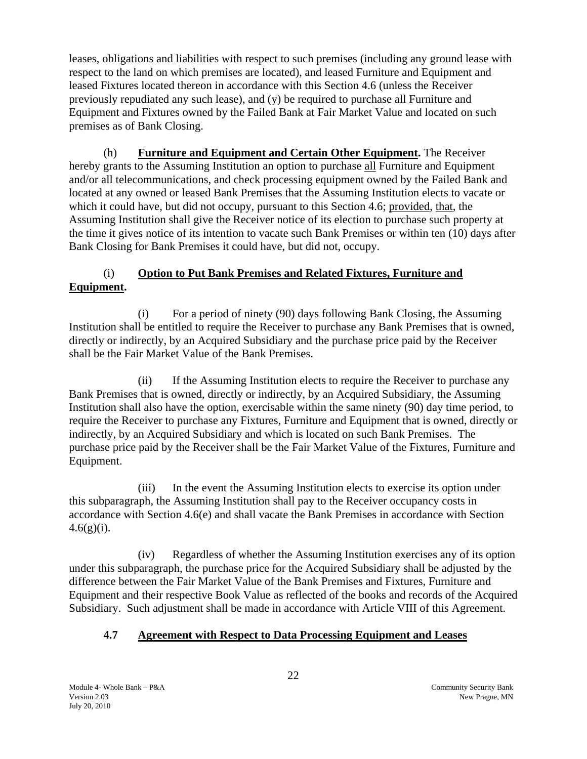leases, obligations and liabilities with respect to such premises (including any ground lease with respect to the land on which premises are located), and leased Furniture and Equipment and leased Fixtures located thereon in accordance with this Section 4.6 (unless the Receiver previously repudiated any such lease), and (y) be required to purchase all Furniture and Equipment and Fixtures owned by the Failed Bank at Fair Market Value and located on such premises as of Bank Closing.

(h) **Furniture and Equipment and Certain Other Equipment.** The Receiver hereby grants to the Assuming Institution an option to purchase all Furniture and Equipment and/or all telecommunications, and check processing equipment owned by the Failed Bank and located at any owned or leased Bank Premises that the Assuming Institution elects to vacate or which it could have, but did not occupy, pursuant to this Section 4.6; provided, that, the Assuming Institution shall give the Receiver notice of its election to purchase such property at the time it gives notice of its intention to vacate such Bank Premises or within ten (10) days after Bank Closing for Bank Premises it could have, but did not, occupy.

(i) **Option to Put Bank Premises and Related Fixtures, Furniture and Equipment.**

(i) For a period of ninety (90) days following Bank Closing, the Assuming Institution shall be entitled to require the Receiver to purchase any Bank Premises that is owned, directly or indirectly, by an Acquired Subsidiary and the purchase price paid by the Receiver shall be the Fair Market Value of the Bank Premises.

(ii) If the Assuming Institution elects to require the Receiver to purchase any Bank Premises that is owned, directly or indirectly, by an Acquired Subsidiary, the Assuming Institution shall also have the option, exercisable within the same ninety (90) day time period, to require the Receiver to purchase any Fixtures, Furniture and Equipment that is owned, directly or indirectly, by an Acquired Subsidiary and which is located on such Bank Premises. The purchase price paid by the Receiver shall be the Fair Market Value of the Fixtures, Furniture and Equipment.

(iii) In the event the Assuming Institution elects to exercise its option under this subparagraph, the Assuming Institution shall pay to the Receiver occupancy costs in accordance with Section 4.6(e) and shall vacate the Bank Premises in accordance with Section 4.6(g)(i).

(iv) Regardless of whether the Assuming Institution exercises any of its option under this subparagraph, the purchase price for the Acquired Subsidiary shall be adjusted by the difference between the Fair Market Value of the Bank Premises and Fixtures, Furniture and Equipment and their respective Book Value as reflected of the books and records of the Acquired Subsidiary. Such adjustment shall be made in accordance with Article VIII of this Agreement.

## 4.7 Agreement with Respect to Data Processing Equipment and Leases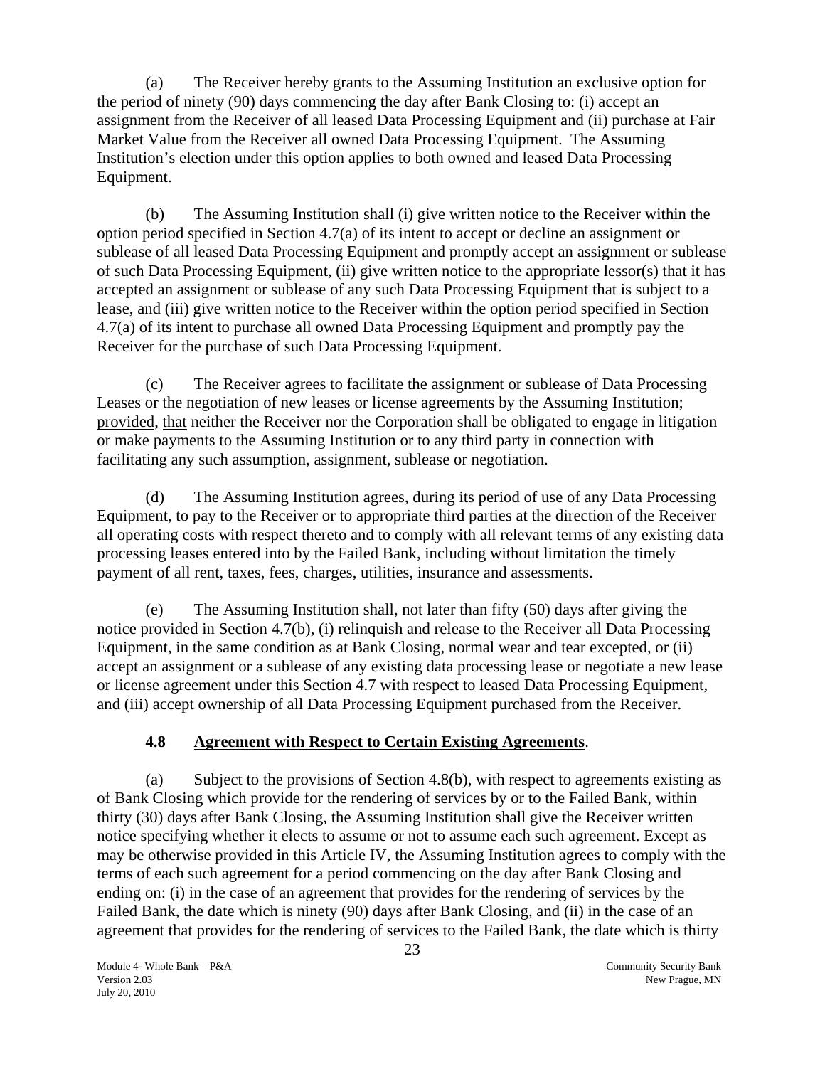(a) The Receiver hereby grants to the Assuming Institution an exclusive option for the period of ninety (90) days commencing the day after Bank Closing to: (i) accept an assignment from the Receiver of all leased Data Processing Equipment and (ii) purchase at Fair Market Value from the Receiver all owned Data Processing Equipment. The Assuming Institution's election under this option applies to both owned and leased Data Processing Equipment.

(b) The Assuming Institution shall (i) give written notice to the Receiver within the option period specified in Section 4.7(a) of its intent to accept or decline an assignment or sublease of all leased Data Processing Equipment and promptly accept an assignment or sublease of such Data Processing Equipment, (ii) give written notice to the appropriate lessor(s) that it has accepted an assignment or sublease of any such Data Processing Equipment that is subject to a lease, and (iii) give written notice to the Receiver within the option period specified in Section 4.7(a) of its intent to purchase all owned Data Processing Equipment and promptly pay the Receiver for the purchase of such Data Processing Equipment.

(c) The Receiver agrees to facilitate the assignment or sublease of Data Processing Leases or the negotiation of new leases or license agreements by the Assuming Institution; provided, that neither the Receiver nor the Corporation shall be obligated to engage in litigation or make payments to the Assuming Institution or to any third party in connection with facilitating any such assumption, assignment, sublease or negotiation.

(d) The Assuming Institution agrees, during its period of use of any Data Processing Equipment, to pay to the Receiver or to appropriate third parties at the direction of the Receiver all operating costs with respect thereto and to comply with all relevant terms of any existing data processing leases entered into by the Failed Bank, including without limitation the timely payment of all rent, taxes, fees, charges, utilities, insurance and assessments.

(e) The Assuming Institution shall, not later than fifty (50) days after giving the notice provided in Section 4.7(b), (i) relinquish and release to the Receiver all Data Processing Equipment, in the same condition as at Bank Closing, normal wear and tear excepted, or (ii) accept an assignment or a sublease of any existing data processing lease or negotiate a new lease or license agreement under this Section 4.7 with respect to leased Data Processing Equipment, and (iii) accept ownership of all Data Processing Equipment purchased from the Receiver.

### 4.8 Agreement with Respect to Certain Existing Agreements.

(a) Subject to the provisions of Section 4.8(b), with respect to agreements existing as of Bank Closing which provide for the rendering of services by or to the Failed Bank, within thirty (30) days after Bank Closing, the Assuming Institution shall give the Receiver written notice specifying whether it elects to assume or not to assume each such agreement. Except as may be otherwise provided in this Article IV, the Assuming Institution agrees to comply with the terms of each such agreement for a period commencing on the day after Bank Closing and ending on: (i) in the case of an agreement that provides for the rendering of services by the Failed Bank, the date which is ninety (90) days after Bank Closing, and (ii) in the case of an agreement that provides for the rendering of services to the Failed Bank, the date which is thirty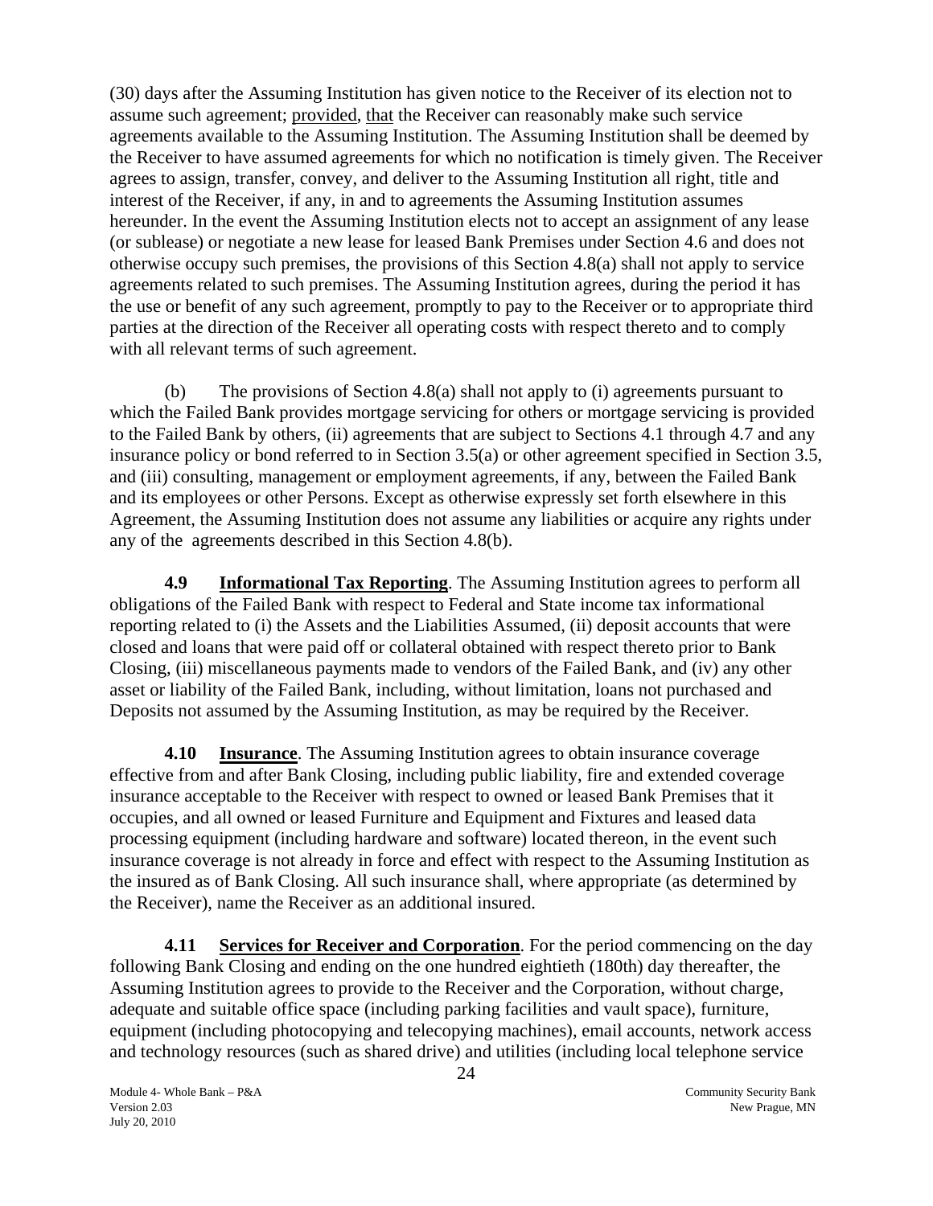(30) days after the Assuming Institution has given notice to the Receiver of its election not to assume such agreement; provided, that the Receiver can reasonably make such service agreements available to the Assuming Institution. The Assuming Institution shall be deemed by the Receiver to have assumed agreements for which no notification is timely given. The Receiver agrees to assign, transfer, convey, and deliver to the Assuming Institution all right, title and interest of the Receiver, if any, in and to agreements the Assuming Institution assumes hereunder. In the event the Assuming Institution elects not to accept an assignment of any lease (or sublease) or negotiate a new lease for leased Bank Premises under Section 4.6 and does not otherwise occupy such premises, the provisions of this Section 4.8(a) shall not apply to service agreements related to such premises. The Assuming Institution agrees, during the period it has the use or benefit of any such agreement, promptly to pay to the Receiver or to appropriate third parties at the direction of the Receiver all operating costs with respect thereto and to comply with all relevant terms of such agreement.

(b) The provisions of Section 4.8(a) shall not apply to (i) agreements pursuant to which the Failed Bank provides mortgage servicing for others or mortgage servicing is provided to the Failed Bank by others, (ii) agreements that are subject to Sections 4.1 through 4.7 and any insurance policy or bond referred to in Section 3.5(a) or other agreement specified in Section 3.5, and (iii) consulting, management or employment agreements, if any, between the Failed Bank and its employees or other Persons. Except as otherwise expressly set forth elsewhere in this Agreement, the Assuming Institution does not assume any liabilities or acquire any rights under any of the agreements described in this Section 4.8(b).

**4.9 Informational Tax Reporting**. The Assuming Institution agrees to perform all obligations of the Failed Bank with respect to Federal and State income tax informational reporting related to (i) the Assets and the Liabilities Assumed, (ii) deposit accounts that were closed and loans that were paid off or collateral obtained with respect thereto prior to Bank Closing, (iii) miscellaneous payments made to vendors of the Failed Bank, and (iv) any other asset or liability of the Failed Bank, including, without limitation, loans not purchased and Deposits not assumed by the Assuming Institution, as may be required by the Receiver.

**4.10 Insurance**. The Assuming Institution agrees to obtain insurance coverage effective from and after Bank Closing, including public liability, fire and extended coverage insurance acceptable to the Receiver with respect to owned or leased Bank Premises that it occupies, and all owned or leased Furniture and Equipment and Fixtures and leased data processing equipment (including hardware and software) located thereon, in the event such insurance coverage is not already in force and effect with respect to the Assuming Institution as the insured as of Bank Closing. All such insurance shall, where appropriate (as determined by the Receiver), name the Receiver as an additional insured.

**4.11 Services for Receiver and Corporation**. For the period commencing on the day following Bank Closing and ending on the one hundred eightieth (180th) day thereafter, the Assuming Institution agrees to provide to the Receiver and the Corporation, without charge, adequate and suitable office space (including parking facilities and vault space), furniture, equipment (including photocopying and telecopying machines), email accounts, network access and technology resources (such as shared drive) and utilities (including local telephone service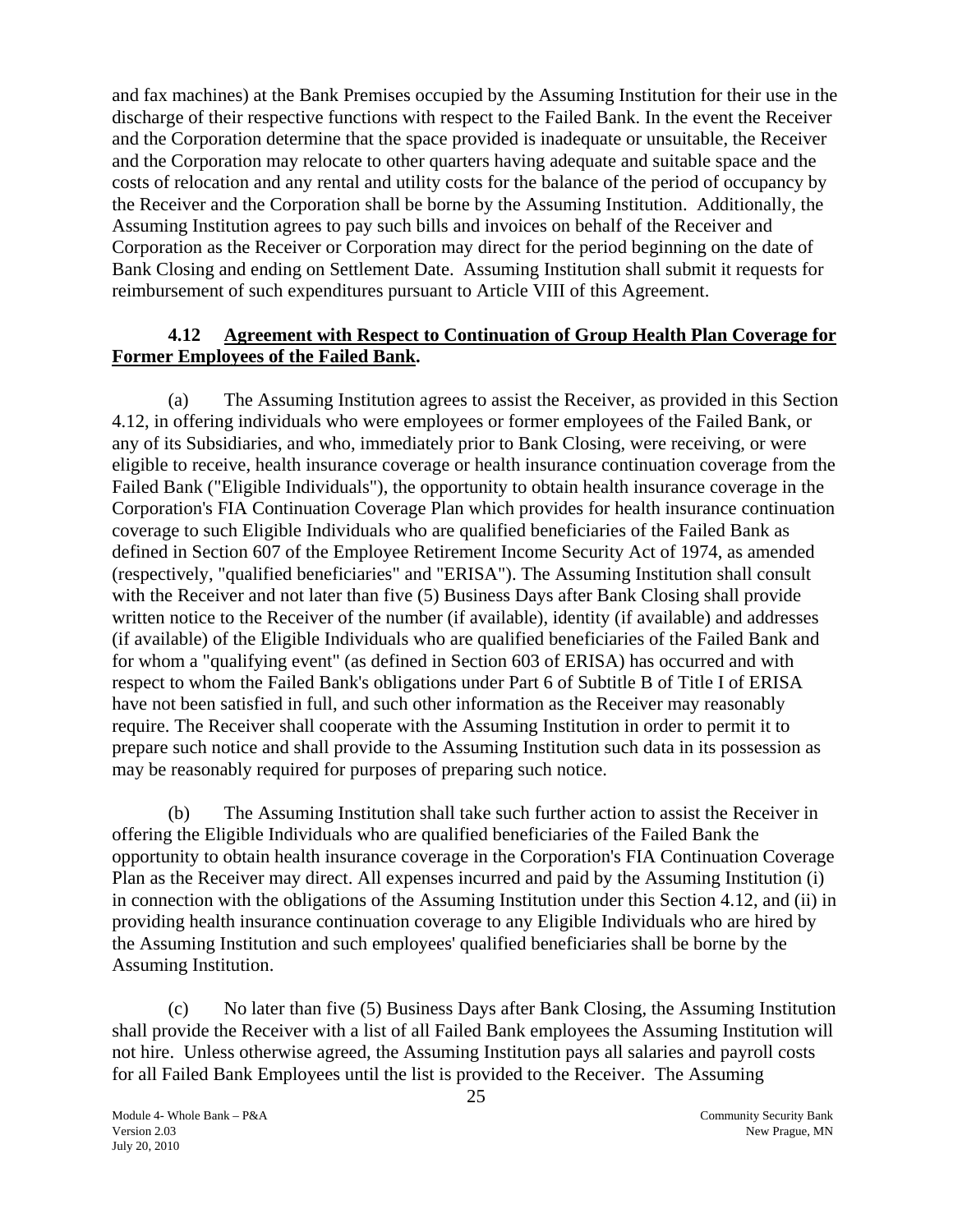and fax machines) at the Bank Premises occupied by the Assuming Institution for their use in the discharge of their respective functions with respect to the Failed Bank. In the event the Receiver and the Corporation determine that the space provided is inadequate or unsuitable, the Receiver and the Corporation may relocate to other quarters having adequate and suitable space and the costs of relocation and any rental and utility costs for the balance of the period of occupancy by the Receiver and the Corporation shall be borne by the Assuming Institution. Additionally, the Assuming Institution agrees to pay such bills and invoices on behalf of the Receiver and Corporation as the Receiver or Corporation may direct for the period beginning on the date of Bank Closing and ending on Settlement Date. Assuming Institution shall submit it requests for reimbursement of such expenditures pursuant to Article VIII of this Agreement.

**4.12 Agreement with Respect to Continuation of Group Health Plan Coverage for Former Employees of the Failed Bank.**

(a) The Assuming Institution agrees to assist the Receiver, as provided in this Section 4.12, in offering individuals who were employees or former employees of the Failed Bank, or any of its Subsidiaries, and who, immediately prior to Bank Closing, were receiving, or were eligible to receive, health insurance coverage or health insurance continuation coverage from the Failed Bank ("Eligible Individuals"), the opportunity to obtain health insurance coverage in the Corporation's FIA Continuation Coverage Plan which provides for health insurance continuation coverage to such Eligible Individuals who are qualified beneficiaries of the Failed Bank as defined in Section 607 of the Employee Retirement Income Security Act of 1974, as amended (respectively, "qualified beneficiaries" and "ERISA"). The Assuming Institution shall consult with the Receiver and not later than five (5) Business Days after Bank Closing shall provide written notice to the Receiver of the number (if available), identity (if available) and addresses (if available) of the Eligible Individuals who are qualified beneficiaries of the Failed Bank and for whom a "qualifying event" (as defined in Section 603 of ERISA) has occurred and with respect to whom the Failed Bank's obligations under Part 6 of Subtitle B of Title I of ERISA have not been satisfied in full, and such other information as the Receiver may reasonably require. The Receiver shall cooperate with the Assuming Institution in order to permit it to prepare such notice and shall provide to the Assuming Institution such data in its possession as may be reasonably required for purposes of preparing such notice.

(b) The Assuming Institution shall take such further action to assist the Receiver in offering the Eligible Individuals who are qualified beneficiaries of the Failed Bank the opportunity to obtain health insurance coverage in the Corporation's FIA Continuation Coverage Plan as the Receiver may direct. All expenses incurred and paid by the Assuming Institution (i) in connection with the obligations of the Assuming Institution under this Section 4.12, and (ii) in providing health insurance continuation coverage to any Eligible Individuals who are hired by the Assuming Institution and such employees' qualified beneficiaries shall be borne by the Assuming Institution.

(c) No later than five (5) Business Days after Bank Closing, the Assuming Institution shall provide the Receiver with a list of all Failed Bank employees the Assuming Institution will not hire. Unless otherwise agreed, the Assuming Institution pays all salaries and payroll costs for all Failed Bank Employees until the list is provided to the Receiver. The Assuming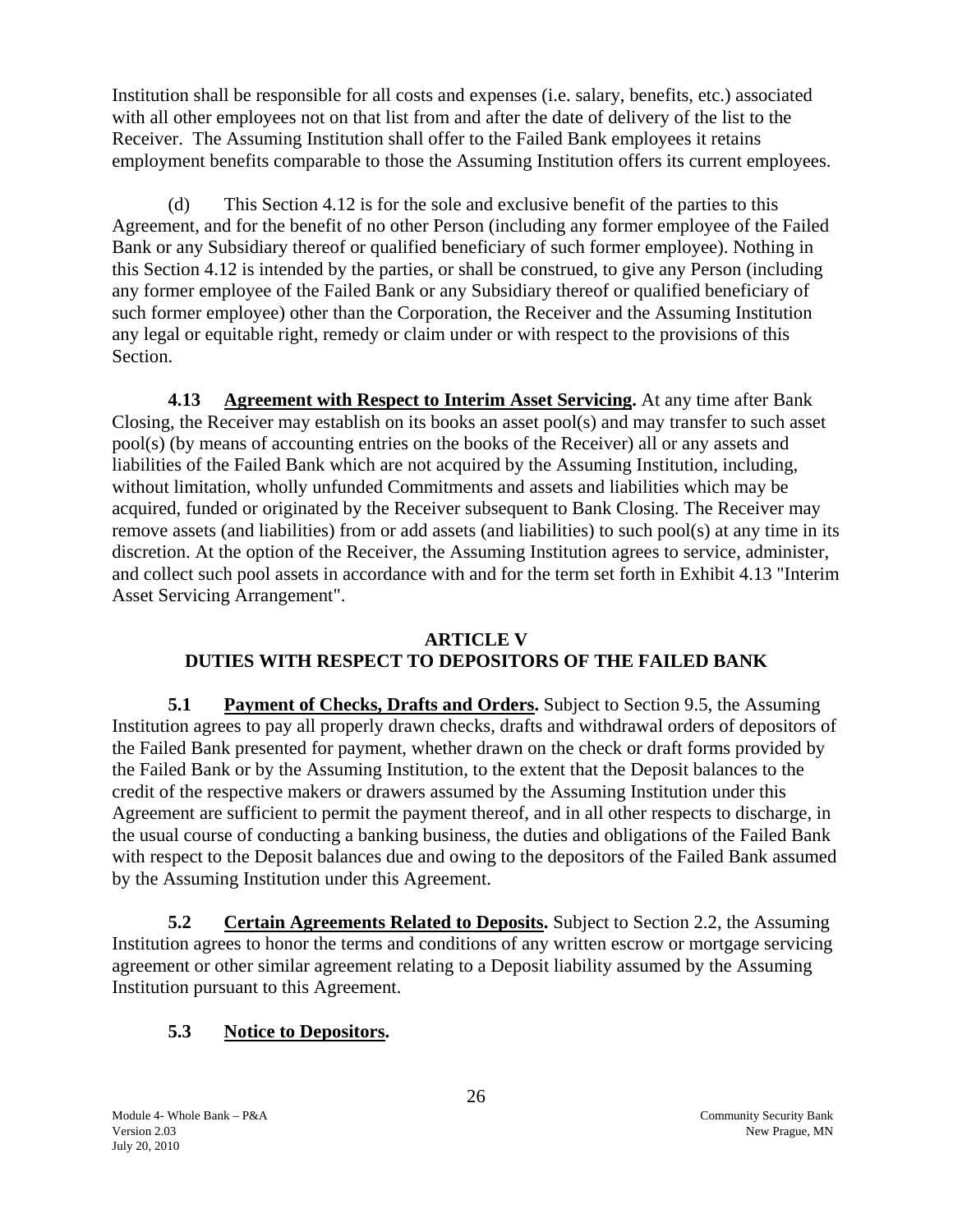Institution shall be responsible for all costs and expenses (i.e. salary, benefits, etc.) associated with all other employees not on that list from and after the date of delivery of the list to the Receiver. The Assuming Institution shall offer to the Failed Bank employees it retains employment benefits comparable to those the Assuming Institution offers its current employees.

(d) This Section 4.12 is for the sole and exclusive benefit of the parties to this Agreement, and for the benefit of no other Person (including any former employee of the Failed Bank or any Subsidiary thereof or qualified beneficiary of such former employee). Nothing in this Section 4.12 is intended by the parties, or shall be construed, to give any Person (including any former employee of the Failed Bank or any Subsidiary thereof or qualified beneficiary of such former employee) other than the Corporation, the Receiver and the Assuming Institution any legal or equitable right, remedy or claim under or with respect to the provisions of this Section.

**4.13 Agreement with Respect to Interim Asset Servicing.** At any time after Bank Closing, the Receiver may establish on its books an asset pool(s) and may transfer to such asset pool(s) (by means of accounting entries on the books of the Receiver) all or any assets and liabilities of the Failed Bank which are not acquired by the Assuming Institution, including, without limitation, wholly unfunded Commitments and assets and liabilities which may be acquired, funded or originated by the Receiver subsequent to Bank Closing. The Receiver may remove assets (and liabilities) from or add assets (and liabilities) to such pool(s) at any time in its discretion. At the option of the Receiver, the Assuming Institution agrees to service, administer, and collect such pool assets in accordance with and for the term set forth in Exhibit 4.13 "Interim Asset Servicing Arrangement".

## ARTICLE V
## DUTIES WITH RESPECT TO DEPOSITORS OF THE FAILED BANK

**5.1 Payment of Checks, Drafts and Orders.** Subject to Section 9.5, the Assuming Institution agrees to pay all properly drawn checks, drafts and withdrawal orders of depositors of the Failed Bank presented for payment, whether drawn on the check or draft forms provided by the Failed Bank or by the Assuming Institution, to the extent that the Deposit balances to the credit of the respective makers or drawers assumed by the Assuming Institution under this Agreement are sufficient to permit the payment thereof, and in all other respects to discharge, in the usual course of conducting a banking business, the duties and obligations of the Failed Bank with respect to the Deposit balances due and owing to the depositors of the Failed Bank assumed by the Assuming Institution under this Agreement.

**5.2 Certain Agreements Related to Deposits.** Subject to Section 2.2, the Assuming Institution agrees to honor the terms and conditions of any written escrow or mortgage servicing agreement or other similar agreement relating to a Deposit liability assumed by the Assuming Institution pursuant to this Agreement.

**5.3 Notice to Depositors.**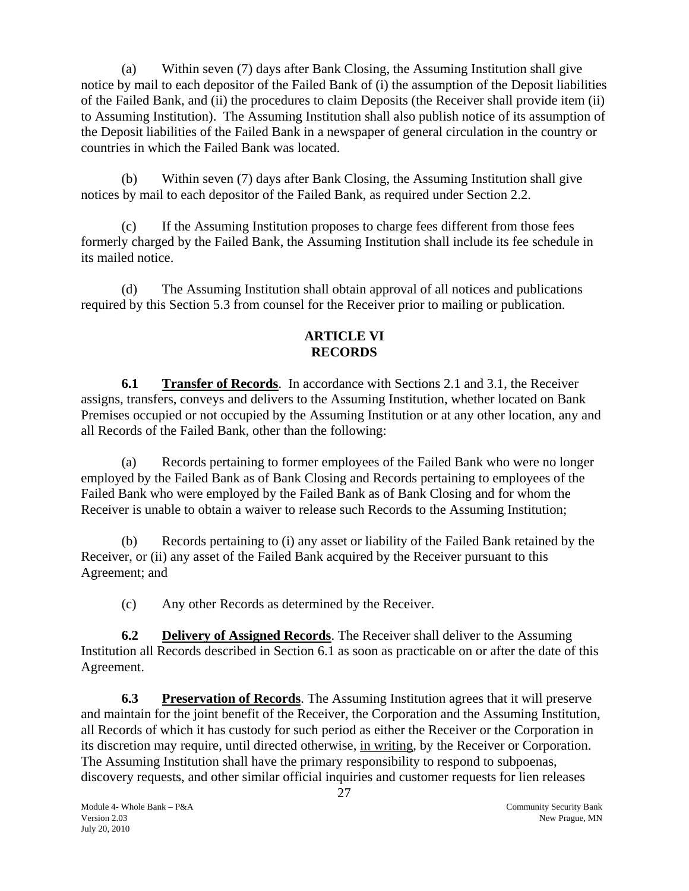(a) Within seven (7) days after Bank Closing, the Assuming Institution shall give notice by mail to each depositor of the Failed Bank of (i) the assumption of the Deposit liabilities of the Failed Bank, and (ii) the procedures to claim Deposits (the Receiver shall provide item (ii) to Assuming Institution). The Assuming Institution shall also publish notice of its assumption of the Deposit liabilities of the Failed Bank in a newspaper of general circulation in the country or countries in which the Failed Bank was located.

(b) Within seven (7) days after Bank Closing, the Assuming Institution shall give notices by mail to each depositor of the Failed Bank, as required under Section 2.2.

(c) If the Assuming Institution proposes to charge fees different from those fees formerly charged by the Failed Bank, the Assuming Institution shall include its fee schedule in its mailed notice.

(d) The Assuming Institution shall obtain approval of all notices and publications required by this Section 5.3 from counsel for the Receiver prior to mailing or publication.

## ARTICLE VI
## RECORDS

**6.1 Transfer of Records**. In accordance with Sections 2.1 and 3.1, the Receiver assigns, transfers, conveys and delivers to the Assuming Institution, whether located on Bank Premises occupied or not occupied by the Assuming Institution or at any other location, any and all Records of the Failed Bank, other than the following:

(a) Records pertaining to former employees of the Failed Bank who were no longer employed by the Failed Bank as of Bank Closing and Records pertaining to employees of the Failed Bank who were employed by the Failed Bank as of Bank Closing and for whom the Receiver is unable to obtain a waiver to release such Records to the Assuming Institution;

(b) Records pertaining to (i) any asset or liability of the Failed Bank retained by the Receiver, or (ii) any asset of the Failed Bank acquired by the Receiver pursuant to this Agreement; and

(c) Any other Records as determined by the Receiver.

**6.2 Delivery of Assigned Records**. The Receiver shall deliver to the Assuming Institution all Records described in Section 6.1 as soon as practicable on or after the date of this Agreement.

**6.3 Preservation of Records**. The Assuming Institution agrees that it will preserve and maintain for the joint benefit of the Receiver, the Corporation and the Assuming Institution, all Records of which it has custody for such period as either the Receiver or the Corporation in its discretion may require, until directed otherwise, in writing, by the Receiver or Corporation. The Assuming Institution shall have the primary responsibility to respond to subpoenas, discovery requests, and other similar official inquiries and customer requests for lien releases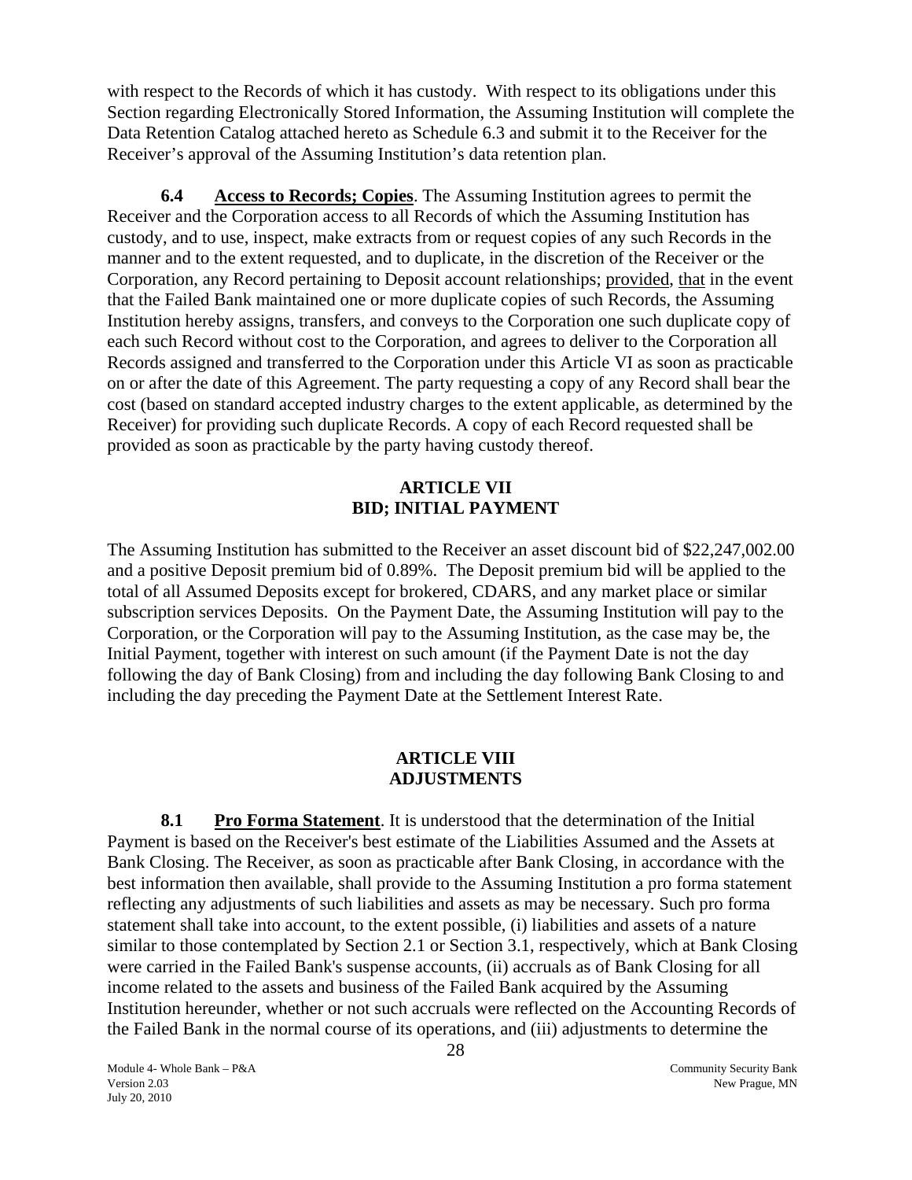with respect to the Records of which it has custody. With respect to its obligations under this Section regarding Electronically Stored Information, the Assuming Institution will complete the Data Retention Catalog attached hereto as Schedule 6.3 and submit it to the Receiver for the Receiver's approval of the Assuming Institution's data retention plan.

**6.4 Access to Records; Copies**. The Assuming Institution agrees to permit the Receiver and the Corporation access to all Records of which the Assuming Institution has custody, and to use, inspect, make extracts from or request copies of any such Records in the manner and to the extent requested, and to duplicate, in the discretion of the Receiver or the Corporation, any Record pertaining to Deposit account relationships; provided, that in the event that the Failed Bank maintained one or more duplicate copies of such Records, the Assuming Institution hereby assigns, transfers, and conveys to the Corporation one such duplicate copy of each such Record without cost to the Corporation, and agrees to deliver to the Corporation all Records assigned and transferred to the Corporation under this Article VI as soon as practicable on or after the date of this Agreement. The party requesting a copy of any Record shall bear the cost (based on standard accepted industry charges to the extent applicable, as determined by the Receiver) for providing such duplicate Records. A copy of each Record requested shall be provided as soon as practicable by the party having custody thereof.

## ARTICLE VII
## BID; INITIAL PAYMENT

The Assuming Institution has submitted to the Receiver an asset discount bid of $22,247,002.00 and a positive Deposit premium bid of 0.89%. The Deposit premium bid will be applied to the total of all Assumed Deposits except for brokered, CDARS, and any market place or similar subscription services Deposits. On the Payment Date, the Assuming Institution will pay to the Corporation, or the Corporation will pay to the Assuming Institution, as the case may be, the Initial Payment, together with interest on such amount (if the Payment Date is not the day following the day of Bank Closing) from and including the day following Bank Closing to and including the day preceding the Payment Date at the Settlement Interest Rate.

## ARTICLE VIII
## ADJUSTMENTS

**8.1 Pro Forma Statement**. It is understood that the determination of the Initial Payment is based on the Receiver's best estimate of the Liabilities Assumed and the Assets at Bank Closing. The Receiver, as soon as practicable after Bank Closing, in accordance with the best information then available, shall provide to the Assuming Institution a pro forma statement reflecting any adjustments of such liabilities and assets as may be necessary. Such pro forma statement shall take into account, to the extent possible, (i) liabilities and assets of a nature similar to those contemplated by Section 2.1 or Section 3.1, respectively, which at Bank Closing were carried in the Failed Bank's suspense accounts, (ii) accruals as of Bank Closing for all income related to the assets and business of the Failed Bank acquired by the Assuming Institution hereunder, whether or not such accruals were reflected on the Accounting Records of the Failed Bank in the normal course of its operations, and (iii) adjustments to determine the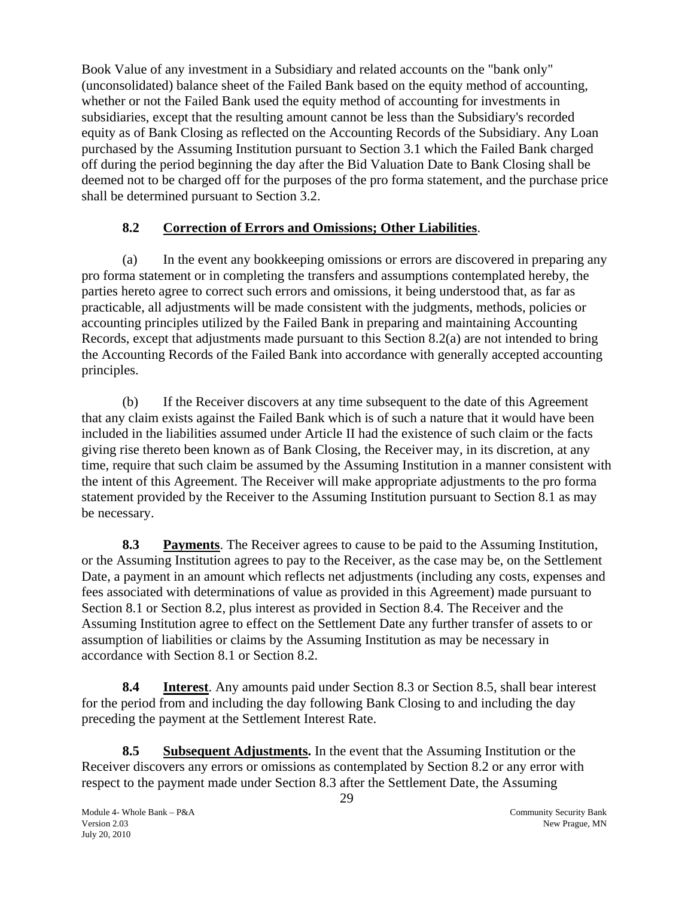Book Value of any investment in a Subsidiary and related accounts on the "bank only" (unconsolidated) balance sheet of the Failed Bank based on the equity method of accounting, whether or not the Failed Bank used the equity method of accounting for investments in subsidiaries, except that the resulting amount cannot be less than the Subsidiary's recorded equity as of Bank Closing as reflected on the Accounting Records of the Subsidiary. Any Loan purchased by the Assuming Institution pursuant to Section 3.1 which the Failed Bank charged off during the period beginning the day after the Bid Valuation Date to Bank Closing shall be deemed not to be charged off for the purposes of the pro forma statement, and the purchase price shall be determined pursuant to Section 3.2.

## 8.2 Correction of Errors and Omissions; Other Liabilities.

(a) In the event any bookkeeping omissions or errors are discovered in preparing any pro forma statement or in completing the transfers and assumptions contemplated hereby, the parties hereto agree to correct such errors and omissions, it being understood that, as far as practicable, all adjustments will be made consistent with the judgments, methods, policies or accounting principles utilized by the Failed Bank in preparing and maintaining Accounting Records, except that adjustments made pursuant to this Section 8.2(a) are not intended to bring the Accounting Records of the Failed Bank into accordance with generally accepted accounting principles.

(b) If the Receiver discovers at any time subsequent to the date of this Agreement that any claim exists against the Failed Bank which is of such a nature that it would have been included in the liabilities assumed under Article II had the existence of such claim or the facts giving rise thereto been known as of Bank Closing, the Receiver may, in its discretion, at any time, require that such claim be assumed by the Assuming Institution in a manner consistent with the intent of this Agreement. The Receiver will make appropriate adjustments to the pro forma statement provided by the Receiver to the Assuming Institution pursuant to Section 8.1 as may be necessary.

**8.3 Payments**. The Receiver agrees to cause to be paid to the Assuming Institution, or the Assuming Institution agrees to pay to the Receiver, as the case may be, on the Settlement Date, a payment in an amount which reflects net adjustments (including any costs, expenses and fees associated with determinations of value as provided in this Agreement) made pursuant to Section 8.1 or Section 8.2, plus interest as provided in Section 8.4. The Receiver and the Assuming Institution agree to effect on the Settlement Date any further transfer of assets to or assumption of liabilities or claims by the Assuming Institution as may be necessary in accordance with Section 8.1 or Section 8.2.

**8.4 Interest**. Any amounts paid under Section 8.3 or Section 8.5, shall bear interest for the period from and including the day following Bank Closing to and including the day preceding the payment at the Settlement Interest Rate.

**8.5 Subsequent Adjustments.** In the event that the Assuming Institution or the Receiver discovers any errors or omissions as contemplated by Section 8.2 or any error with respect to the payment made under Section 8.3 after the Settlement Date, the Assuming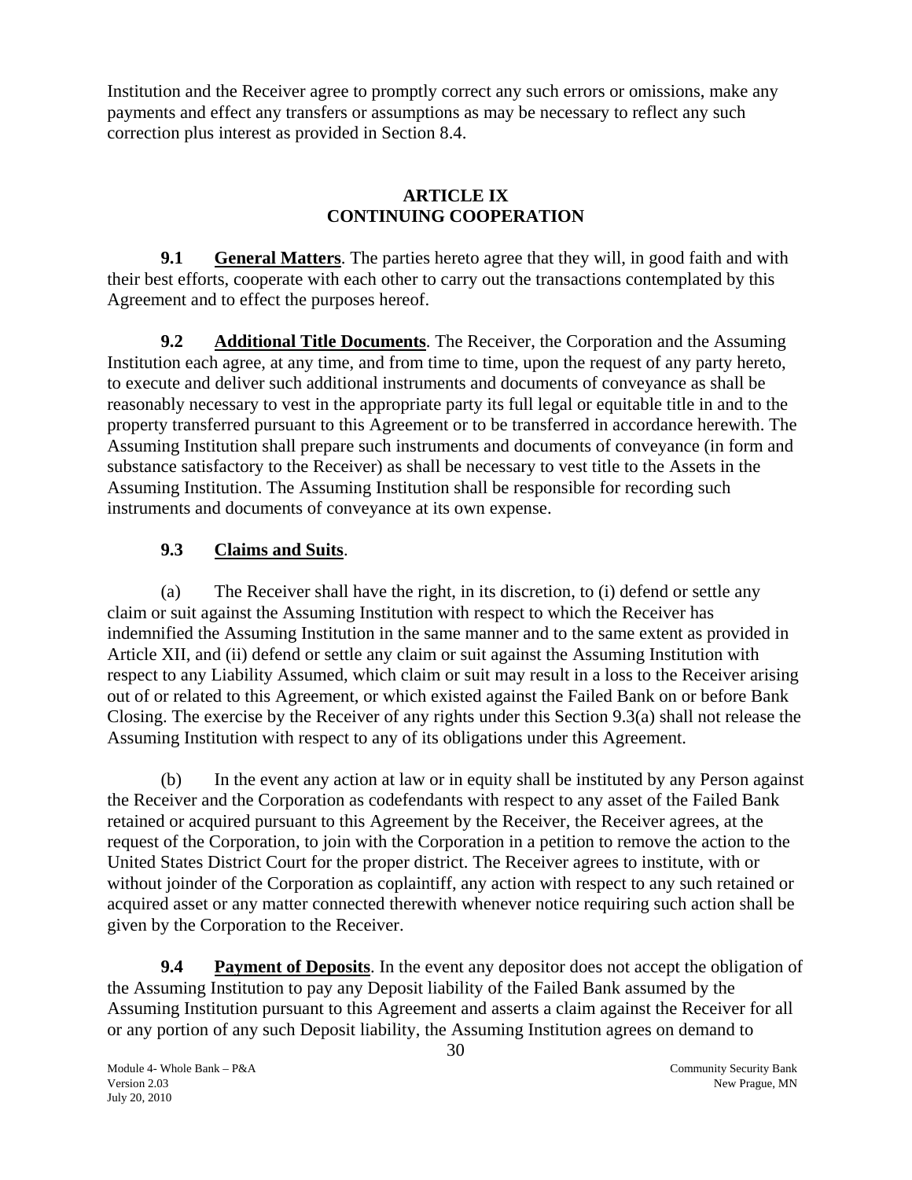Institution and the Receiver agree to promptly correct any such errors or omissions, make any payments and effect any transfers or assumptions as may be necessary to reflect any such correction plus interest as provided in Section 8.4.

## ARTICLE IX
## CONTINUING COOPERATION

**9.1 General Matters**. The parties hereto agree that they will, in good faith and with their best efforts, cooperate with each other to carry out the transactions contemplated by this Agreement and to effect the purposes hereof.

**9.2 Additional Title Documents**. The Receiver, the Corporation and the Assuming Institution each agree, at any time, and from time to time, upon the request of any party hereto, to execute and deliver such additional instruments and documents of conveyance as shall be reasonably necessary to vest in the appropriate party its full legal or equitable title in and to the property transferred pursuant to this Agreement or to be transferred in accordance herewith. The Assuming Institution shall prepare such instruments and documents of conveyance (in form and substance satisfactory to the Receiver) as shall be necessary to vest title to the Assets in the Assuming Institution. The Assuming Institution shall be responsible for recording such instruments and documents of conveyance at its own expense.

**9.3 Claims and Suits**.

(a) The Receiver shall have the right, in its discretion, to (i) defend or settle any claim or suit against the Assuming Institution with respect to which the Receiver has indemnified the Assuming Institution in the same manner and to the same extent as provided in Article XII, and (ii) defend or settle any claim or suit against the Assuming Institution with respect to any Liability Assumed, which claim or suit may result in a loss to the Receiver arising out of or related to this Agreement, or which existed against the Failed Bank on or before Bank Closing. The exercise by the Receiver of any rights under this Section 9.3(a) shall not release the Assuming Institution with respect to any of its obligations under this Agreement.

(b) In the event any action at law or in equity shall be instituted by any Person against the Receiver and the Corporation as codefendants with respect to any asset of the Failed Bank retained or acquired pursuant to this Agreement by the Receiver, the Receiver agrees, at the request of the Corporation, to join with the Corporation in a petition to remove the action to the United States District Court for the proper district. The Receiver agrees to institute, with or without joinder of the Corporation as coplaintiff, any action with respect to any such retained or acquired asset or any matter connected therewith whenever notice requiring such action shall be given by the Corporation to the Receiver.

**9.4 Payment of Deposits**. In the event any depositor does not accept the obligation of the Assuming Institution to pay any Deposit liability of the Failed Bank assumed by the Assuming Institution pursuant to this Agreement and asserts a claim against the Receiver for all or any portion of any such Deposit liability, the Assuming Institution agrees on demand to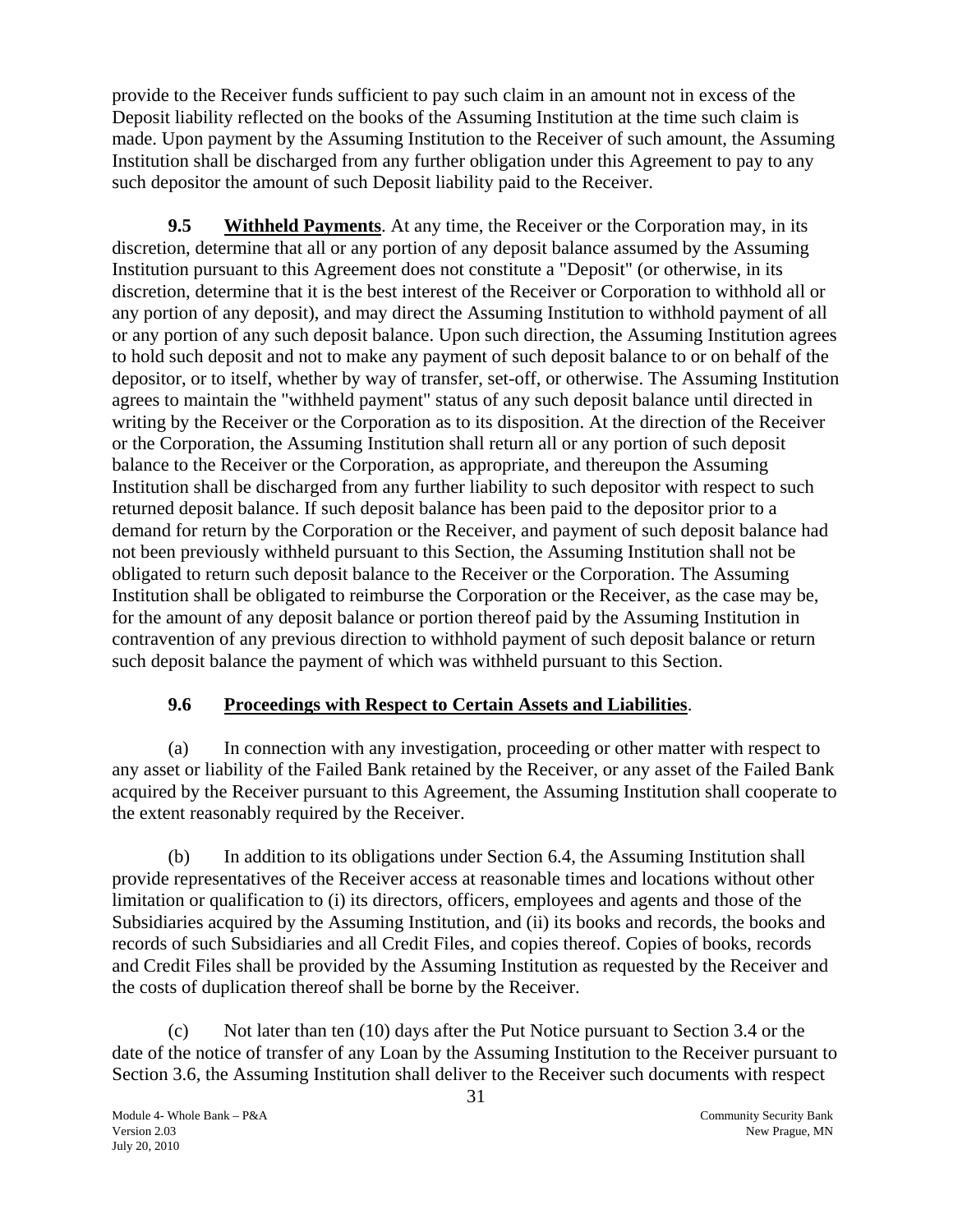provide to the Receiver funds sufficient to pay such claim in an amount not in excess of the Deposit liability reflected on the books of the Assuming Institution at the time such claim is made. Upon payment by the Assuming Institution to the Receiver of such amount, the Assuming Institution shall be discharged from any further obligation under this Agreement to pay to any such depositor the amount of such Deposit liability paid to the Receiver.

**9.5 Withheld Payments**. At any time, the Receiver or the Corporation may, in its discretion, determine that all or any portion of any deposit balance assumed by the Assuming Institution pursuant to this Agreement does not constitute a "Deposit" (or otherwise, in its discretion, determine that it is the best interest of the Receiver or Corporation to withhold all or any portion of any deposit), and may direct the Assuming Institution to withhold payment of all or any portion of any such deposit balance. Upon such direction, the Assuming Institution agrees to hold such deposit and not to make any payment of such deposit balance to or on behalf of the depositor, or to itself, whether by way of transfer, set-off, or otherwise. The Assuming Institution agrees to maintain the "withheld payment" status of any such deposit balance until directed in writing by the Receiver or the Corporation as to its disposition. At the direction of the Receiver or the Corporation, the Assuming Institution shall return all or any portion of such deposit balance to the Receiver or the Corporation, as appropriate, and thereupon the Assuming Institution shall be discharged from any further liability to such depositor with respect to such returned deposit balance. If such deposit balance has been paid to the depositor prior to a demand for return by the Corporation or the Receiver, and payment of such deposit balance had not been previously withheld pursuant to this Section, the Assuming Institution shall not be obligated to return such deposit balance to the Receiver or the Corporation. The Assuming Institution shall be obligated to reimburse the Corporation or the Receiver, as the case may be, for the amount of any deposit balance or portion thereof paid by the Assuming Institution in contravention of any previous direction to withhold payment of such deposit balance or return such deposit balance the payment of which was withheld pursuant to this Section.

## 9.6 Proceedings with Respect to Certain Assets and Liabilities.

(a) In connection with any investigation, proceeding or other matter with respect to any asset or liability of the Failed Bank retained by the Receiver, or any asset of the Failed Bank acquired by the Receiver pursuant to this Agreement, the Assuming Institution shall cooperate to the extent reasonably required by the Receiver.

(b) In addition to its obligations under Section 6.4, the Assuming Institution shall provide representatives of the Receiver access at reasonable times and locations without other limitation or qualification to (i) its directors, officers, employees and agents and those of the Subsidiaries acquired by the Assuming Institution, and (ii) its books and records, the books and records of such Subsidiaries and all Credit Files, and copies thereof. Copies of books, records and Credit Files shall be provided by the Assuming Institution as requested by the Receiver and the costs of duplication thereof shall be borne by the Receiver.

(c) Not later than ten (10) days after the Put Notice pursuant to Section 3.4 or the date of the notice of transfer of any Loan by the Assuming Institution to the Receiver pursuant to Section 3.6, the Assuming Institution shall deliver to the Receiver such documents with respect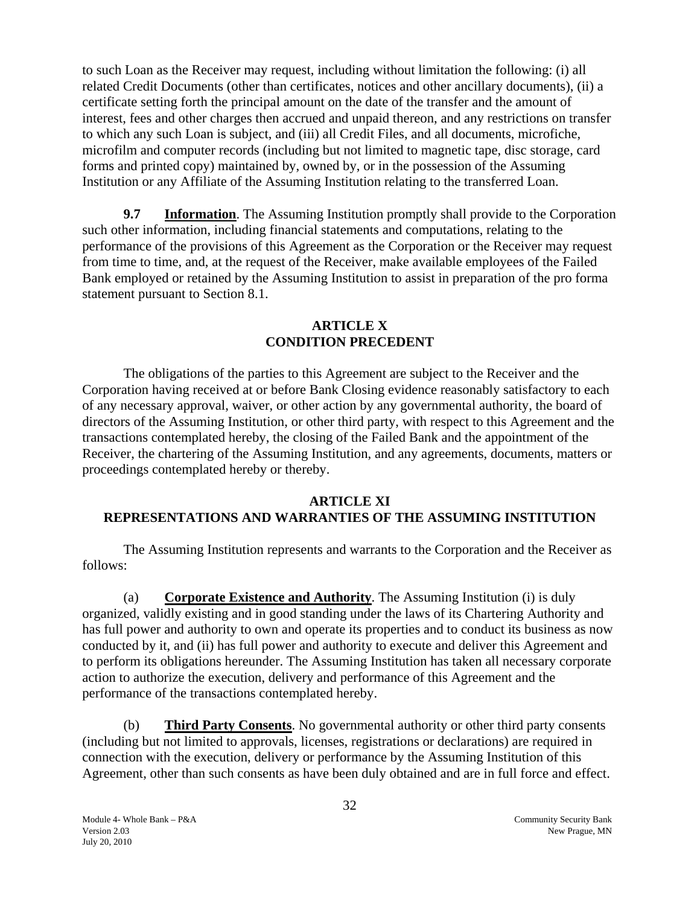to such Loan as the Receiver may request, including without limitation the following: (i) all related Credit Documents (other than certificates, notices and other ancillary documents), (ii) a certificate setting forth the principal amount on the date of the transfer and the amount of interest, fees and other charges then accrued and unpaid thereon, and any restrictions on transfer to which any such Loan is subject, and (iii) all Credit Files, and all documents, microfiche, microfilm and computer records (including but not limited to magnetic tape, disc storage, card forms and printed copy) maintained by, owned by, or in the possession of the Assuming Institution or any Affiliate of the Assuming Institution relating to the transferred Loan.

**9.7 Information**. The Assuming Institution promptly shall provide to the Corporation such other information, including financial statements and computations, relating to the performance of the provisions of this Agreement as the Corporation or the Receiver may request from time to time, and, at the request of the Receiver, make available employees of the Failed Bank employed or retained by the Assuming Institution to assist in preparation of the pro forma statement pursuant to Section 8.1.

## ARTICLE X
## CONDITION PRECEDENT

The obligations of the parties to this Agreement are subject to the Receiver and the Corporation having received at or before Bank Closing evidence reasonably satisfactory to each of any necessary approval, waiver, or other action by any governmental authority, the board of directors of the Assuming Institution, or other third party, with respect to this Agreement and the transactions contemplated hereby, the closing of the Failed Bank and the appointment of the Receiver, the chartering of the Assuming Institution, and any agreements, documents, matters or proceedings contemplated hereby or thereby.

## ARTICLE XI
## REPRESENTATIONS AND WARRANTIES OF THE ASSUMING INSTITUTION

The Assuming Institution represents and warrants to the Corporation and the Receiver as follows:

(a) **Corporate Existence and Authority**. The Assuming Institution (i) is duly organized, validly existing and in good standing under the laws of its Chartering Authority and has full power and authority to own and operate its properties and to conduct its business as now conducted by it, and (ii) has full power and authority to execute and deliver this Agreement and to perform its obligations hereunder. The Assuming Institution has taken all necessary corporate action to authorize the execution, delivery and performance of this Agreement and the performance of the transactions contemplated hereby.

(b) **Third Party Consents**. No governmental authority or other third party consents (including but not limited to approvals, licenses, registrations or declarations) are required in connection with the execution, delivery or performance by the Assuming Institution of this Agreement, other than such consents as have been duly obtained and are in full force and effect.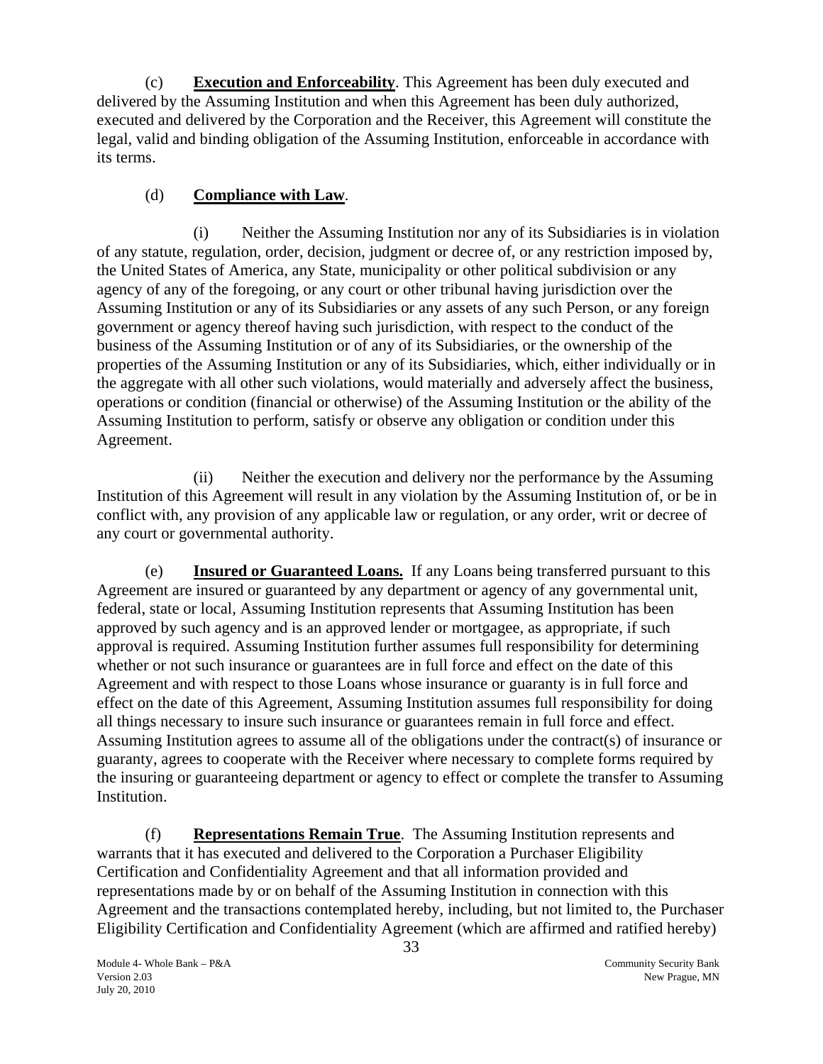(c) **Execution and Enforceability**. This Agreement has been duly executed and delivered by the Assuming Institution and when this Agreement has been duly authorized, executed and delivered by the Corporation and the Receiver, this Agreement will constitute the legal, valid and binding obligation of the Assuming Institution, enforceable in accordance with its terms.

(d) **Compliance with Law**.

(i) Neither the Assuming Institution nor any of its Subsidiaries is in violation of any statute, regulation, order, decision, judgment or decree of, or any restriction imposed by, the United States of America, any State, municipality or other political subdivision or any agency of any of the foregoing, or any court or other tribunal having jurisdiction over the Assuming Institution or any of its Subsidiaries or any assets of any such Person, or any foreign government or agency thereof having such jurisdiction, with respect to the conduct of the business of the Assuming Institution or of any of its Subsidiaries, or the ownership of the properties of the Assuming Institution or any of its Subsidiaries, which, either individually or in the aggregate with all other such violations, would materially and adversely affect the business, operations or condition (financial or otherwise) of the Assuming Institution or the ability of the Assuming Institution to perform, satisfy or observe any obligation or condition under this Agreement.

(ii) Neither the execution and delivery nor the performance by the Assuming Institution of this Agreement will result in any violation by the Assuming Institution of, or be in conflict with, any provision of any applicable law or regulation, or any order, writ or decree of any court or governmental authority.

(e) **Insured or Guaranteed Loans.** If any Loans being transferred pursuant to this Agreement are insured or guaranteed by any department or agency of any governmental unit, federal, state or local, Assuming Institution represents that Assuming Institution has been approved by such agency and is an approved lender or mortgagee, as appropriate, if such approval is required. Assuming Institution further assumes full responsibility for determining whether or not such insurance or guarantees are in full force and effect on the date of this Agreement and with respect to those Loans whose insurance or guaranty is in full force and effect on the date of this Agreement, Assuming Institution assumes full responsibility for doing all things necessary to insure such insurance or guarantees remain in full force and effect. Assuming Institution agrees to assume all of the obligations under the contract(s) of insurance or guaranty, agrees to cooperate with the Receiver where necessary to complete forms required by the insuring or guaranteeing department or agency to effect or complete the transfer to Assuming Institution.

(f) **Representations Remain True**. The Assuming Institution represents and warrants that it has executed and delivered to the Corporation a Purchaser Eligibility Certification and Confidentiality Agreement and that all information provided and representations made by or on behalf of the Assuming Institution in connection with this Agreement and the transactions contemplated hereby, including, but not limited to, the Purchaser Eligibility Certification and Confidentiality Agreement (which are affirmed and ratified hereby)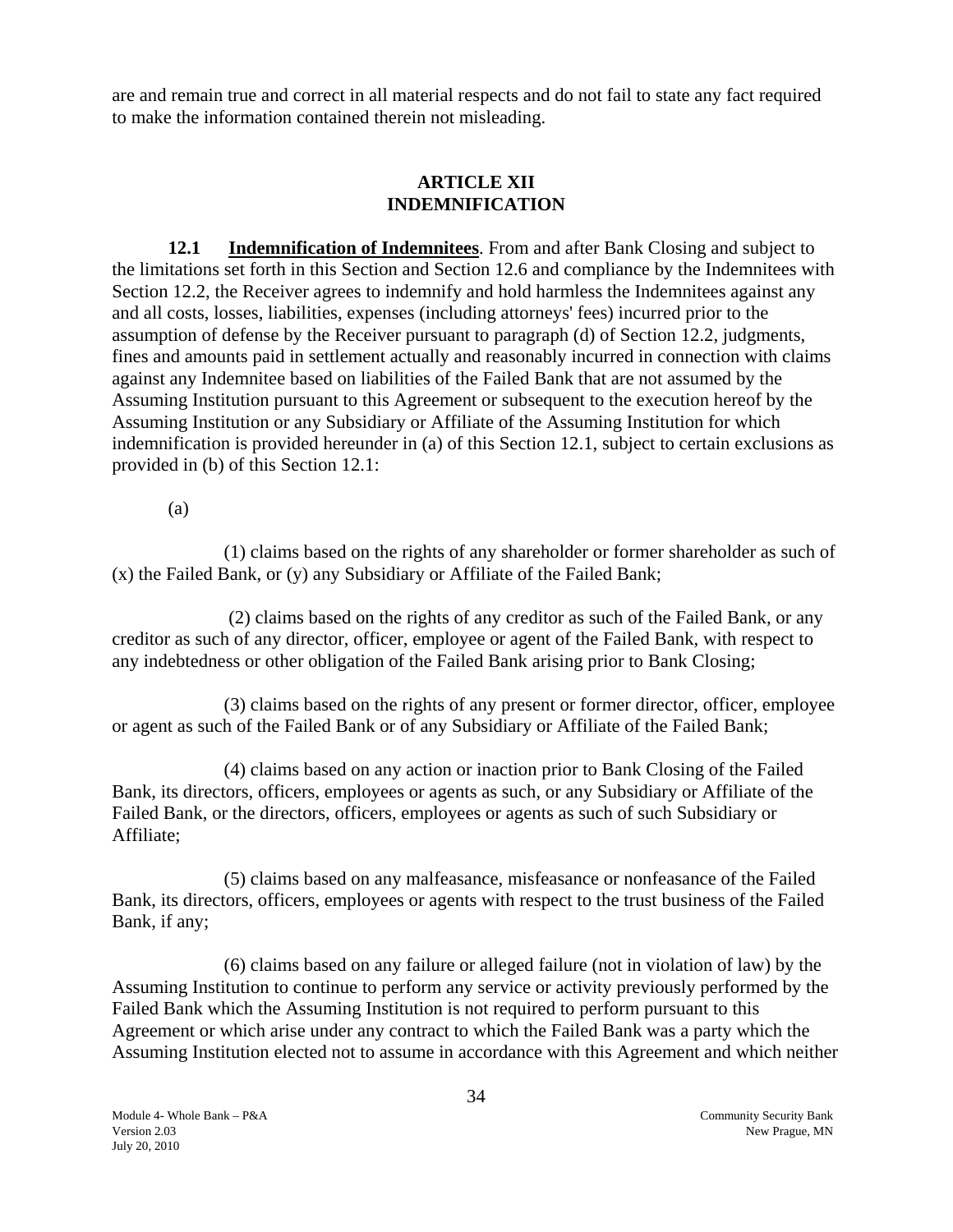are and remain true and correct in all material respects and do not fail to state any fact required to make the information contained therein not misleading.

## ARTICLE XII
## INDEMNIFICATION

**12.1 Indemnification of Indemnitees**. From and after Bank Closing and subject to the limitations set forth in this Section and Section 12.6 and compliance by the Indemnitees with Section 12.2, the Receiver agrees to indemnify and hold harmless the Indemnitees against any and all costs, losses, liabilities, expenses (including attorneys' fees) incurred prior to the assumption of defense by the Receiver pursuant to paragraph (d) of Section 12.2, judgments, fines and amounts paid in settlement actually and reasonably incurred in connection with claims against any Indemnitee based on liabilities of the Failed Bank that are not assumed by the Assuming Institution pursuant to this Agreement or subsequent to the execution hereof by the Assuming Institution or any Subsidiary or Affiliate of the Assuming Institution for which indemnification is provided hereunder in (a) of this Section 12.1, subject to certain exclusions as provided in (b) of this Section 12.1:

(a)

(1) claims based on the rights of any shareholder or former shareholder as such of (x) the Failed Bank, or (y) any Subsidiary or Affiliate of the Failed Bank;

(2) claims based on the rights of any creditor as such of the Failed Bank, or any creditor as such of any director, officer, employee or agent of the Failed Bank, with respect to any indebtedness or other obligation of the Failed Bank arising prior to Bank Closing;

(3) claims based on the rights of any present or former director, officer, employee or agent as such of the Failed Bank or of any Subsidiary or Affiliate of the Failed Bank;

(4) claims based on any action or inaction prior to Bank Closing of the Failed Bank, its directors, officers, employees or agents as such, or any Subsidiary or Affiliate of the Failed Bank, or the directors, officers, employees or agents as such of such Subsidiary or Affiliate;

(5) claims based on any malfeasance, misfeasance or nonfeasance of the Failed Bank, its directors, officers, employees or agents with respect to the trust business of the Failed Bank, if any;

(6) claims based on any failure or alleged failure (not in violation of law) by the Assuming Institution to continue to perform any service or activity previously performed by the Failed Bank which the Assuming Institution is not required to perform pursuant to this Agreement or which arise under any contract to which the Failed Bank was a party which the Assuming Institution elected not to assume in accordance with this Agreement and which neither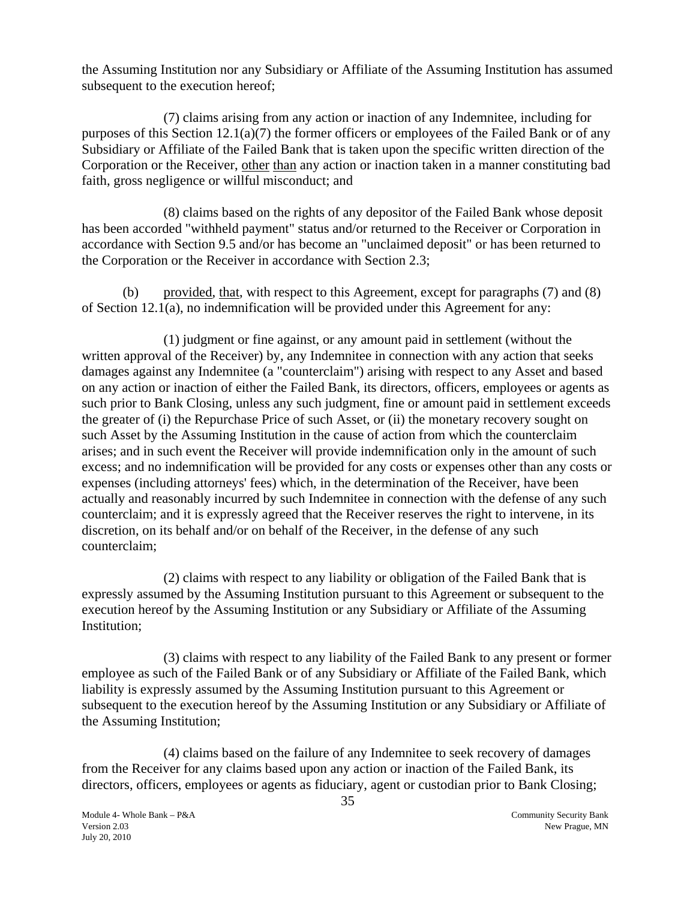the Assuming Institution nor any Subsidiary or Affiliate of the Assuming Institution has assumed subsequent to the execution hereof;

(7) claims arising from any action or inaction of any Indemnitee, including for purposes of this Section 12.1(a)(7) the former officers or employees of the Failed Bank or of any Subsidiary or Affiliate of the Failed Bank that is taken upon the specific written direction of the Corporation or the Receiver, other than any action or inaction taken in a manner constituting bad faith, gross negligence or willful misconduct; and

(8) claims based on the rights of any depositor of the Failed Bank whose deposit has been accorded "withheld payment" status and/or returned to the Receiver or Corporation in accordance with Section 9.5 and/or has become an "unclaimed deposit" or has been returned to the Corporation or the Receiver in accordance with Section 2.3;

(b) provided, that, with respect to this Agreement, except for paragraphs (7) and (8) of Section 12.1(a), no indemnification will be provided under this Agreement for any:

(1) judgment or fine against, or any amount paid in settlement (without the written approval of the Receiver) by, any Indemnitee in connection with any action that seeks damages against any Indemnitee (a "counterclaim") arising with respect to any Asset and based on any action or inaction of either the Failed Bank, its directors, officers, employees or agents as such prior to Bank Closing, unless any such judgment, fine or amount paid in settlement exceeds the greater of (i) the Repurchase Price of such Asset, or (ii) the monetary recovery sought on such Asset by the Assuming Institution in the cause of action from which the counterclaim arises; and in such event the Receiver will provide indemnification only in the amount of such excess; and no indemnification will be provided for any costs or expenses other than any costs or expenses (including attorneys' fees) which, in the determination of the Receiver, have been actually and reasonably incurred by such Indemnitee in connection with the defense of any such counterclaim; and it is expressly agreed that the Receiver reserves the right to intervene, in its discretion, on its behalf and/or on behalf of the Receiver, in the defense of any such counterclaim;

(2) claims with respect to any liability or obligation of the Failed Bank that is expressly assumed by the Assuming Institution pursuant to this Agreement or subsequent to the execution hereof by the Assuming Institution or any Subsidiary or Affiliate of the Assuming Institution;

(3) claims with respect to any liability of the Failed Bank to any present or former employee as such of the Failed Bank or of any Subsidiary or Affiliate of the Failed Bank, which liability is expressly assumed by the Assuming Institution pursuant to this Agreement or subsequent to the execution hereof by the Assuming Institution or any Subsidiary or Affiliate of the Assuming Institution;

(4) claims based on the failure of any Indemnitee to seek recovery of damages from the Receiver for any claims based upon any action or inaction of the Failed Bank, its directors, officers, employees or agents as fiduciary, agent or custodian prior to Bank Closing;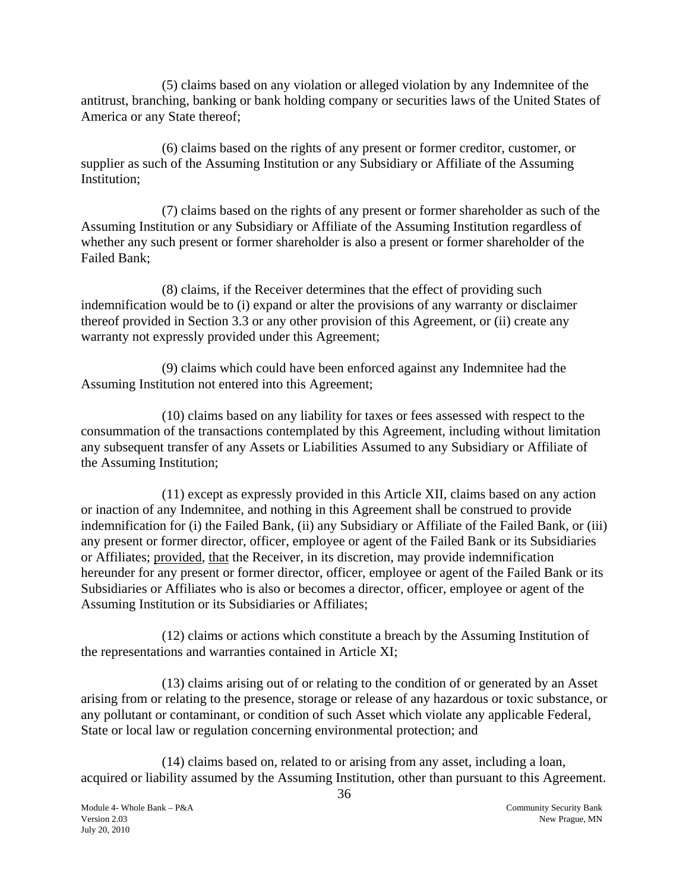(5) claims based on any violation or alleged violation by any Indemnitee of the antitrust, branching, banking or bank holding company or securities laws of the United States of America or any State thereof;

(6) claims based on the rights of any present or former creditor, customer, or supplier as such of the Assuming Institution or any Subsidiary or Affiliate of the Assuming Institution;

(7) claims based on the rights of any present or former shareholder as such of the Assuming Institution or any Subsidiary or Affiliate of the Assuming Institution regardless of whether any such present or former shareholder is also a present or former shareholder of the Failed Bank;

(8) claims, if the Receiver determines that the effect of providing such indemnification would be to (i) expand or alter the provisions of any warranty or disclaimer thereof provided in Section 3.3 or any other provision of this Agreement, or (ii) create any warranty not expressly provided under this Agreement;

(9) claims which could have been enforced against any Indemnitee had the Assuming Institution not entered into this Agreement;

(10) claims based on any liability for taxes or fees assessed with respect to the consummation of the transactions contemplated by this Agreement, including without limitation any subsequent transfer of any Assets or Liabilities Assumed to any Subsidiary or Affiliate of the Assuming Institution;

(11) except as expressly provided in this Article XII, claims based on any action or inaction of any Indemnitee, and nothing in this Agreement shall be construed to provide indemnification for (i) the Failed Bank, (ii) any Subsidiary or Affiliate of the Failed Bank, or (iii) any present or former director, officer, employee or agent of the Failed Bank or its Subsidiaries or Affiliates; provided, that the Receiver, in its discretion, may provide indemnification hereunder for any present or former director, officer, employee or agent of the Failed Bank or its Subsidiaries or Affiliates who is also or becomes a director, officer, employee or agent of the Assuming Institution or its Subsidiaries or Affiliates;

(12) claims or actions which constitute a breach by the Assuming Institution of the representations and warranties contained in Article XI;

(13) claims arising out of or relating to the condition of or generated by an Asset arising from or relating to the presence, storage or release of any hazardous or toxic substance, or any pollutant or contaminant, or condition of such Asset which violate any applicable Federal, State or local law or regulation concerning environmental protection; and

(14) claims based on, related to or arising from any asset, including a loan, acquired or liability assumed by the Assuming Institution, other than pursuant to this Agreement.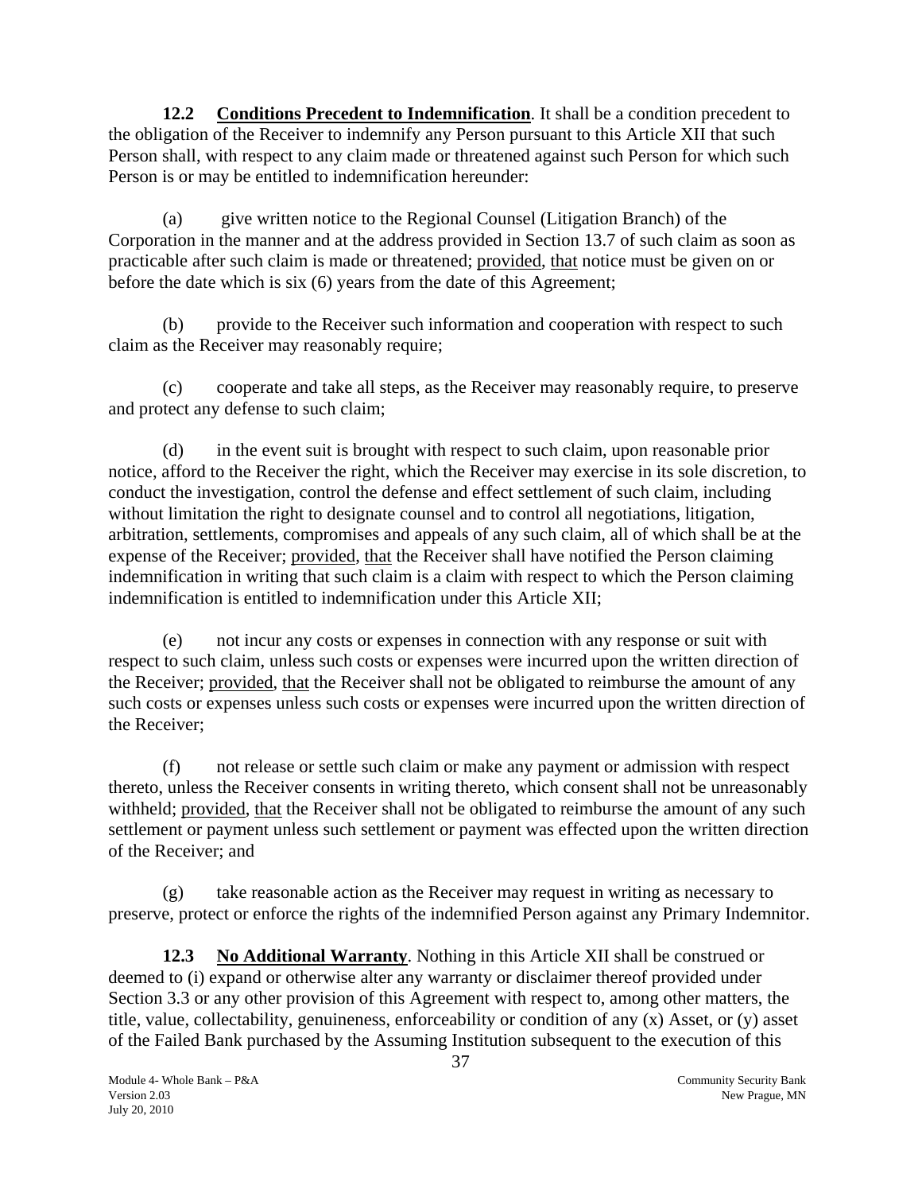**12.2 Conditions Precedent to Indemnification**. It shall be a condition precedent to the obligation of the Receiver to indemnify any Person pursuant to this Article XII that such Person shall, with respect to any claim made or threatened against such Person for which such Person is or may be entitled to indemnification hereunder:

(a) give written notice to the Regional Counsel (Litigation Branch) of the Corporation in the manner and at the address provided in Section 13.7 of such claim as soon as practicable after such claim is made or threatened; provided, that notice must be given on or before the date which is six (6) years from the date of this Agreement;

(b) provide to the Receiver such information and cooperation with respect to such claim as the Receiver may reasonably require;

(c) cooperate and take all steps, as the Receiver may reasonably require, to preserve and protect any defense to such claim;

(d) in the event suit is brought with respect to such claim, upon reasonable prior notice, afford to the Receiver the right, which the Receiver may exercise in its sole discretion, to conduct the investigation, control the defense and effect settlement of such claim, including without limitation the right to designate counsel and to control all negotiations, litigation, arbitration, settlements, compromises and appeals of any such claim, all of which shall be at the expense of the Receiver; provided, that the Receiver shall have notified the Person claiming indemnification in writing that such claim is a claim with respect to which the Person claiming indemnification is entitled to indemnification under this Article XII;

(e) not incur any costs or expenses in connection with any response or suit with respect to such claim, unless such costs or expenses were incurred upon the written direction of the Receiver; provided, that the Receiver shall not be obligated to reimburse the amount of any such costs or expenses unless such costs or expenses were incurred upon the written direction of the Receiver;

(f) not release or settle such claim or make any payment or admission with respect thereto, unless the Receiver consents in writing thereto, which consent shall not be unreasonably withheld; provided, that the Receiver shall not be obligated to reimburse the amount of any such settlement or payment unless such settlement or payment was effected upon the written direction of the Receiver; and

(g) take reasonable action as the Receiver may request in writing as necessary to preserve, protect or enforce the rights of the indemnified Person against any Primary Indemnitor.

**12.3 No Additional Warranty**. Nothing in this Article XII shall be construed or deemed to (i) expand or otherwise alter any warranty or disclaimer thereof provided under Section 3.3 or any other provision of this Agreement with respect to, among other matters, the title, value, collectability, genuineness, enforceability or condition of any (x) Asset, or (y) asset of the Failed Bank purchased by the Assuming Institution subsequent to the execution of this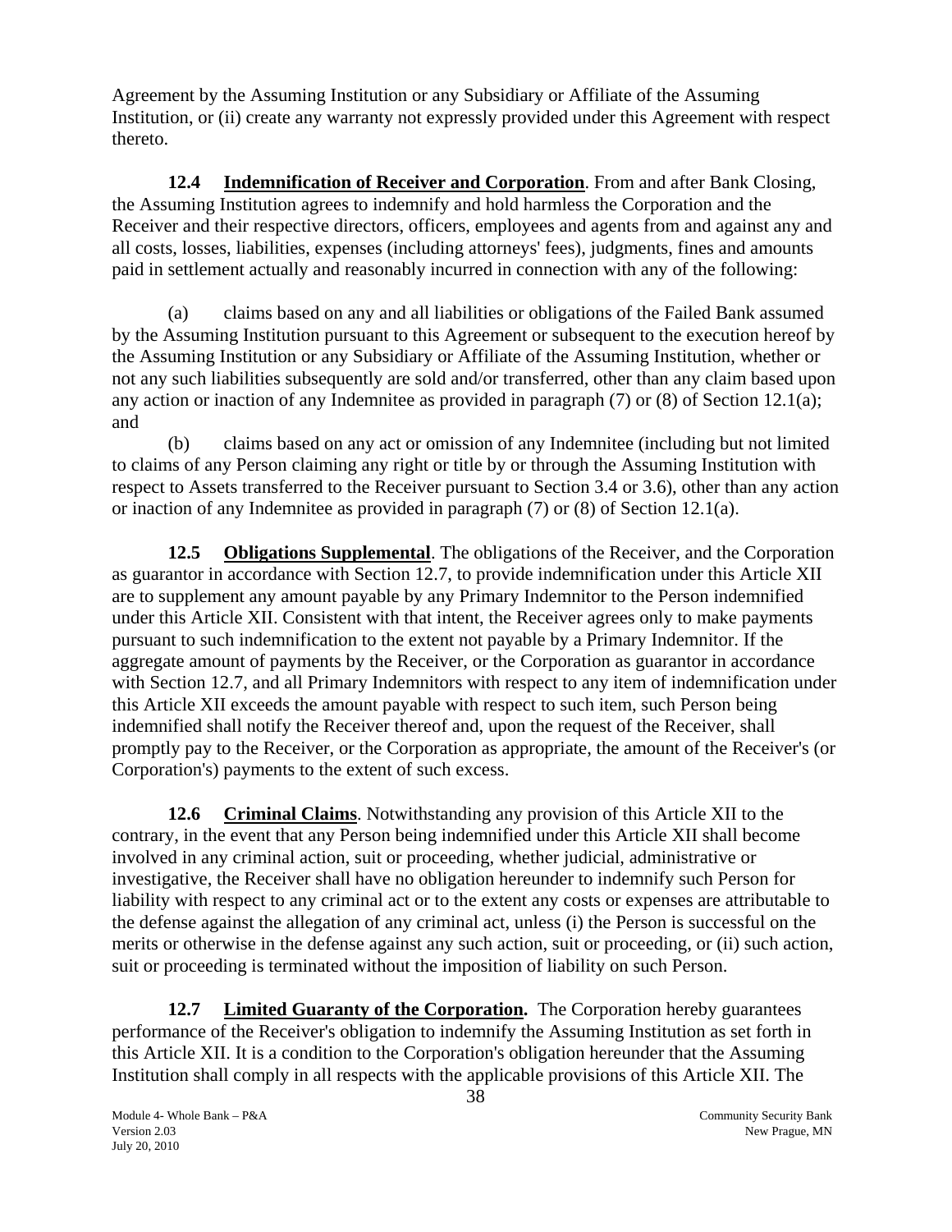Agreement by the Assuming Institution or any Subsidiary or Affiliate of the Assuming Institution, or (ii) create any warranty not expressly provided under this Agreement with respect thereto.

**12.4 <u>Indemnification of Receiver and Corporation</u>**. From and after Bank Closing, the Assuming Institution agrees to indemnify and hold harmless the Corporation and the Receiver and their respective directors, officers, employees and agents from and against any and all costs, losses, liabilities, expenses (including attorneys' fees), judgments, fines and amounts paid in settlement actually and reasonably incurred in connection with any of the following:

(a) claims based on any and all liabilities or obligations of the Failed Bank assumed by the Assuming Institution pursuant to this Agreement or subsequent to the execution hereof by the Assuming Institution or any Subsidiary or Affiliate of the Assuming Institution, whether or not any such liabilities subsequently are sold and/or transferred, other than any claim based upon any action or inaction of any Indemnitee as provided in paragraph (7) or (8) of Section 12.1(a); and

(b) claims based on any act or omission of any Indemnitee (including but not limited to claims of any Person claiming any right or title by or through the Assuming Institution with respect to Assets transferred to the Receiver pursuant to Section 3.4 or 3.6), other than any action or inaction of any Indemnitee as provided in paragraph (7) or (8) of Section 12.1(a).

**12.5 <u>Obligations Supplemental</u>**. The obligations of the Receiver, and the Corporation as guarantor in accordance with Section 12.7, to provide indemnification under this Article XII are to supplement any amount payable by any Primary Indemnitor to the Person indemnified under this Article XII. Consistent with that intent, the Receiver agrees only to make payments pursuant to such indemnification to the extent not payable by a Primary Indemnitor. If the aggregate amount of payments by the Receiver, or the Corporation as guarantor in accordance with Section 12.7, and all Primary Indemnitors with respect to any item of indemnification under this Article XII exceeds the amount payable with respect to such item, such Person being indemnified shall notify the Receiver thereof and, upon the request of the Receiver, shall promptly pay to the Receiver, or the Corporation as appropriate, the amount of the Receiver's (or Corporation's) payments to the extent of such excess.

**12.6 <u>Criminal Claims</u>**. Notwithstanding any provision of this Article XII to the contrary, in the event that any Person being indemnified under this Article XII shall become involved in any criminal action, suit or proceeding, whether judicial, administrative or investigative, the Receiver shall have no obligation hereunder to indemnify such Person for liability with respect to any criminal act or to the extent any costs or expenses are attributable to the defense against the allegation of any criminal act, unless (i) the Person is successful on the merits or otherwise in the defense against any such action, suit or proceeding, or (ii) such action, suit or proceeding is terminated without the imposition of liability on such Person.

**12.7 <u>Limited Guaranty of the Corporation.</u>** The Corporation hereby guarantees performance of the Receiver's obligation to indemnify the Assuming Institution as set forth in this Article XII. It is a condition to the Corporation's obligation hereunder that the Assuming Institution shall comply in all respects with the applicable provisions of this Article XII. The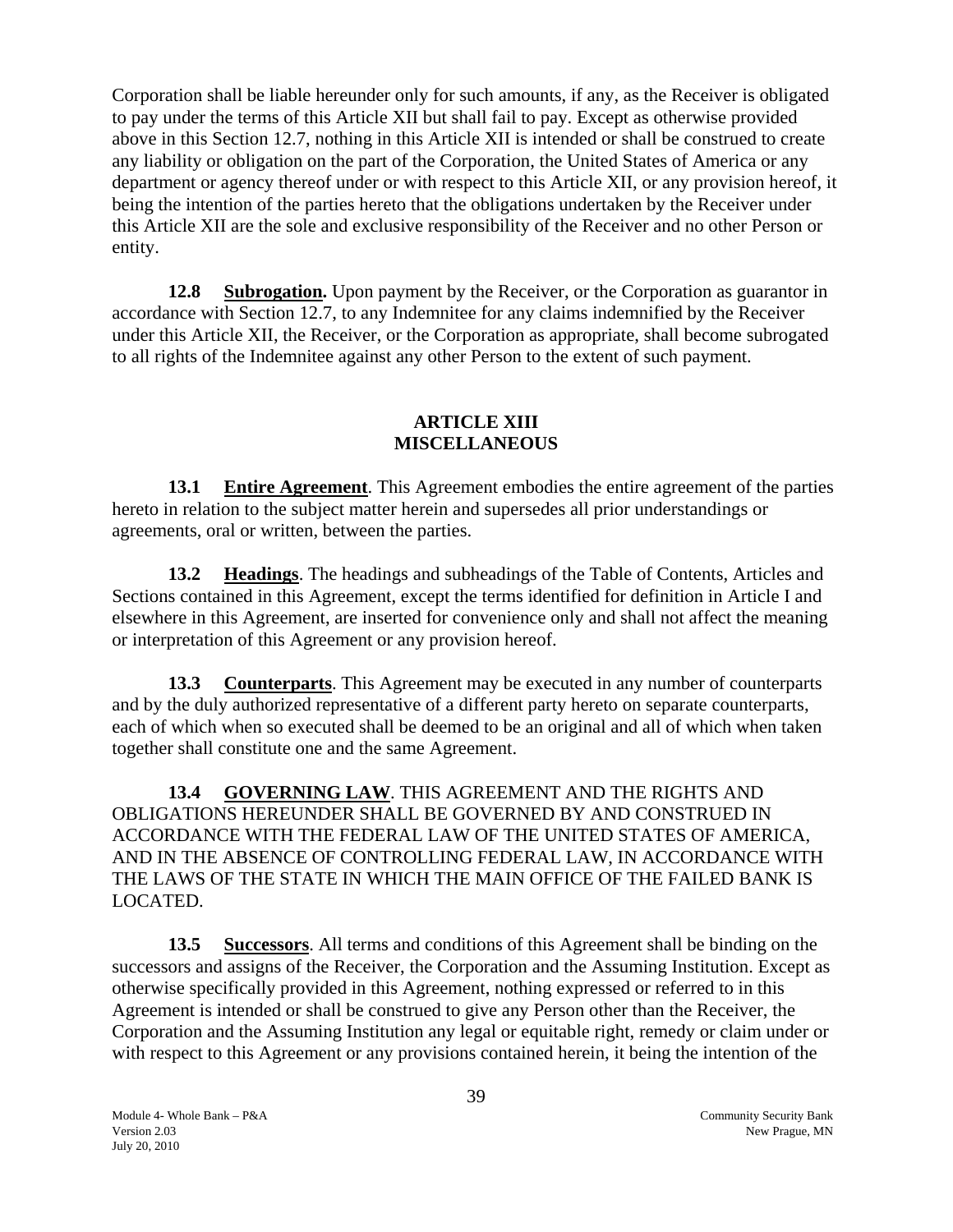Corporation shall be liable hereunder only for such amounts, if any, as the Receiver is obligated to pay under the terms of this Article XII but shall fail to pay. Except as otherwise provided above in this Section 12.7, nothing in this Article XII is intended or shall be construed to create any liability or obligation on the part of the Corporation, the United States of America or any department or agency thereof under or with respect to this Article XII, or any provision hereof, it being the intention of the parties hereto that the obligations undertaken by the Receiver under this Article XII are the sole and exclusive responsibility of the Receiver and no other Person or entity.

**12.8 Subrogation.** Upon payment by the Receiver, or the Corporation as guarantor in accordance with Section 12.7, to any Indemnitee for any claims indemnified by the Receiver under this Article XII, the Receiver, or the Corporation as appropriate, shall become subrogated to all rights of the Indemnitee against any other Person to the extent of such payment.

## ARTICLE XIII
## MISCELLANEOUS

**13.1 Entire Agreement**. This Agreement embodies the entire agreement of the parties hereto in relation to the subject matter herein and supersedes all prior understandings or agreements, oral or written, between the parties.

**13.2 Headings**. The headings and subheadings of the Table of Contents, Articles and Sections contained in this Agreement, except the terms identified for definition in Article I and elsewhere in this Agreement, are inserted for convenience only and shall not affect the meaning or interpretation of this Agreement or any provision hereof.

**13.3 Counterparts**. This Agreement may be executed in any number of counterparts and by the duly authorized representative of a different party hereto on separate counterparts, each of which when so executed shall be deemed to be an original and all of which when taken together shall constitute one and the same Agreement.

**13.4 GOVERNING LAW**. THIS AGREEMENT AND THE RIGHTS AND OBLIGATIONS HEREUNDER SHALL BE GOVERNED BY AND CONSTRUED IN ACCORDANCE WITH THE FEDERAL LAW OF THE UNITED STATES OF AMERICA, AND IN THE ABSENCE OF CONTROLLING FEDERAL LAW, IN ACCORDANCE WITH THE LAWS OF THE STATE IN WHICH THE MAIN OFFICE OF THE FAILED BANK IS LOCATED.

**13.5 Successors**. All terms and conditions of this Agreement shall be binding on the successors and assigns of the Receiver, the Corporation and the Assuming Institution. Except as otherwise specifically provided in this Agreement, nothing expressed or referred to in this Agreement is intended or shall be construed to give any Person other than the Receiver, the Corporation and the Assuming Institution any legal or equitable right, remedy or claim under or with respect to this Agreement or any provisions contained herein, it being the intention of the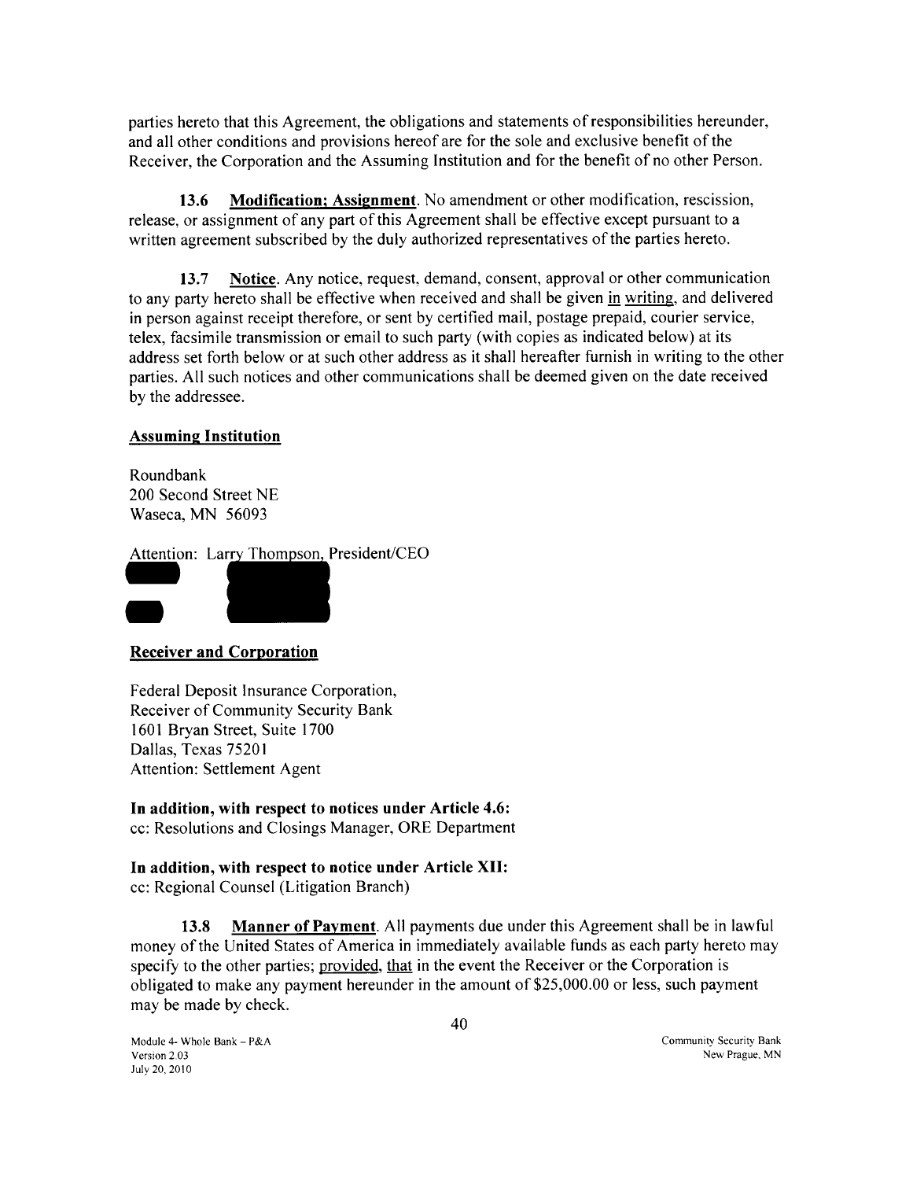parties hereto that this Agreement, the obligations and statements of responsibilities hereunder, and all other conditions and provisions hereof are for the sole and exclusive benefit of the Receiver, the Corporation and the Assuming Institution and for the benefit of no other Person.

**13.6 Modification; Assignment**. No amendment or other modification, rescission, release, or assignment of any part of this Agreement shall be effective except pursuant to a written agreement subscribed by the duly authorized representatives of the parties hereto.

**13.7 Notice**. Any notice, request, demand, consent, approval or other communication to any party hereto shall be effective when received and shall be given in writing, and delivered in person against receipt therefore, or sent by certified mail, postage prepaid, courier service, telex, facsimile transmission or email to such party (with copies as indicated below) at its address set forth below or at such other address as it shall hereafter furnish in writing to the other parties. All such notices and other communications shall be deemed given on the date received by the addressee.

**Assuming Institution**

Roundbank
200 Second Street NE
Waseca, MN 56093

Attention: Larry Thompson, President/CEO

**Receiver and Corporation**

Federal Deposit Insurance Corporation,
Receiver of Community Security Bank
1601 Bryan Street, Suite 1700
Dallas, Texas 75201
Attention: Settlement Agent

**In addition, with respect to notices under Article 4.6:**
cc: Resolutions and Closings Manager, ORE Department

**In addition, with respect to notice under Article XII:**
cc: Regional Counsel (Litigation Branch)

**13.8 Manner of Payment**. All payments due under this Agreement shall be in lawful money of the United States of America in immediately available funds as each party hereto may specify to the other parties; provided, that in the event the Receiver or the Corporation is obligated to make any payment hereunder in the amount of $25,000.00 or less, such payment may be made by check.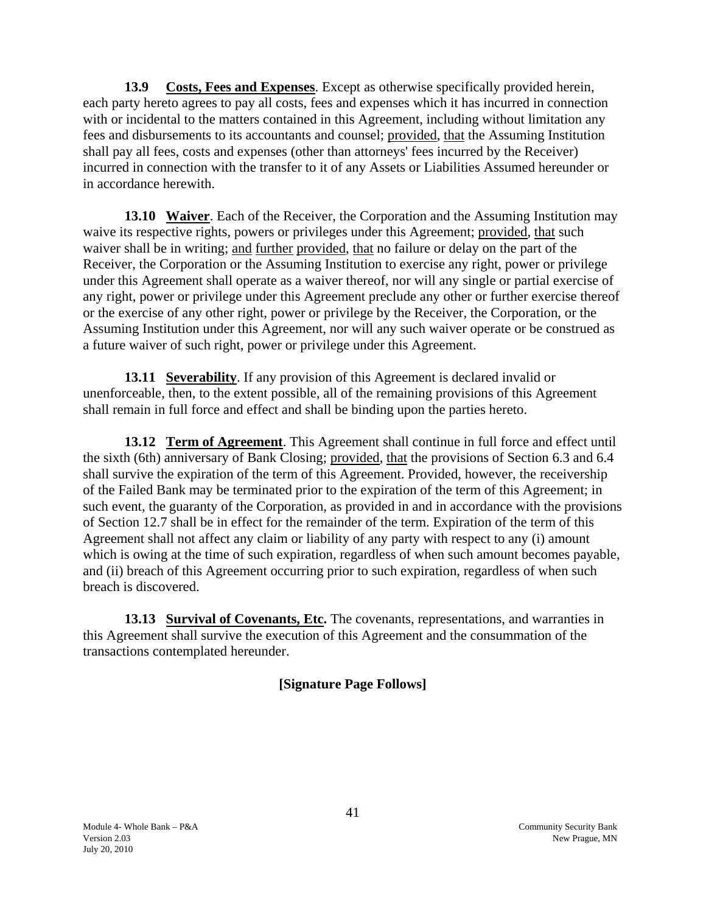**13.9 Costs, Fees and Expenses**. Except as otherwise specifically provided herein, each party hereto agrees to pay all costs, fees and expenses which it has incurred in connection with or incidental to the matters contained in this Agreement, including without limitation any fees and disbursements to its accountants and counsel; provided, that the Assuming Institution shall pay all fees, costs and expenses (other than attorneys' fees incurred by the Receiver) incurred in connection with the transfer to it of any Assets or Liabilities Assumed hereunder or in accordance herewith.

**13.10 Waiver**. Each of the Receiver, the Corporation and the Assuming Institution may waive its respective rights, powers or privileges under this Agreement; provided, that such waiver shall be in writing; and further provided, that no failure or delay on the part of the Receiver, the Corporation or the Assuming Institution to exercise any right, power or privilege under this Agreement shall operate as a waiver thereof, nor will any single or partial exercise of any right, power or privilege under this Agreement preclude any other or further exercise thereof or the exercise of any other right, power or privilege by the Receiver, the Corporation, or the Assuming Institution under this Agreement, nor will any such waiver operate or be construed as a future waiver of such right, power or privilege under this Agreement.

**13.11 Severability**. If any provision of this Agreement is declared invalid or unenforceable, then, to the extent possible, all of the remaining provisions of this Agreement shall remain in full force and effect and shall be binding upon the parties hereto.

**13.12 Term of Agreement**. This Agreement shall continue in full force and effect until the sixth (6th) anniversary of Bank Closing; provided, that the provisions of Section 6.3 and 6.4 shall survive the expiration of the term of this Agreement. Provided, however, the receivership of the Failed Bank may be terminated prior to the expiration of the term of this Agreement; in such event, the guaranty of the Corporation, as provided in and in accordance with the provisions of Section 12.7 shall be in effect for the remainder of the term. Expiration of the term of this Agreement shall not affect any claim or liability of any party with respect to any (i) amount which is owing at the time of such expiration, regardless of when such amount becomes payable, and (ii) breach of this Agreement occurring prior to such expiration, regardless of when such breach is discovered.

**13.13 Survival of Covenants, Etc.** The covenants, representations, and warranties in this Agreement shall survive the execution of this Agreement and the consummation of the transactions contemplated hereunder.

**[Signature Page Follows]**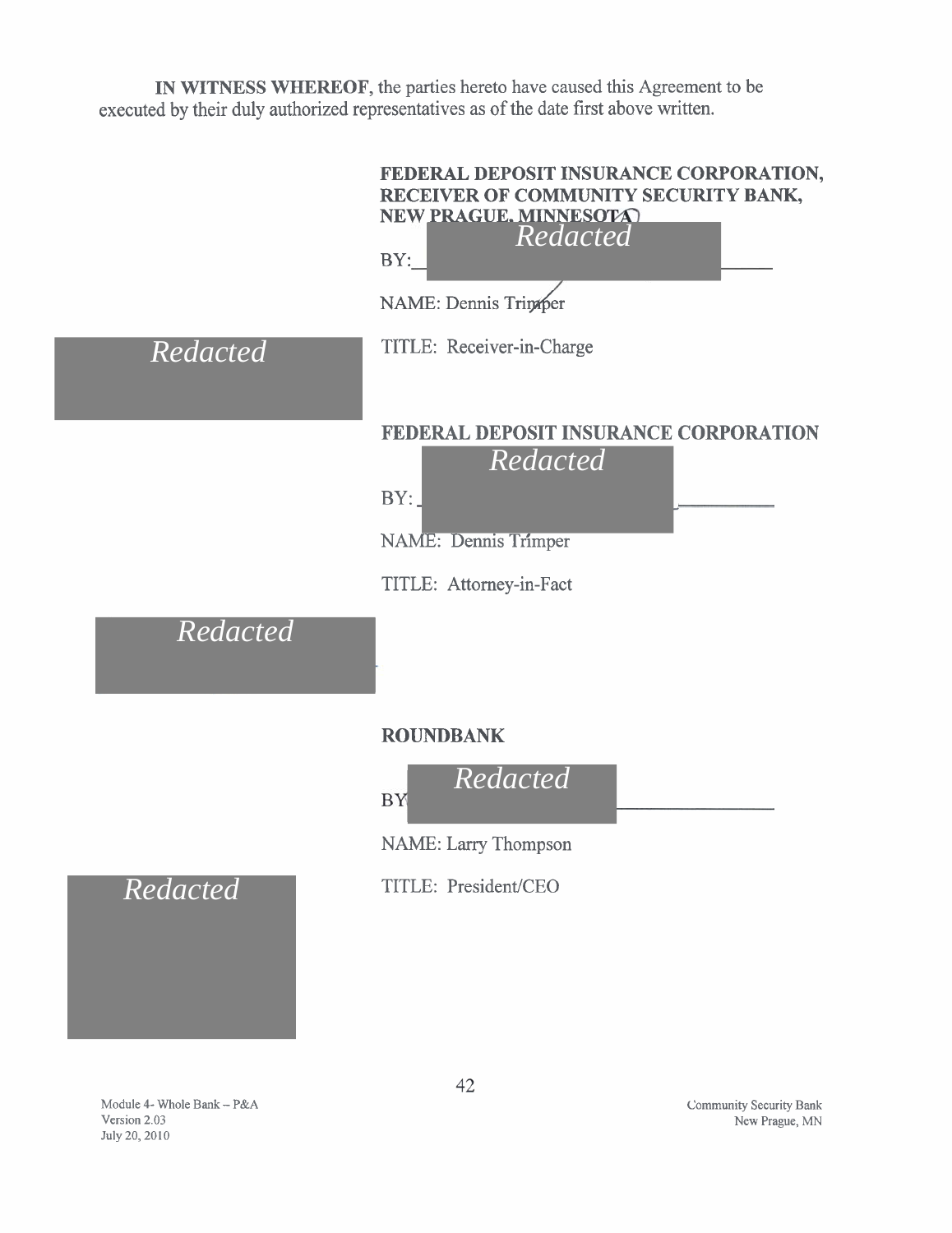**IN WITNESS WHEREOF**, the parties hereto have caused this Agreement to be executed by their duly authorized representatives as of the date first above written.

**FEDERAL DEPOSIT INSURANCE CORPORATION, RECEIVER OF COMMUNITY SECURITY BANK, NEW PRAGUE, MINNESOTA**

*Redacted*

BY:______________________________

NAME: Dennis Trimper

*Redacted*

TITLE: Receiver-in-Charge

**FEDERAL DEPOSIT INSURANCE CORPORATION**

*Redacted*

BY:______________________________

NAME: Dennis Trimper

TITLE: Attorney-in-Fact

*Redacted*

**ROUNDBANK**

*Redacted*

BY:______________________________

NAME: Larry Thompson

*Redacted*

TITLE: President/CEO

Module 4- Whole Bank – P&A
Version 2.03
July 20, 2010

Community Security Bank
New Prague, MN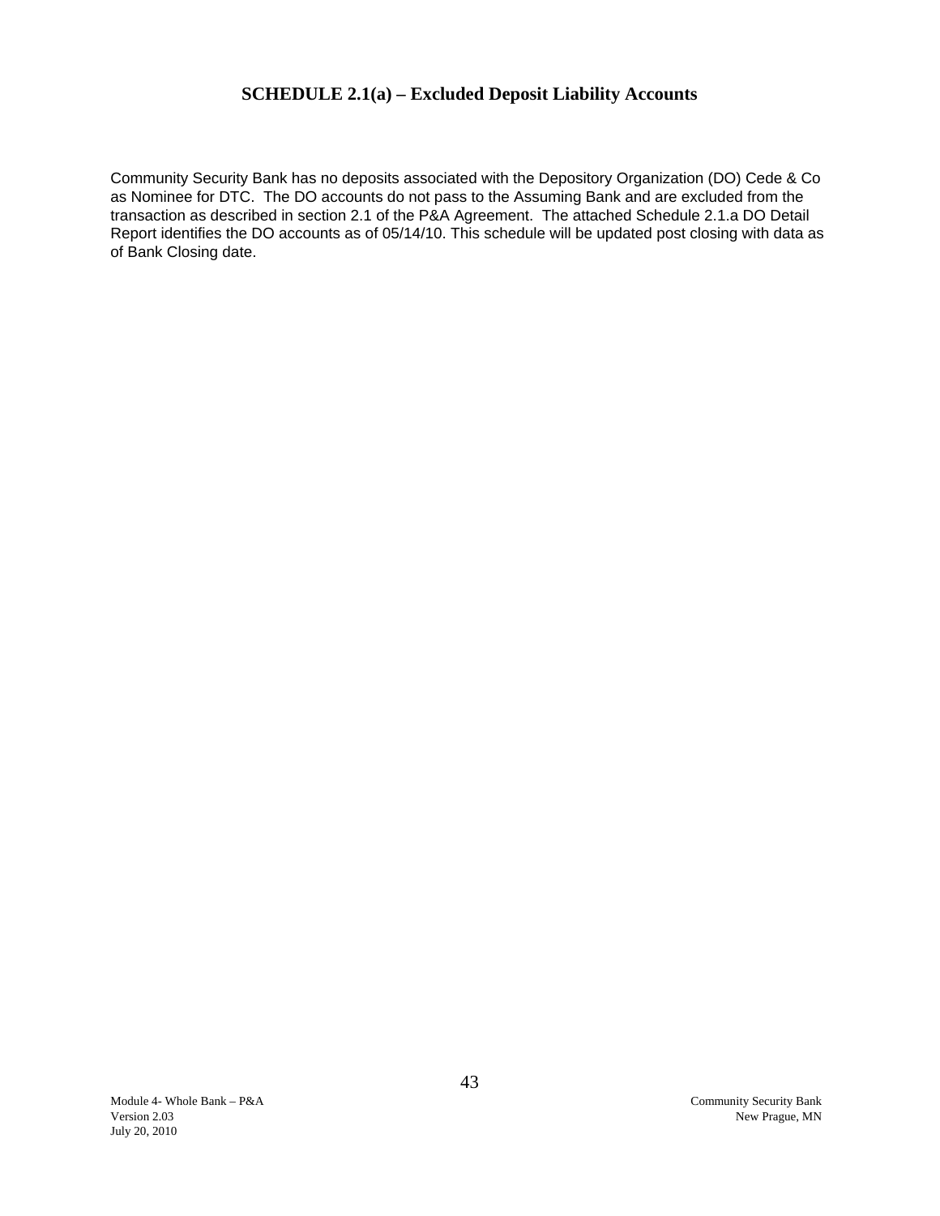## SCHEDULE 2.1(a) – Excluded Deposit Liability Accounts

Community Security Bank has no deposits associated with the Depository Organization (DO) Cede & Co as Nominee for DTC. The DO accounts do not pass to the Assuming Bank and are excluded from the transaction as described in section 2.1 of the P&A Agreement. The attached Schedule 2.1.a DO Detail Report identifies the DO accounts as of 05/14/10. This schedule will be updated post closing with data as of Bank Closing date.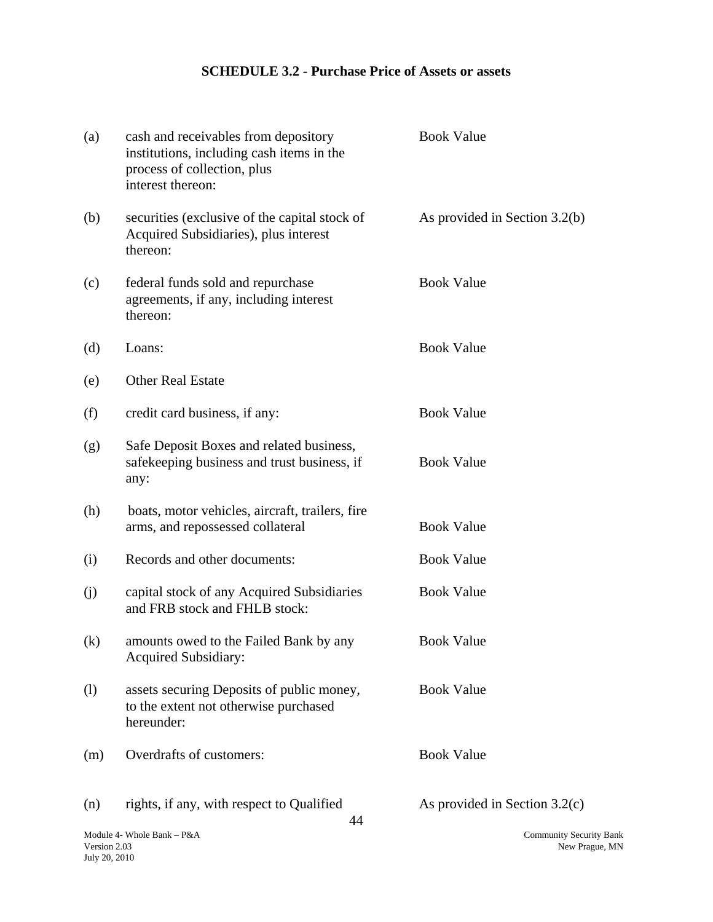## SCHEDULE 3.2 - Purchase Price of Assets or assets

| | | |
|---|---|---|
| (a) | cash and receivables from depository institutions, including cash items in the process of collection, plus interest thereon: | Book Value |
| (b) | securities (exclusive of the capital stock of Acquired Subsidiaries), plus interest thereon: | As provided in Section 3.2(b) |
| (c) | federal funds sold and repurchase agreements, if any, including interest thereon: | Book Value |
| (d) | Loans: | Book Value |
| (e) | Other Real Estate | |
| (f) | credit card business, if any: | Book Value |
| (g) | Safe Deposit Boxes and related business, safekeeping business and trust business, if any: | Book Value |
| (h) | boats, motor vehicles, aircraft, trailers, fire arms, and repossessed collateral | Book Value |
| (i) | Records and other documents: | Book Value |
| (j) | capital stock of any Acquired Subsidiaries and FRB stock and FHLB stock: | Book Value |
| (k) | amounts owed to the Failed Bank by any Acquired Subsidiary: | Book Value |
| (l) | assets securing Deposits of public money, to the extent not otherwise purchased hereunder: | Book Value |
| (m) | Overdrafts of customers: | Book Value |
| (n) | rights, if any, with respect to Qualified | As provided in Section 3.2(c) |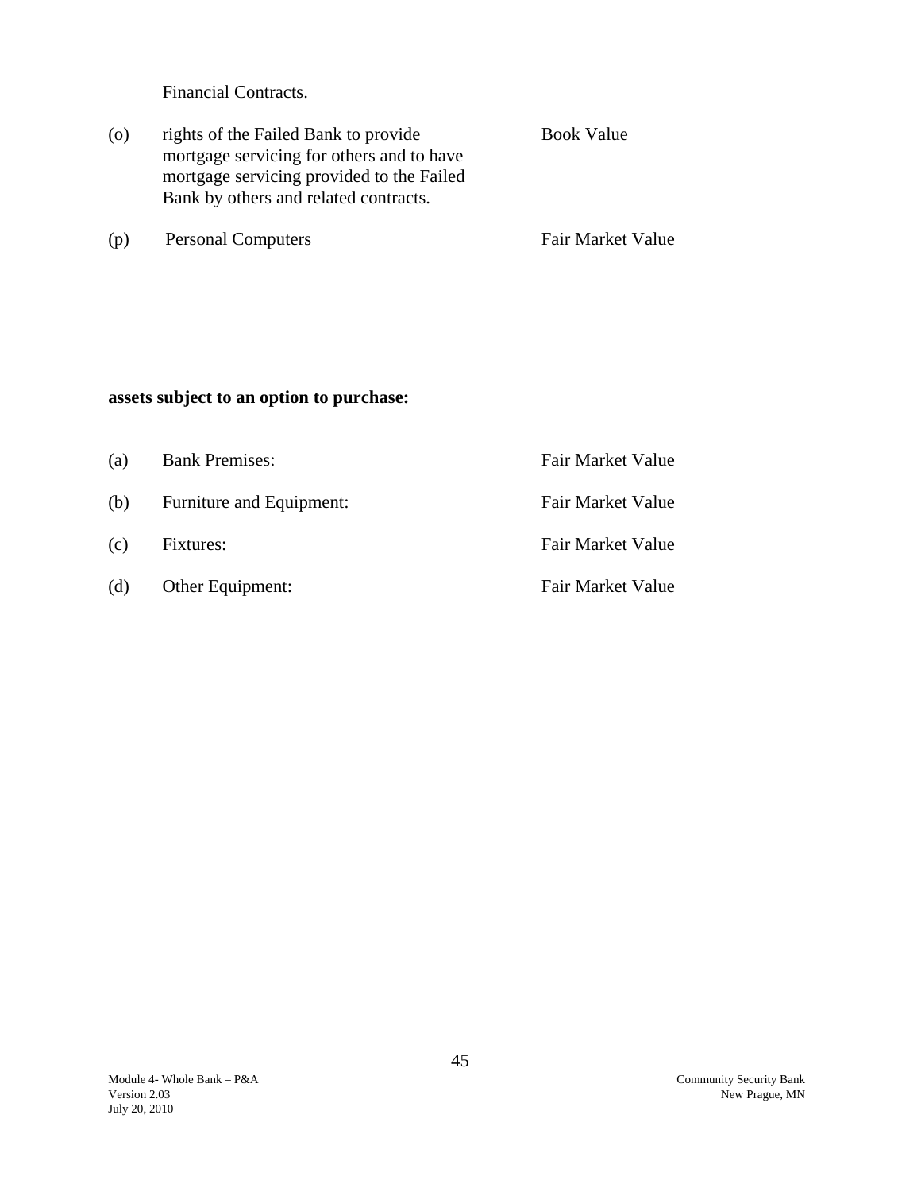Financial Contracts.

| | | |
|---|---|---|
| (o) | rights of the Failed Bank to provide mortgage servicing for others and to have mortgage servicing provided to the Failed Bank by others and related contracts. | Book Value |
| (p) | Personal Computers | Fair Market Value |

**assets subject to an option to purchase:**

| | | |
|---|---|---|
| (a) | Bank Premises: | Fair Market Value |
| (b) | Furniture and Equipment: | Fair Market Value |
| (c) | Fixtures: | Fair Market Value |
| (d) | Other Equipment: | Fair Market Value |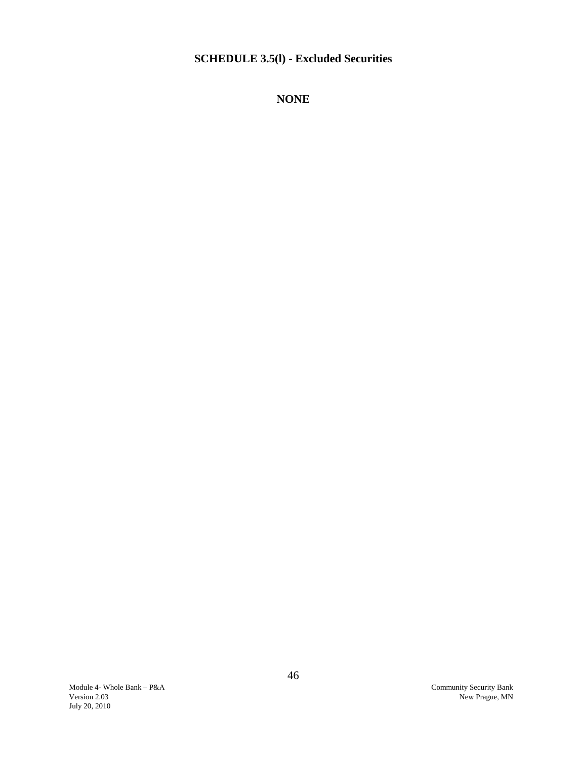## SCHEDULE 3.5(l) - Excluded Securities

**NONE**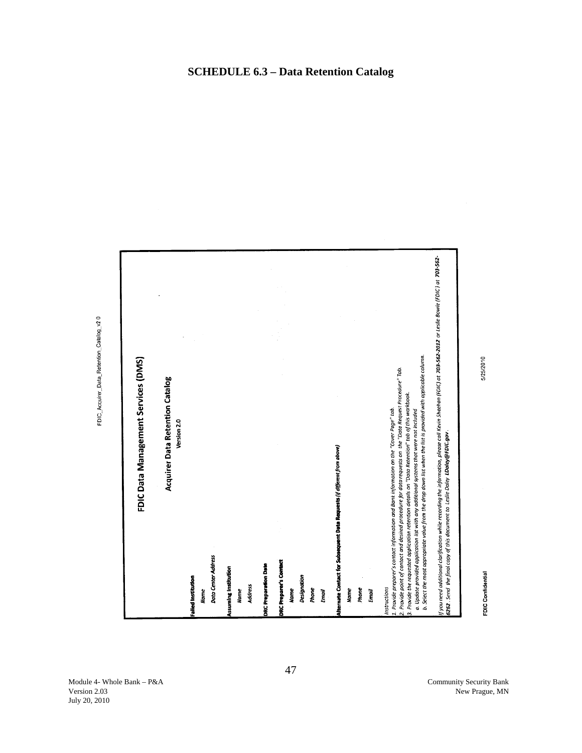# SCHEDULE 6.3 – Data Retention Catalog

FDIC_Acquirer_Data_Retention_Catalog_v2 0

## FDIC Data Management Services (DMS)

### Acquirer Data Retention Catalog

Version 2.0

**Failed Institution**

*Name*

*Data Center Address*

**Assuming Institution**

*Name*

*Address*

**DRC Preparation Date**

**DRC Preparer's Contact**

*Name*

*Designation*

*Phone*

*Email*

**Alternate Contact for Subsequent Data Requests (if different from above)**

*Name*

*Phone*

*Email*

*Instructions*

*1. Provide preparer's contact information and Bank information on the "Cover Page" tab.*

*2. Provide point of contact and desired procedure for data requests on the "Data Request Procedure" Tab.*

*3. Provide the requested application retention details on "Data Retention" tab of this workbook.*

*a. Update provided application list with any additional systems that were not included*

*b. Select the most appropriate value from the drop down list when the list is provided with applicable column.*

*If you need additional clarification while recording the information, please call Kevin Sheehan (FDIC) at **703-562-2012** or Leslie Bowie (FDIC) at **703-562-6262**. Send the final copy of this document to Leslie Daley **LDaley@FDIC.gov**.*

FDIC Confidential

5/25/2010

Module 4- Whole Bank – P&A
Version 2.03
July 20, 2010

Community Security Bank
New Prague, MN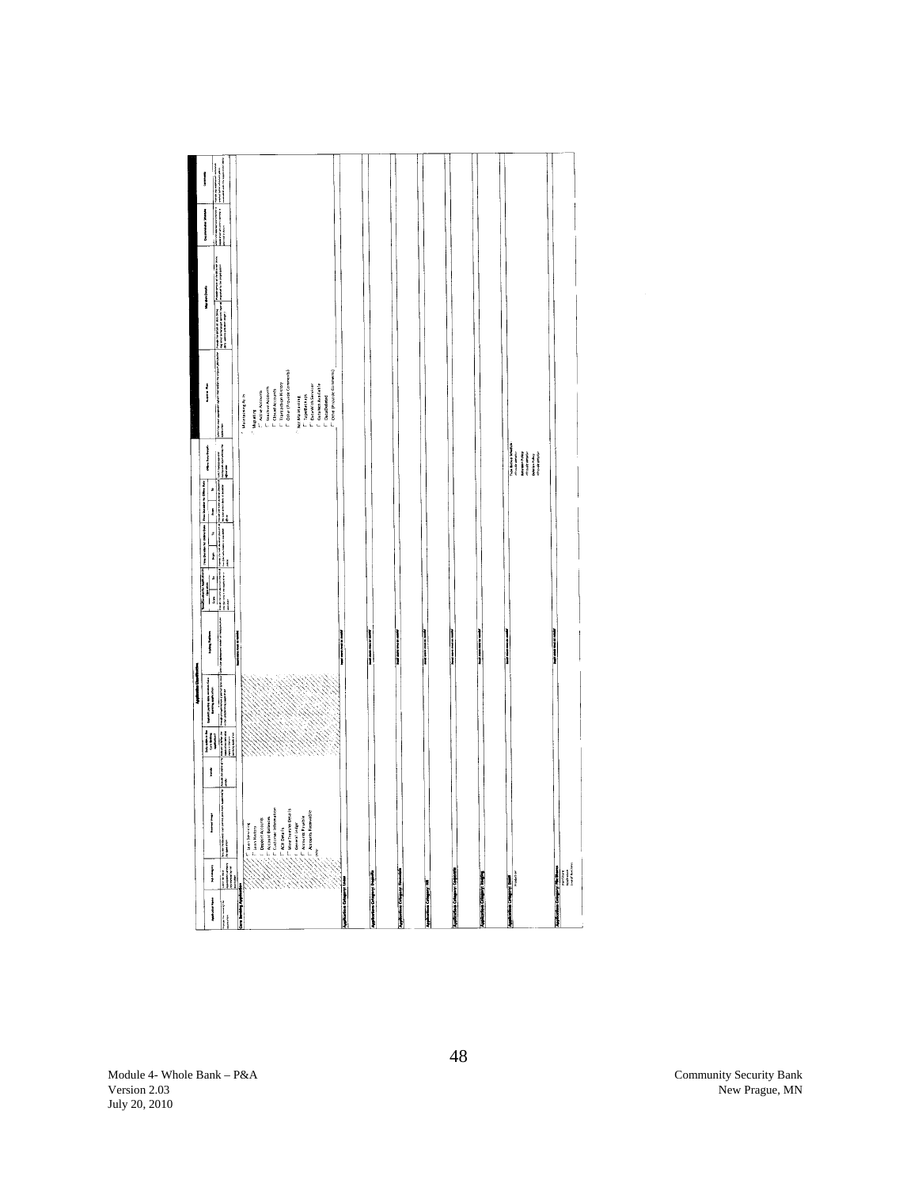## Application Classification

| Application Name | Sub-category | Business Usage | Vendor | Data reside in the Core Banking application? | Stand-alone system or Core Banking application | Existing Software | From | To | Begin | To | From | To | Offsite Data Details | Retention Plan | Migration Details | Documentation Status | Comments |
|---|---|---|---|---|---|---|---|---|---|---|---|---|---|---|---|---|---|
| **Core Banking Application** | | | | | | | | | | | | | | | | | |
| | | Loan Servicing<br>Loan History<br>Deposit Accounts<br>Account Balances<br>Customer Information<br>ACH Details<br>Wire Transfer Details<br>General Ledger<br>Accounts Payable<br>Accounts Receivable<br>Other | | | | | | | | | | | | Maintaining As Is<br>Migrating<br>Active Accounts<br>Inactive Accounts<br>Closed Accounts<br>Transaction History<br>Other (Provide Comments)<br>Not Maintaining<br>Tape Backups<br>Data With Servicer<br>Customer Available<br>Data Deleted<br>Other (Provide Comments) | | | |
| **Application Category: Loans** | | | | | | | | | | | | | | | | | |
| **Application Category: Deposits** | | | | | | | | | | | | | | | | | |
| **Application Category: Financials** | | | | | | | | | | | | | | | | | |
| **Application Category: HR** | | | | | | | | | | | | | | | | | |
| **Application Category: Corporate** | | | | | | | | | | | | | | | | | |
| **Application Category: Imaging** | | | | | | | | | | | | | | | | | |
| **Application Category: Email** | | | | | | | | | | | | | | | | | |
| **Application Category: File Shares** | | | | | | | | | | | | | | | | | |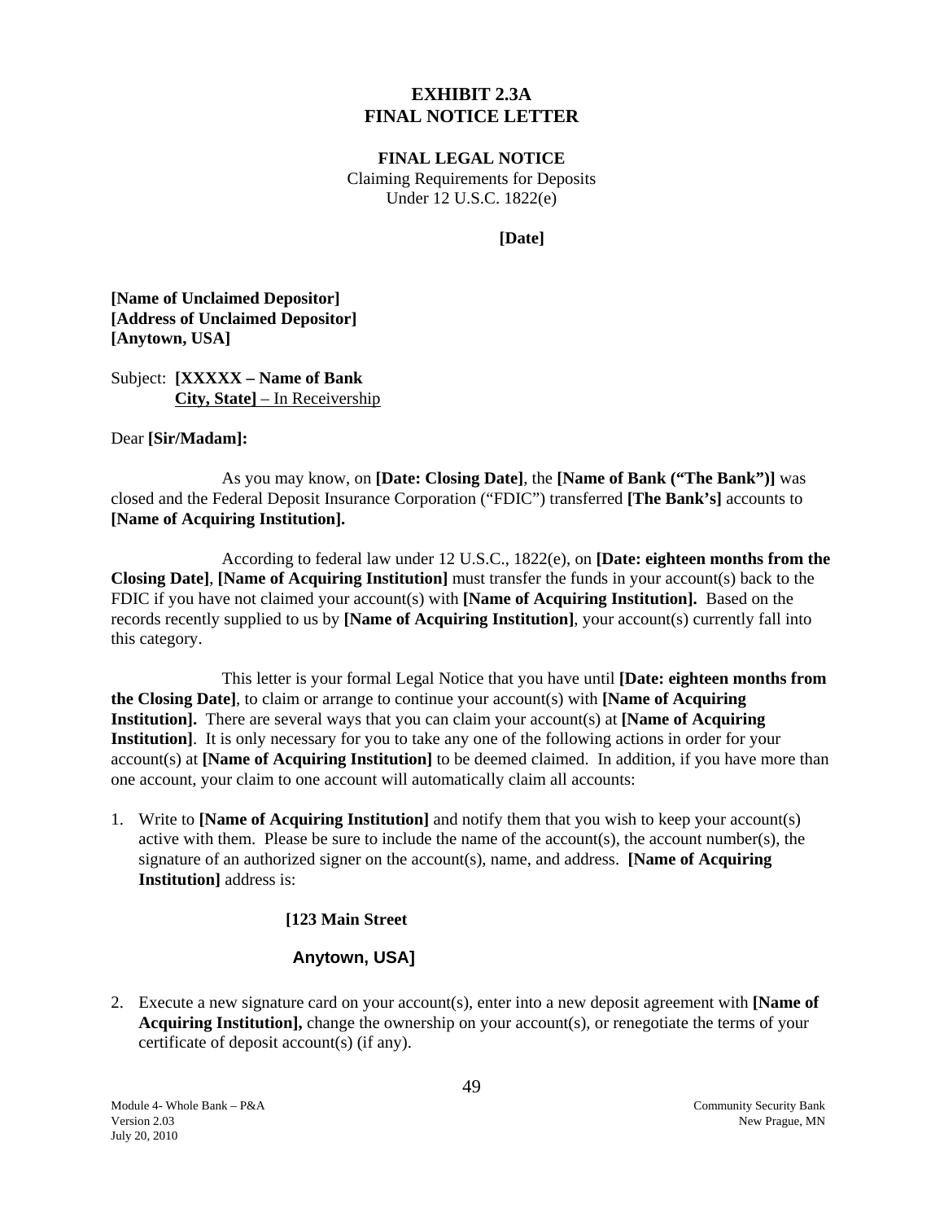# EXHIBIT 2.3A
# FINAL NOTICE LETTER

**FINAL LEGAL NOTICE**
Claiming Requirements for Deposits
Under 12 U.S.C. 1822(e)

**[Date]**

**[Name of Unclaimed Depositor]**
**[Address of Unclaimed Depositor]**
**[Anytown, USA]**

Subject: **[XXXXX – Name of Bank**
**City, State]** – In Receivership

Dear **[Sir/Madam]:**

As you may know, on **[Date: Closing Date]**, the **[Name of Bank ("The Bank")]** was closed and the Federal Deposit Insurance Corporation ("FDIC") transferred **[The Bank's]** accounts to **[Name of Acquiring Institution].**

According to federal law under 12 U.S.C., 1822(e), on **[Date: eighteen months from the Closing Date]**, **[Name of Acquiring Institution]** must transfer the funds in your account(s) back to the FDIC if you have not claimed your account(s) with **[Name of Acquiring Institution].** Based on the records recently supplied to us by **[Name of Acquiring Institution]**, your account(s) currently fall into this category.

This letter is your formal Legal Notice that you have until **[Date: eighteen months from the Closing Date]**, to claim or arrange to continue your account(s) with **[Name of Acquiring Institution].** There are several ways that you can claim your account(s) at **[Name of Acquiring Institution]**. It is only necessary for you to take any one of the following actions in order for your account(s) at **[Name of Acquiring Institution]** to be deemed claimed. In addition, if you have more than one account, your claim to one account will automatically claim all accounts:

1. Write to **[Name of Acquiring Institution]** and notify them that you wish to keep your account(s) active with them. Please be sure to include the name of the account(s), the account number(s), the signature of an authorized signer on the account(s), name, and address. **[Name of Acquiring Institution]** address is:

   **[123 Main Street**

   **Anytown, USA]**

2. Execute a new signature card on your account(s), enter into a new deposit agreement with **[Name of Acquiring Institution],** change the ownership on your account(s), or renegotiate the terms of your certificate of deposit account(s) (if any).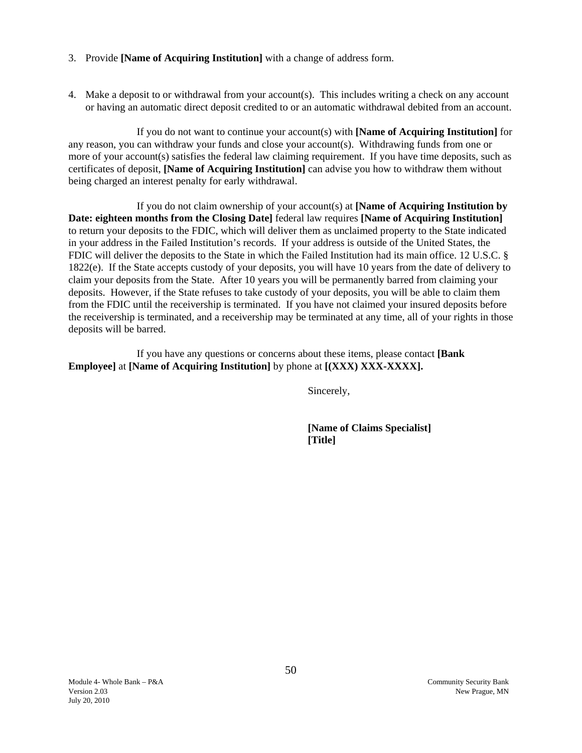3. Provide **[Name of Acquiring Institution]** with a change of address form.

4. Make a deposit to or withdrawal from your account(s). This includes writing a check on any account or having an automatic direct deposit credited to or an automatic withdrawal debited from an account.

If you do not want to continue your account(s) with **[Name of Acquiring Institution]** for any reason, you can withdraw your funds and close your account(s). Withdrawing funds from one or more of your account(s) satisfies the federal law claiming requirement. If you have time deposits, such as certificates of deposit, **[Name of Acquiring Institution]** can advise you how to withdraw them without being charged an interest penalty for early withdrawal.

If you do not claim ownership of your account(s) at **[Name of Acquiring Institution by Date: eighteen months from the Closing Date]** federal law requires **[Name of Acquiring Institution]** to return your deposits to the FDIC, which will deliver them as unclaimed property to the State indicated in your address in the Failed Institution's records. If your address is outside of the United States, the FDIC will deliver the deposits to the State in which the Failed Institution had its main office. 12 U.S.C. § 1822(e). If the State accepts custody of your deposits, you will have 10 years from the date of delivery to claim your deposits from the State. After 10 years you will be permanently barred from claiming your deposits. However, if the State refuses to take custody of your deposits, you will be able to claim them from the FDIC until the receivership is terminated. If you have not claimed your insured deposits before the receivership is terminated, and a receivership may be terminated at any time, all of your rights in those deposits will be barred.

If you have any questions or concerns about these items, please contact **[Bank Employee]** at **[Name of Acquiring Institution]** by phone at **[(XXX) XXX-XXXX].**

Sincerely,

**[Name of Claims Specialist]**
**[Title]**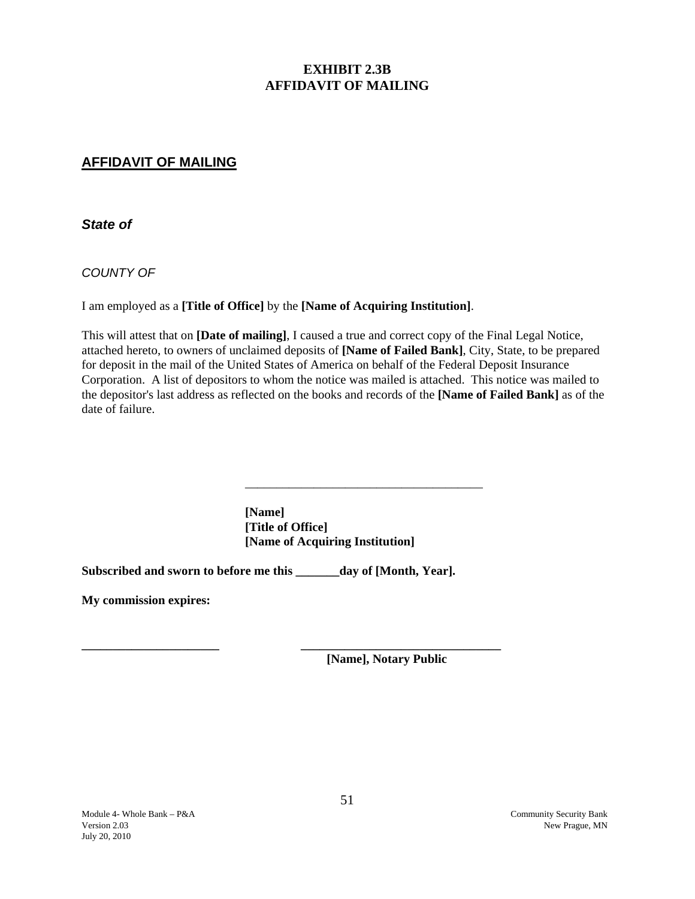# EXHIBIT 2.3B
# AFFIDAVIT OF MAILING

## AFFIDAVIT OF MAILING

***State of***

*COUNTY OF*

I am employed as a **[Title of Office]** by the **[Name of Acquiring Institution]**.

This will attest that on **[Date of mailing]**, I caused a true and correct copy of the Final Legal Notice, attached hereto, to owners of unclaimed deposits of **[Name of Failed Bank]**, City, State, to be prepared for deposit in the mail of the United States of America on behalf of the Federal Deposit Insurance Corporation. A list of depositors to whom the notice was mailed is attached. This notice was mailed to the depositor's last address as reflected on the books and records of the **[Name of Failed Bank]** as of the date of failure.

\_\_\_\_\_\_\_\_\_\_\_\_\_\_\_\_\_\_\_\_\_\_\_\_\_\_\_\_\_\_\_\_\_\_\_\_\_\_\_

**[Name]**
**[Title of Office]**
**[Name of Acquiring Institution]**

**Subscribed and sworn to before me this \_\_\_\_\_\_\_day of [Month, Year].**

**My commission expires:**

\_\_\_\_\_\_\_\_\_\_\_\_\_\_\_\_\_\_\_\_\_\_ \_\_\_\_\_\_\_\_\_\_\_\_\_\_\_\_\_\_\_\_\_\_\_\_\_\_\_\_\_\_\_\_\_

**[Name], Notary Public**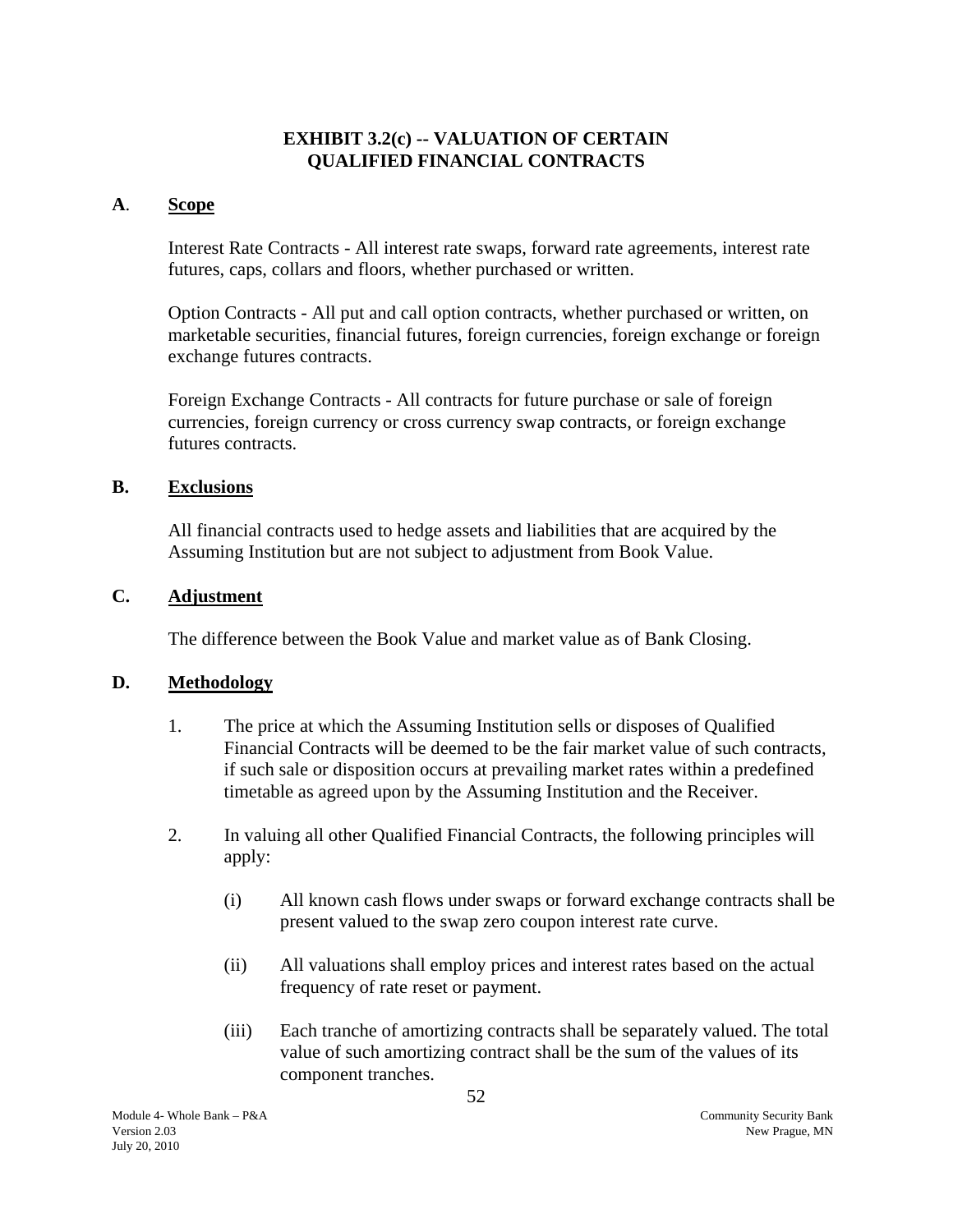## EXHIBIT 3.2(c) -- VALUATION OF CERTAIN QUALIFIED FINANCIAL CONTRACTS

**A. Scope**

Interest Rate Contracts - All interest rate swaps, forward rate agreements, interest rate futures, caps, collars and floors, whether purchased or written.

Option Contracts - All put and call option contracts, whether purchased or written, on marketable securities, financial futures, foreign currencies, foreign exchange or foreign exchange futures contracts.

Foreign Exchange Contracts - All contracts for future purchase or sale of foreign currencies, foreign currency or cross currency swap contracts, or foreign exchange futures contracts.

**B. Exclusions**

All financial contracts used to hedge assets and liabilities that are acquired by the Assuming Institution but are not subject to adjustment from Book Value.

**C. Adjustment**

The difference between the Book Value and market value as of Bank Closing.

**D. Methodology**

1. The price at which the Assuming Institution sells or disposes of Qualified Financial Contracts will be deemed to be the fair market value of such contracts, if such sale or disposition occurs at prevailing market rates within a predefined timetable as agreed upon by the Assuming Institution and the Receiver.

2. In valuing all other Qualified Financial Contracts, the following principles will apply:

   (i) All known cash flows under swaps or forward exchange contracts shall be present valued to the swap zero coupon interest rate curve.

   (ii) All valuations shall employ prices and interest rates based on the actual frequency of rate reset or payment.

   (iii) Each tranche of amortizing contracts shall be separately valued. The total value of such amortizing contract shall be the sum of the values of its component tranches.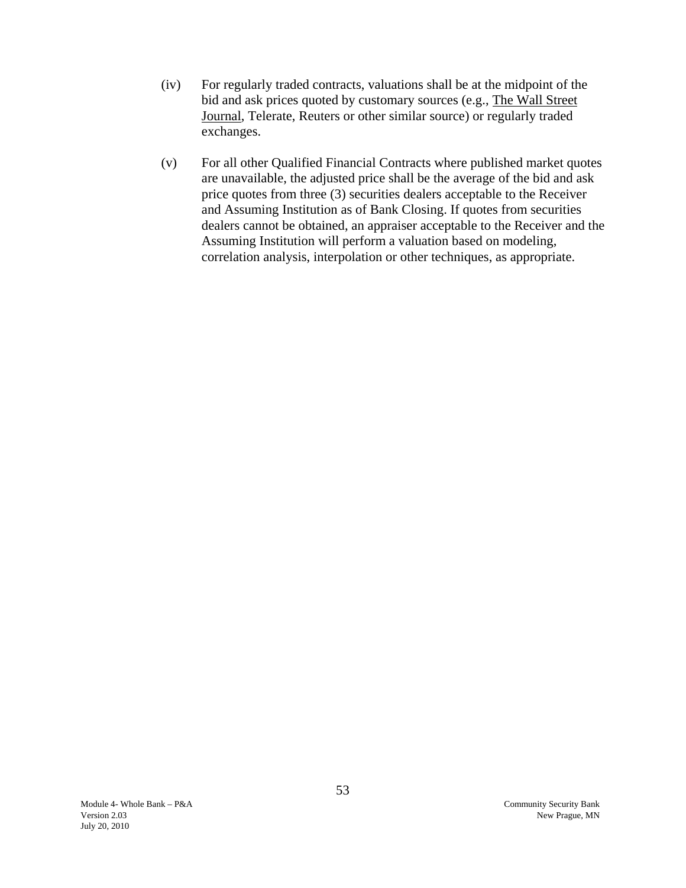(iv) For regularly traded contracts, valuations shall be at the midpoint of the bid and ask prices quoted by customary sources (e.g., The Wall Street Journal, Telerate, Reuters or other similar source) or regularly traded exchanges.

(v) For all other Qualified Financial Contracts where published market quotes are unavailable, the adjusted price shall be the average of the bid and ask price quotes from three (3) securities dealers acceptable to the Receiver and Assuming Institution as of Bank Closing. If quotes from securities dealers cannot be obtained, an appraiser acceptable to the Receiver and the Assuming Institution will perform a valuation based on modeling, correlation analysis, interpolation or other techniques, as appropriate.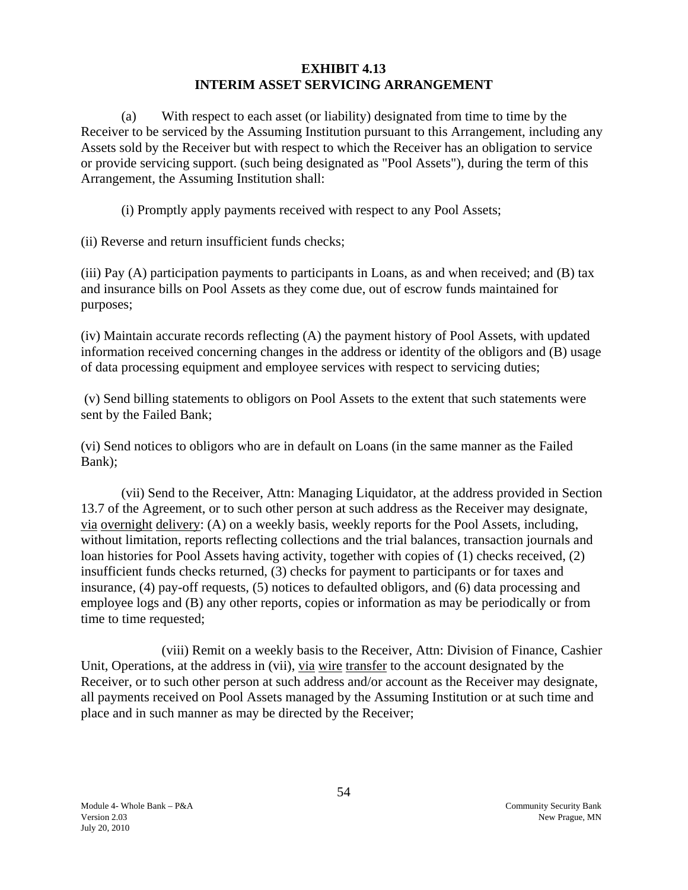**EXHIBIT 4.13**
**INTERIM ASSET SERVICING ARRANGEMENT**

(a) With respect to each asset (or liability) designated from time to time by the Receiver to be serviced by the Assuming Institution pursuant to this Arrangement, including any Assets sold by the Receiver but with respect to which the Receiver has an obligation to service or provide servicing support. (such being designated as "Pool Assets"), during the term of this Arrangement, the Assuming Institution shall:

(i) Promptly apply payments received with respect to any Pool Assets;

(ii) Reverse and return insufficient funds checks;

(iii) Pay (A) participation payments to participants in Loans, as and when received; and (B) tax and insurance bills on Pool Assets as they come due, out of escrow funds maintained for purposes;

(iv) Maintain accurate records reflecting (A) the payment history of Pool Assets, with updated information received concerning changes in the address or identity of the obligors and (B) usage of data processing equipment and employee services with respect to servicing duties;

(v) Send billing statements to obligors on Pool Assets to the extent that such statements were sent by the Failed Bank;

(vi) Send notices to obligors who are in default on Loans (in the same manner as the Failed Bank);

(vii) Send to the Receiver, Attn: Managing Liquidator, at the address provided in Section 13.7 of the Agreement, or to such other person at such address as the Receiver may designate, via overnight delivery: (A) on a weekly basis, weekly reports for the Pool Assets, including, without limitation, reports reflecting collections and the trial balances, transaction journals and loan histories for Pool Assets having activity, together with copies of (1) checks received, (2) insufficient funds checks returned, (3) checks for payment to participants or for taxes and insurance, (4) pay-off requests, (5) notices to defaulted obligors, and (6) data processing and employee logs and (B) any other reports, copies or information as may be periodically or from time to time requested;

(viii) Remit on a weekly basis to the Receiver, Attn: Division of Finance, Cashier Unit, Operations, at the address in (vii), via wire transfer to the account designated by the Receiver, or to such other person at such address and/or account as the Receiver may designate, all payments received on Pool Assets managed by the Assuming Institution or at such time and place and in such manner as may be directed by the Receiver;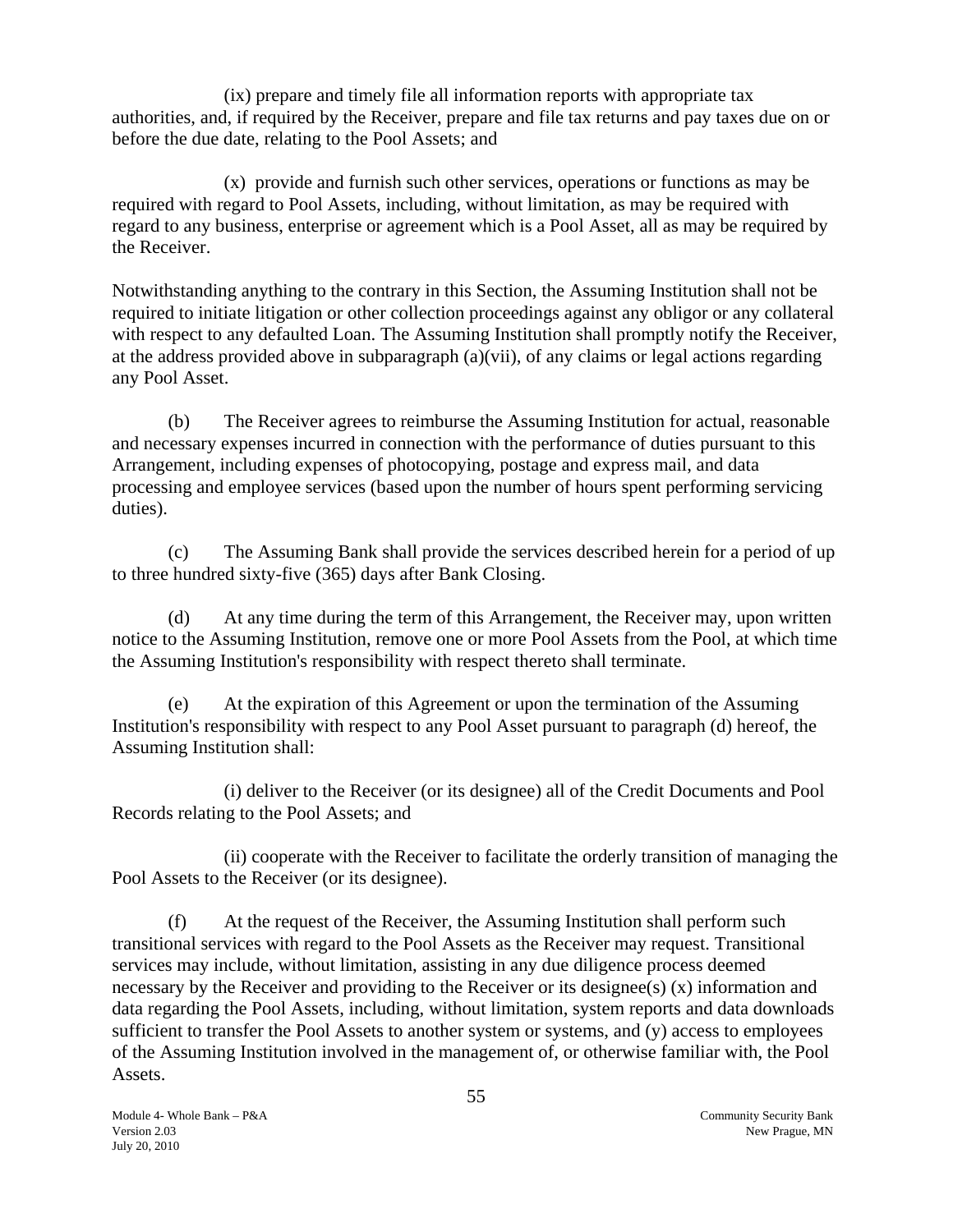(ix) prepare and timely file all information reports with appropriate tax authorities, and, if required by the Receiver, prepare and file tax returns and pay taxes due on or before the due date, relating to the Pool Assets; and

(x) provide and furnish such other services, operations or functions as may be required with regard to Pool Assets, including, without limitation, as may be required with regard to any business, enterprise or agreement which is a Pool Asset, all as may be required by the Receiver.

Notwithstanding anything to the contrary in this Section, the Assuming Institution shall not be required to initiate litigation or other collection proceedings against any obligor or any collateral with respect to any defaulted Loan. The Assuming Institution shall promptly notify the Receiver, at the address provided above in subparagraph (a)(vii), of any claims or legal actions regarding any Pool Asset.

(b) The Receiver agrees to reimburse the Assuming Institution for actual, reasonable and necessary expenses incurred in connection with the performance of duties pursuant to this Arrangement, including expenses of photocopying, postage and express mail, and data processing and employee services (based upon the number of hours spent performing servicing duties).

(c) The Assuming Bank shall provide the services described herein for a period of up to three hundred sixty-five (365) days after Bank Closing.

(d) At any time during the term of this Arrangement, the Receiver may, upon written notice to the Assuming Institution, remove one or more Pool Assets from the Pool, at which time the Assuming Institution's responsibility with respect thereto shall terminate.

(e) At the expiration of this Agreement or upon the termination of the Assuming Institution's responsibility with respect to any Pool Asset pursuant to paragraph (d) hereof, the Assuming Institution shall:

(i) deliver to the Receiver (or its designee) all of the Credit Documents and Pool Records relating to the Pool Assets; and

(ii) cooperate with the Receiver to facilitate the orderly transition of managing the Pool Assets to the Receiver (or its designee).

(f) At the request of the Receiver, the Assuming Institution shall perform such transitional services with regard to the Pool Assets as the Receiver may request. Transitional services may include, without limitation, assisting in any due diligence process deemed necessary by the Receiver and providing to the Receiver or its designee(s) (x) information and data regarding the Pool Assets, including, without limitation, system reports and data downloads sufficient to transfer the Pool Assets to another system or systems, and (y) access to employees of the Assuming Institution involved in the management of, or otherwise familiar with, the Pool Assets.